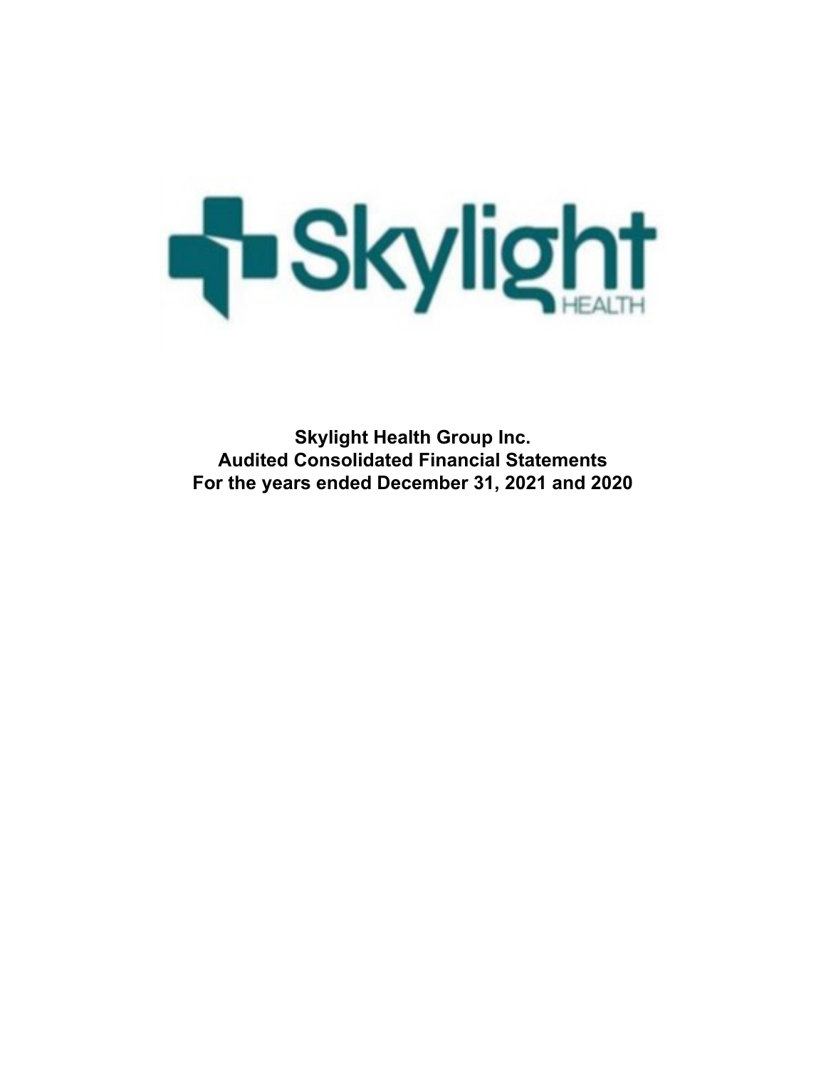**Skylight Health Group Inc.**
**Audited Consolidated Financial Statements**
**For the years ended December 31, 2021 and 2020**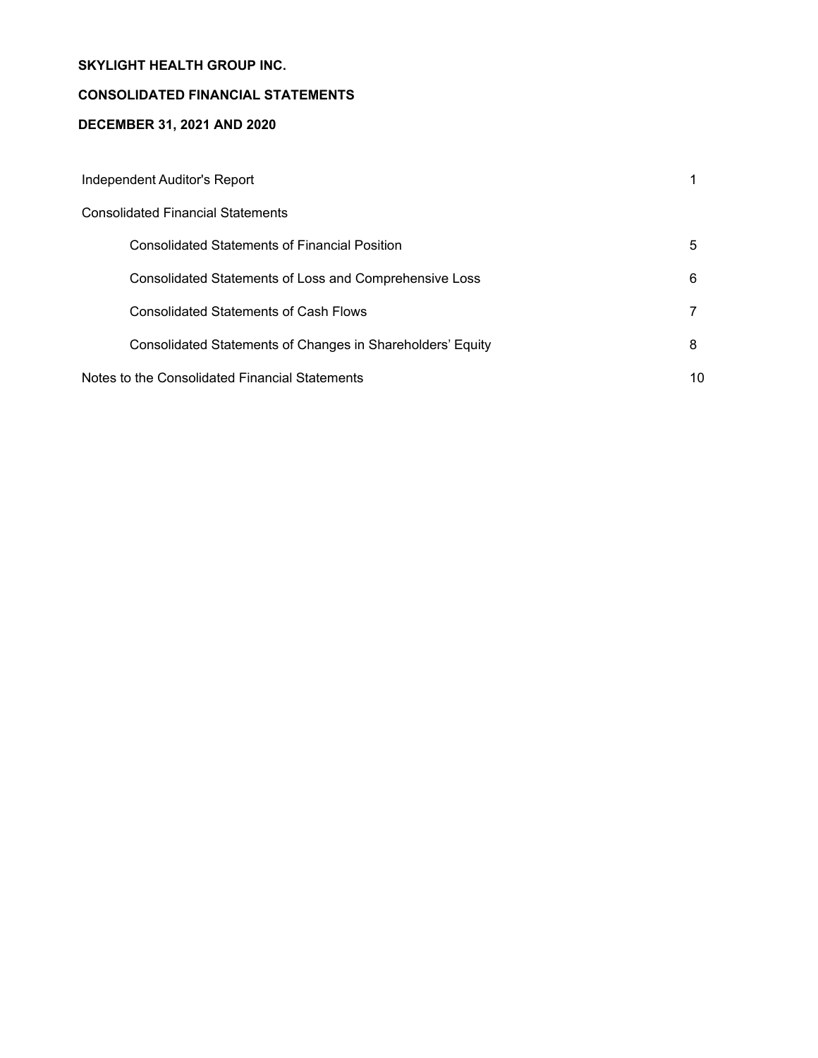**SKYLIGHT HEALTH GROUP INC.**

**CONSOLIDATED FINANCIAL STATEMENTS**

**DECEMBER 31, 2021 AND 2020**

| | |
|---|---|
| Independent Auditor's Report | 1 |
| Consolidated Financial Statements | |
| Consolidated Statements of Financial Position | 5 |
| Consolidated Statements of Loss and Comprehensive Loss | 6 |
| Consolidated Statements of Cash Flows | 7 |
| Consolidated Statements of Changes in Shareholders' Equity | 8 |
| Notes to the Consolidated Financial Statements | 10 |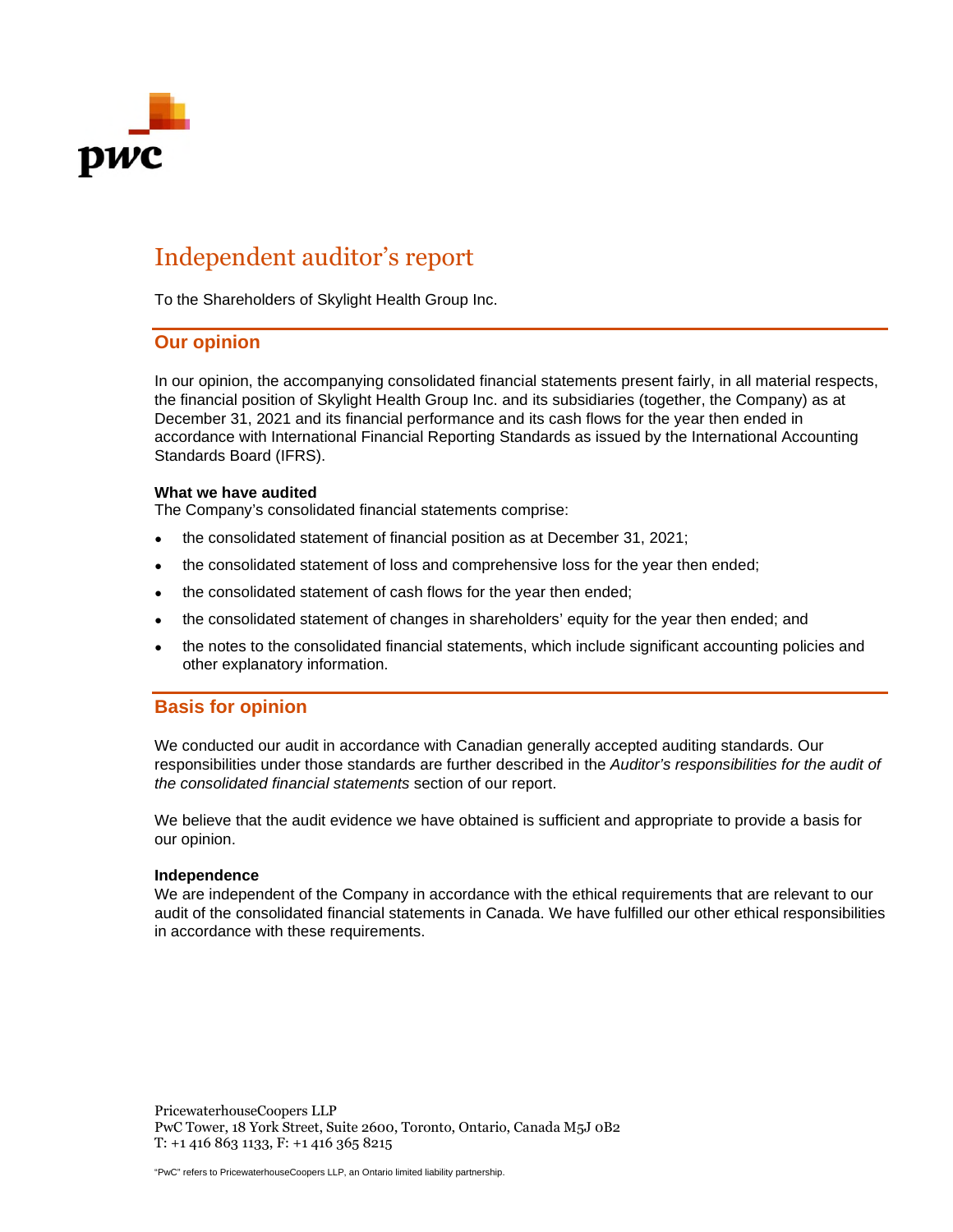# Independent auditor's report

To the Shareholders of Skylight Health Group Inc.

## Our opinion

In our opinion, the accompanying consolidated financial statements present fairly, in all material respects, the financial position of Skylight Health Group Inc. and its subsidiaries (together, the Company) as at December 31, 2021 and its financial performance and its cash flows for the year then ended in accordance with International Financial Reporting Standards as issued by the International Accounting Standards Board (IFRS).

**What we have audited**

The Company's consolidated financial statements comprise:

- the consolidated statement of financial position as at December 31, 2021;
- the consolidated statement of loss and comprehensive loss for the year then ended;
- the consolidated statement of cash flows for the year then ended;
- the consolidated statement of changes in shareholders' equity for the year then ended; and
- the notes to the consolidated financial statements, which include significant accounting policies and other explanatory information.

## Basis for opinion

We conducted our audit in accordance with Canadian generally accepted auditing standards. Our responsibilities under those standards are further described in the *Auditor's responsibilities for the audit of the consolidated financial statements* section of our report.

We believe that the audit evidence we have obtained is sufficient and appropriate to provide a basis for our opinion.

**Independence**

We are independent of the Company in accordance with the ethical requirements that are relevant to our audit of the consolidated financial statements in Canada. We have fulfilled our other ethical responsibilities in accordance with these requirements.

PricewaterhouseCoopers LLP
PwC Tower, 18 York Street, Suite 2600, Toronto, Ontario, Canada M5J 0B2
T: +1 416 863 1133, F: +1 416 365 8215

"PwC" refers to PricewaterhouseCoopers LLP, an Ontario limited liability partnership.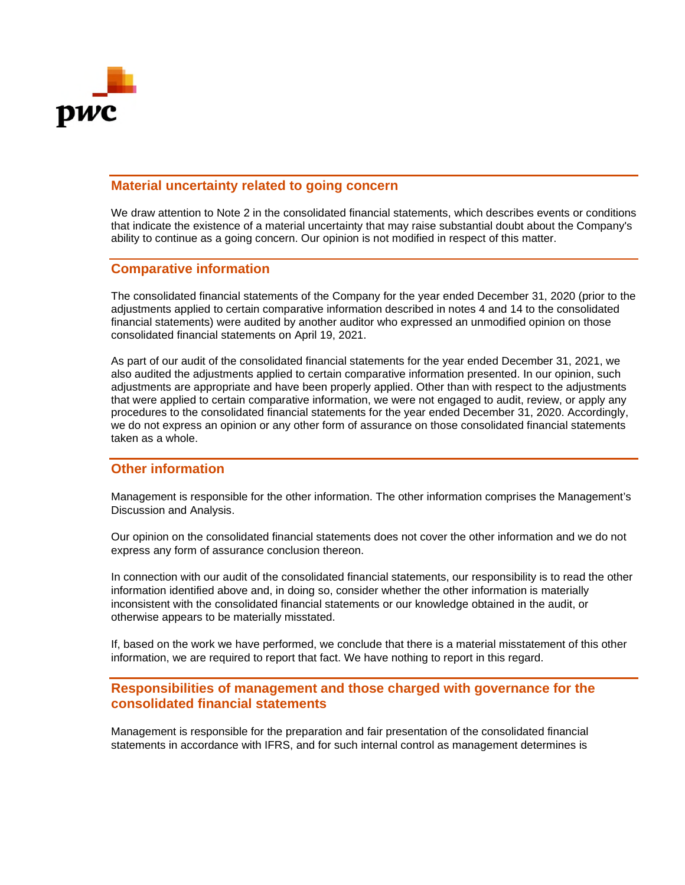## Material uncertainty related to going concern

We draw attention to Note 2 in the consolidated financial statements, which describes events or conditions that indicate the existence of a material uncertainty that may raise substantial doubt about the Company's ability to continue as a going concern. Our opinion is not modified in respect of this matter.

## Comparative information

The consolidated financial statements of the Company for the year ended December 31, 2020 (prior to the adjustments applied to certain comparative information described in notes 4 and 14 to the consolidated financial statements) were audited by another auditor who expressed an unmodified opinion on those consolidated financial statements on April 19, 2021.

As part of our audit of the consolidated financial statements for the year ended December 31, 2021, we also audited the adjustments applied to certain comparative information presented. In our opinion, such adjustments are appropriate and have been properly applied. Other than with respect to the adjustments that were applied to certain comparative information, we were not engaged to audit, review, or apply any procedures to the consolidated financial statements for the year ended December 31, 2020. Accordingly, we do not express an opinion or any other form of assurance on those consolidated financial statements taken as a whole.

## Other information

Management is responsible for the other information. The other information comprises the Management's Discussion and Analysis.

Our opinion on the consolidated financial statements does not cover the other information and we do not express any form of assurance conclusion thereon.

In connection with our audit of the consolidated financial statements, our responsibility is to read the other information identified above and, in doing so, consider whether the other information is materially inconsistent with the consolidated financial statements or our knowledge obtained in the audit, or otherwise appears to be materially misstated.

If, based on the work we have performed, we conclude that there is a material misstatement of this other information, we are required to report that fact. We have nothing to report in this regard.

## Responsibilities of management and those charged with governance for the consolidated financial statements

Management is responsible for the preparation and fair presentation of the consolidated financial statements in accordance with IFRS, and for such internal control as management determines is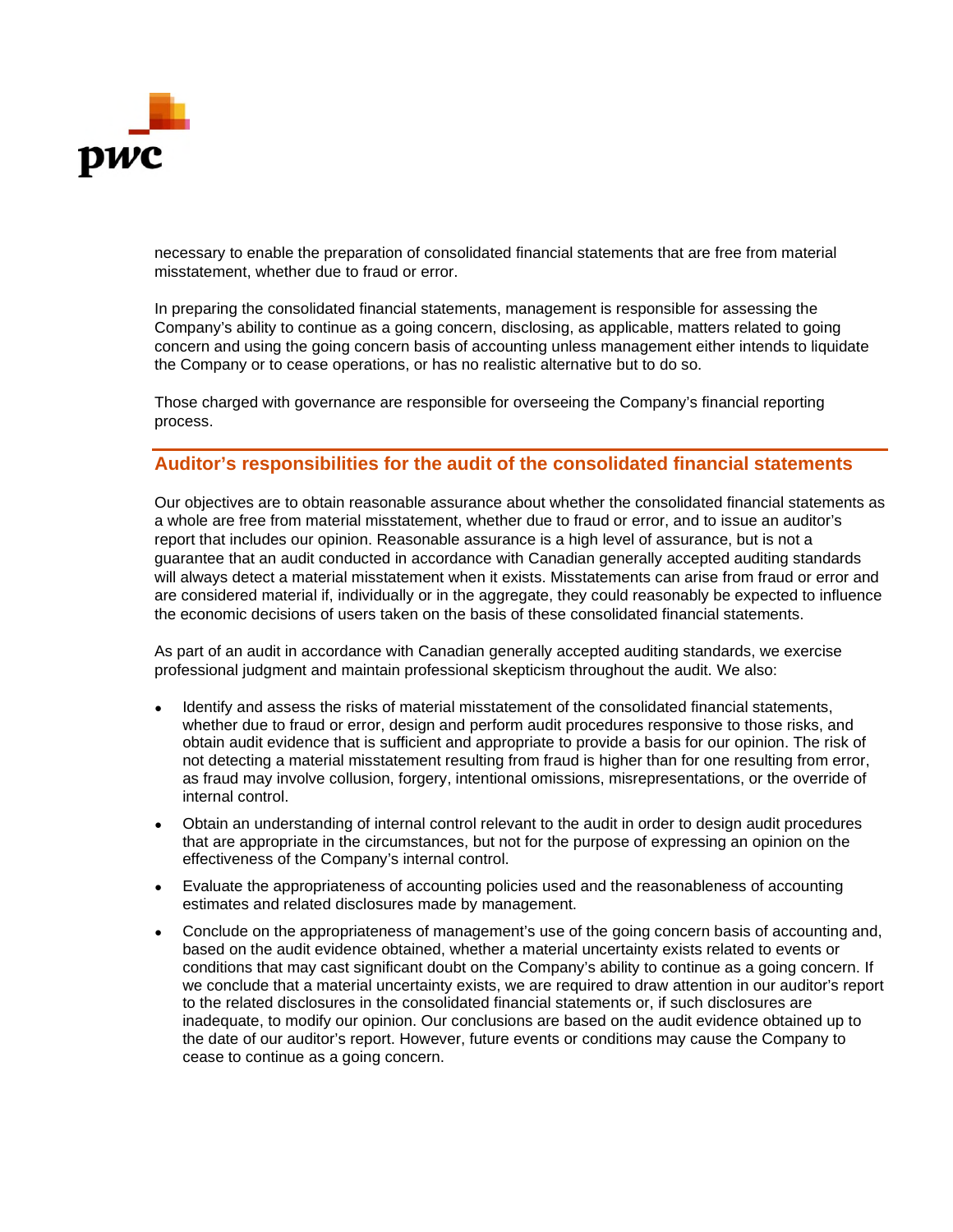necessary to enable the preparation of consolidated financial statements that are free from material misstatement, whether due to fraud or error.

In preparing the consolidated financial statements, management is responsible for assessing the Company's ability to continue as a going concern, disclosing, as applicable, matters related to going concern and using the going concern basis of accounting unless management either intends to liquidate the Company or to cease operations, or has no realistic alternative but to do so.

Those charged with governance are responsible for overseeing the Company's financial reporting process.

## Auditor's responsibilities for the audit of the consolidated financial statements

Our objectives are to obtain reasonable assurance about whether the consolidated financial statements as a whole are free from material misstatement, whether due to fraud or error, and to issue an auditor's report that includes our opinion. Reasonable assurance is a high level of assurance, but is not a guarantee that an audit conducted in accordance with Canadian generally accepted auditing standards will always detect a material misstatement when it exists. Misstatements can arise from fraud or error and are considered material if, individually or in the aggregate, they could reasonably be expected to influence the economic decisions of users taken on the basis of these consolidated financial statements.

As part of an audit in accordance with Canadian generally accepted auditing standards, we exercise professional judgment and maintain professional skepticism throughout the audit. We also:

- Identify and assess the risks of material misstatement of the consolidated financial statements, whether due to fraud or error, design and perform audit procedures responsive to those risks, and obtain audit evidence that is sufficient and appropriate to provide a basis for our opinion. The risk of not detecting a material misstatement resulting from fraud is higher than for one resulting from error, as fraud may involve collusion, forgery, intentional omissions, misrepresentations, or the override of internal control.
- Obtain an understanding of internal control relevant to the audit in order to design audit procedures that are appropriate in the circumstances, but not for the purpose of expressing an opinion on the effectiveness of the Company's internal control.
- Evaluate the appropriateness of accounting policies used and the reasonableness of accounting estimates and related disclosures made by management.
- Conclude on the appropriateness of management's use of the going concern basis of accounting and, based on the audit evidence obtained, whether a material uncertainty exists related to events or conditions that may cast significant doubt on the Company's ability to continue as a going concern. If we conclude that a material uncertainty exists, we are required to draw attention in our auditor's report to the related disclosures in the consolidated financial statements or, if such disclosures are inadequate, to modify our opinion. Our conclusions are based on the audit evidence obtained up to the date of our auditor's report. However, future events or conditions may cause the Company to cease to continue as a going concern.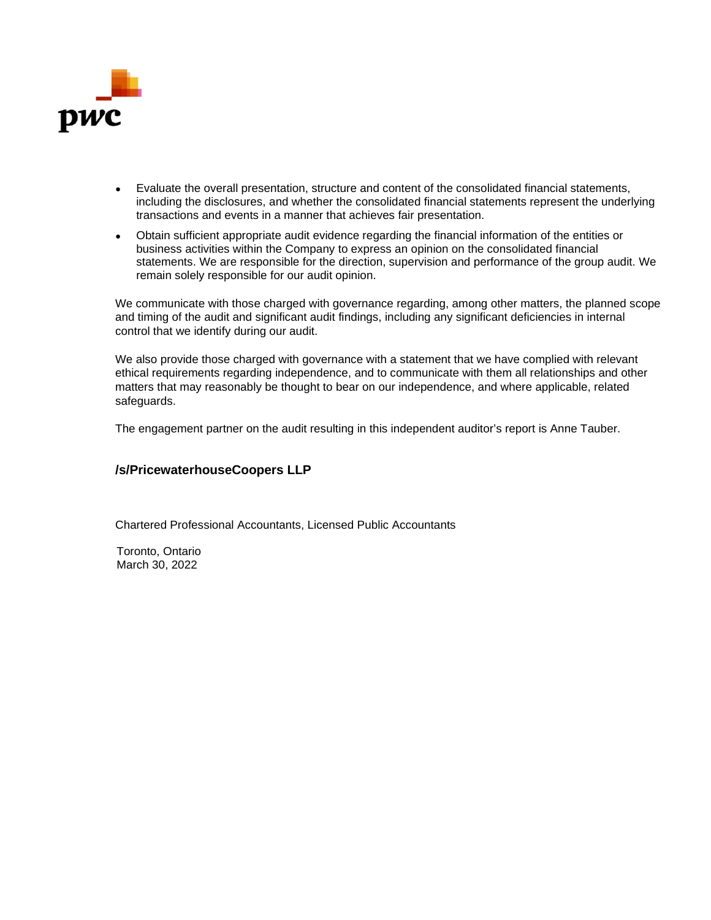- Evaluate the overall presentation, structure and content of the consolidated financial statements, including the disclosures, and whether the consolidated financial statements represent the underlying transactions and events in a manner that achieves fair presentation.
- Obtain sufficient appropriate audit evidence regarding the financial information of the entities or business activities within the Company to express an opinion on the consolidated financial statements. We are responsible for the direction, supervision and performance of the group audit. We remain solely responsible for our audit opinion.

We communicate with those charged with governance regarding, among other matters, the planned scope and timing of the audit and significant audit findings, including any significant deficiencies in internal control that we identify during our audit.

We also provide those charged with governance with a statement that we have complied with relevant ethical requirements regarding independence, and to communicate with them all relationships and other matters that may reasonably be thought to bear on our independence, and where applicable, related safeguards.

The engagement partner on the audit resulting in this independent auditor's report is Anne Tauber.

**/s/PricewaterhouseCoopers LLP**

Chartered Professional Accountants, Licensed Public Accountants

Toronto, Ontario
March 30, 2022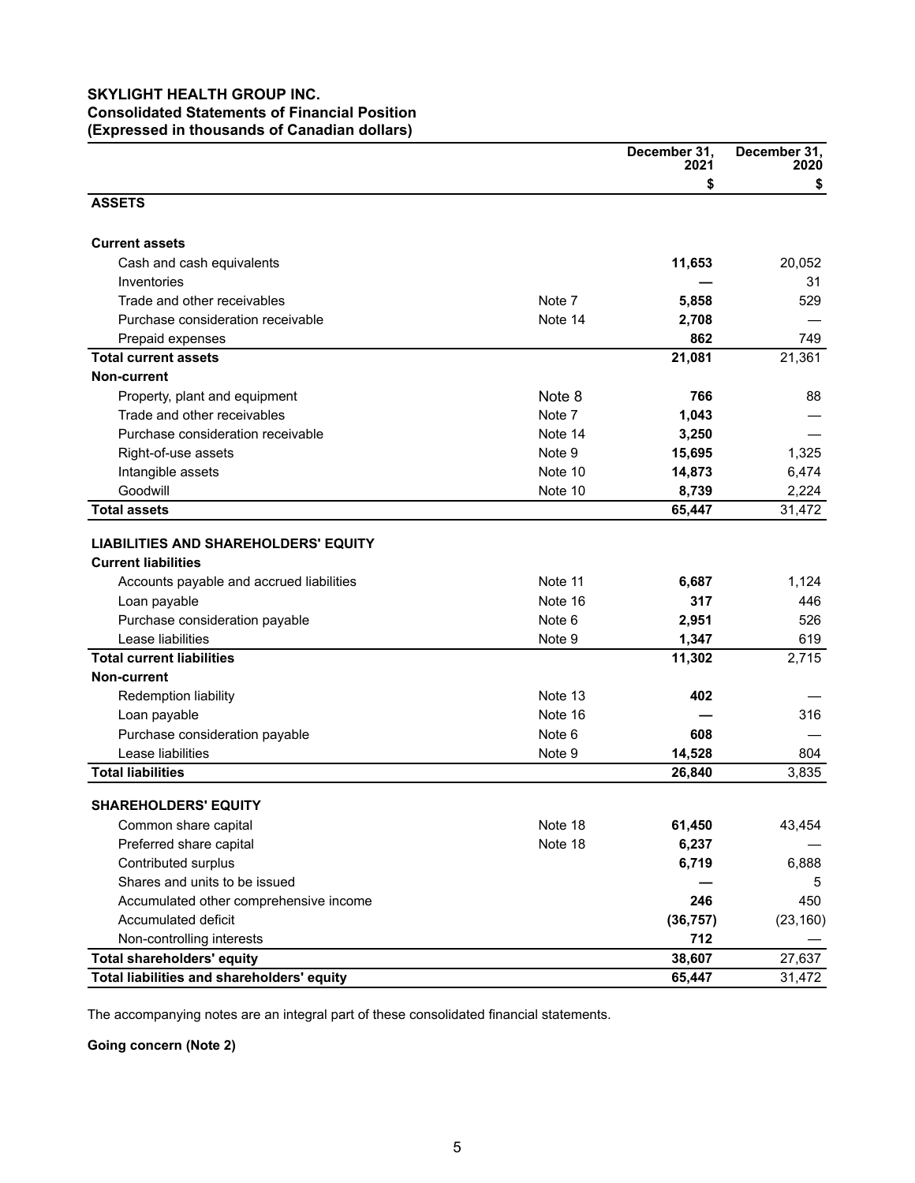**SKYLIGHT HEALTH GROUP INC.**
**Consolidated Statements of Financial Position**
**(Expressed in thousands of Canadian dollars)**

| | | December 31, 2021 | December 31, 2020 |
|---|---|---|---|
| | | **$** | **$** |
| **ASSETS** | | | |
| **Current assets** | | | |
| Cash and cash equivalents | | **11,653** | 20,052 |
| Inventories | | **—** | 31 |
| Trade and other receivables | Note 7 | **5,858** | 529 |
| Purchase consideration receivable | Note 14 | **2,708** | — |
| Prepaid expenses | | **862** | 749 |
| **Total current assets** | | **21,081** | 21,361 |
| **Non-current** | | | |
| Property, plant and equipment | Note 8 | **766** | 88 |
| Trade and other receivables | Note 7 | **1,043** | — |
| Purchase consideration receivable | Note 14 | **3,250** | — |
| Right-of-use assets | Note 9 | **15,695** | 1,325 |
| Intangible assets | Note 10 | **14,873** | 6,474 |
| Goodwill | Note 10 | **8,739** | 2,224 |
| **Total assets** | | **65,447** | 31,472 |
| **LIABILITIES AND SHAREHOLDERS' EQUITY** | | | |
| **Current liabilities** | | | |
| Accounts payable and accrued liabilities | Note 11 | **6,687** | 1,124 |
| Loan payable | Note 16 | **317** | 446 |
| Purchase consideration payable | Note 6 | **2,951** | 526 |
| Lease liabilities | Note 9 | **1,347** | 619 |
| **Total current liabilities** | | **11,302** | 2,715 |
| **Non-current** | | | |
| Redemption liability | Note 13 | **402** | — |
| Loan payable | Note 16 | **—** | 316 |
| Purchase consideration payable | Note 6 | **608** | — |
| Lease liabilities | Note 9 | **14,528** | 804 |
| **Total liabilities** | | **26,840** | 3,835 |
| **SHAREHOLDERS' EQUITY** | | | |
| Common share capital | Note 18 | **61,450** | 43,454 |
| Preferred share capital | Note 18 | **6,237** | — |
| Contributed surplus | | **6,719** | 6,888 |
| Shares and units to be issued | | **—** | 5 |
| Accumulated other comprehensive income | | **246** | 450 |
| Accumulated deficit | | **(36,757)** | (23,160) |
| Non-controlling interests | | **712** | — |
| **Total shareholders' equity** | | **38,607** | 27,637 |
| **Total liabilities and shareholders' equity** | | **65,447** | 31,472 |

The accompanying notes are an integral part of these consolidated financial statements.

**Going concern (Note 2)**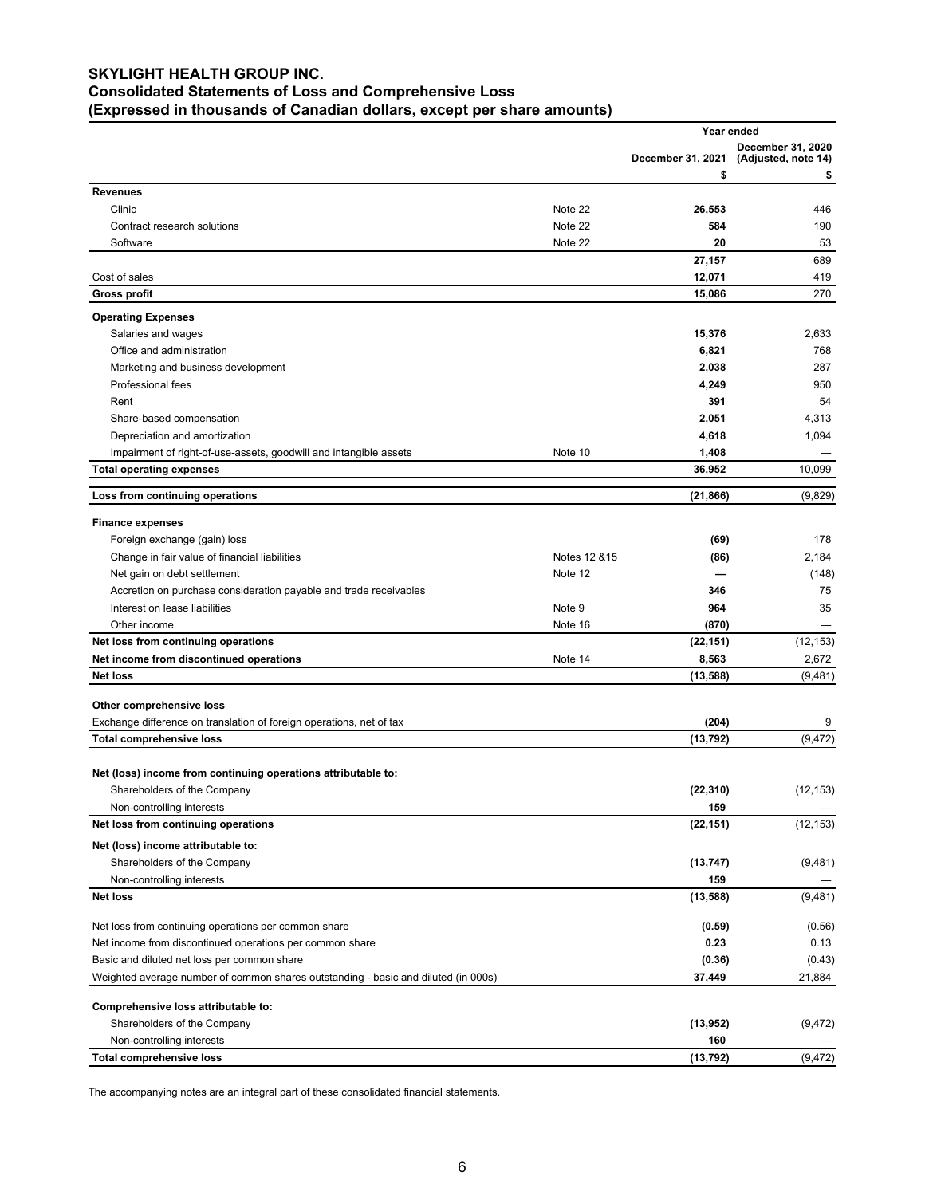# SKYLIGHT HEALTH GROUP INC.
## Consolidated Statements of Loss and Comprehensive Loss
## (Expressed in thousands of Canadian dollars, except per share amounts)

| | | Year ended | |
|---|---|---|---|
| | | December 31, 2021 | December 31, 2020 (Adjusted, note 14) |
| | | $ | $ |
| **Revenues** | | | |
| Clinic | Note 22 | **26,553** | 446 |
| Contract research solutions | Note 22 | **584** | 190 |
| Software | Note 22 | **20** | 53 |
| | | **27,157** | 689 |
| Cost of sales | | **12,071** | 419 |
| **Gross profit** | | **15,086** | 270 |
| **Operating Expenses** | | | |
| Salaries and wages | | **15,376** | 2,633 |
| Office and administration | | **6,821** | 768 |
| Marketing and business development | | **2,038** | 287 |
| Professional fees | | **4,249** | 950 |
| Rent | | **391** | 54 |
| Share-based compensation | | **2,051** | 4,313 |
| Depreciation and amortization | | **4,618** | 1,094 |
| Impairment of right-of-use-assets, goodwill and intangible assets | Note 10 | **1,408** | — |
| **Total operating expenses** | | **36,952** | 10,099 |
| **Loss from continuing operations** | | **(21,866)** | (9,829) |
| **Finance expenses** | | | |
| Foreign exchange (gain) loss | | **(69)** | 178 |
| Change in fair value of financial liabilities | Notes 12 &15 | **(86)** | 2,184 |
| Net gain on debt settlement | Note 12 | **—** | (148) |
| Accretion on purchase consideration payable and trade receivables | | **346** | 75 |
| Interest on lease liabilities | Note 9 | **964** | 35 |
| Other income | Note 16 | **(870)** | — |
| **Net loss from continuing operations** | | **(22,151)** | (12,153) |
| **Net income from discontinued operations** | Note 14 | **8,563** | 2,672 |
| **Net loss** | | **(13,588)** | (9,481) |
| **Other comprehensive loss** | | | |
| Exchange difference on translation of foreign operations, net of tax | | **(204)** | 9 |
| **Total comprehensive loss** | | **(13,792)** | (9,472) |
| **Net (loss) income from continuing operations attributable to:** | | | |
| Shareholders of the Company | | **(22,310)** | (12,153) |
| Non-controlling interests | | **159** | — |
| **Net loss from continuing operations** | | **(22,151)** | (12,153) |
| **Net (loss) income attributable to:** | | | |
| Shareholders of the Company | | **(13,747)** | (9,481) |
| Non-controlling interests | | **159** | — |
| **Net loss** | | **(13,588)** | (9,481) |
| Net loss from continuing operations per common share | | **(0.59)** | (0.56) |
| Net income from discontinued operations per common share | | **0.23** | 0.13 |
| Basic and diluted net loss per common share | | **(0.36)** | (0.43) |
| Weighted average number of common shares outstanding - basic and diluted (in 000s) | | **37,449** | 21,884 |
| **Comprehensive loss attributable to:** | | | |
| Shareholders of the Company | | **(13,952)** | (9,472) |
| Non-controlling interests | | **160** | — |
| **Total comprehensive loss** | | **(13,792)** | (9,472) |

The accompanying notes are an integral part of these consolidated financial statements.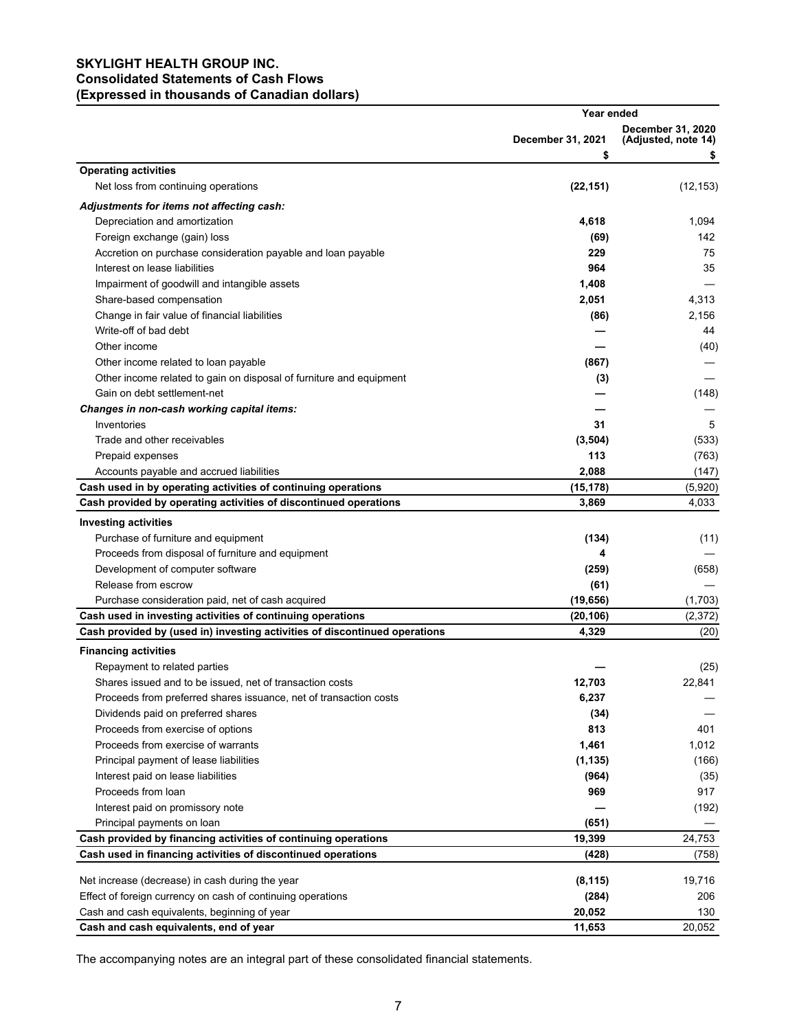**SKYLIGHT HEALTH GROUP INC.**
**Consolidated Statements of Cash Flows**
**(Expressed in thousands of Canadian dollars)**

| | Year ended | |
|---|---|---|
| | December 31, 2021 | December 31, 2020 (Adjusted, note 14) |
| | $ | $ |
| **Operating activities** | | |
| Net loss from continuing operations | **(22,151)** | (12,153) |
| ***Adjustments for items not affecting cash:*** | | |
| Depreciation and amortization | **4,618** | 1,094 |
| Foreign exchange (gain) loss | **(69)** | 142 |
| Accretion on purchase consideration payable and loan payable | **229** | 75 |
| Interest on lease liabilities | **964** | 35 |
| Impairment of goodwill and intangible assets | **1,408** | — |
| Share-based compensation | **2,051** | 4,313 |
| Change in fair value of financial liabilities | **(86)** | 2,156 |
| Write-off of bad debt | **—** | 44 |
| Other income | **—** | (40) |
| Other income related to loan payable | **(867)** | — |
| Other income related to gain on disposal of furniture and equipment | **(3)** | — |
| Gain on debt settlement-net | **—** | (148) |
| ***Changes in non-cash working capital items:*** | **—** | — |
| Inventories | **31** | 5 |
| Trade and other receivables | **(3,504)** | (533) |
| Prepaid expenses | **113** | (763) |
| Accounts payable and accrued liabilities | **2,088** | (147) |
| **Cash used in by operating activities of continuing operations** | **(15,178)** | (5,920) |
| **Cash provided by operating activities of discontinued operations** | **3,869** | 4,033 |
| **Investing activities** | | |
| Purchase of furniture and equipment | **(134)** | (11) |
| Proceeds from disposal of furniture and equipment | **4** | — |
| Development of computer software | **(259)** | (658) |
| Release from escrow | **(61)** | — |
| Purchase consideration paid, net of cash acquired | **(19,656)** | (1,703) |
| **Cash used in investing activities of continuing operations** | **(20,106)** | (2,372) |
| **Cash provided by (used in) investing activities of discontinued operations** | **4,329** | (20) |
| **Financing activities** | | |
| Repayment to related parties | **—** | (25) |
| Shares issued and to be issued, net of transaction costs | **12,703** | 22,841 |
| Proceeds from preferred shares issuance, net of transaction costs | **6,237** | — |
| Dividends paid on preferred shares | **(34)** | — |
| Proceeds from exercise of options | **813** | 401 |
| Proceeds from exercise of warrants | **1,461** | 1,012 |
| Principal payment of lease liabilities | **(1,135)** | (166) |
| Interest paid on lease liabilities | **(964)** | (35) |
| Proceeds from loan | **969** | 917 |
| Interest paid on promissory note | **—** | (192) |
| Principal payments on loan | **(651)** | — |
| **Cash provided by financing activities of continuing operations** | **19,399** | 24,753 |
| **Cash used in financing activities of discontinued operations** | **(428)** | (758) |
| Net increase (decrease) in cash during the year | **(8,115)** | 19,716 |
| Effect of foreign currency on cash of continuing operations | **(284)** | 206 |
| Cash and cash equivalents, beginning of year | **20,052** | 130 |
| **Cash and cash equivalents, end of year** | **11,653** | 20,052 |

The accompanying notes are an integral part of these consolidated financial statements.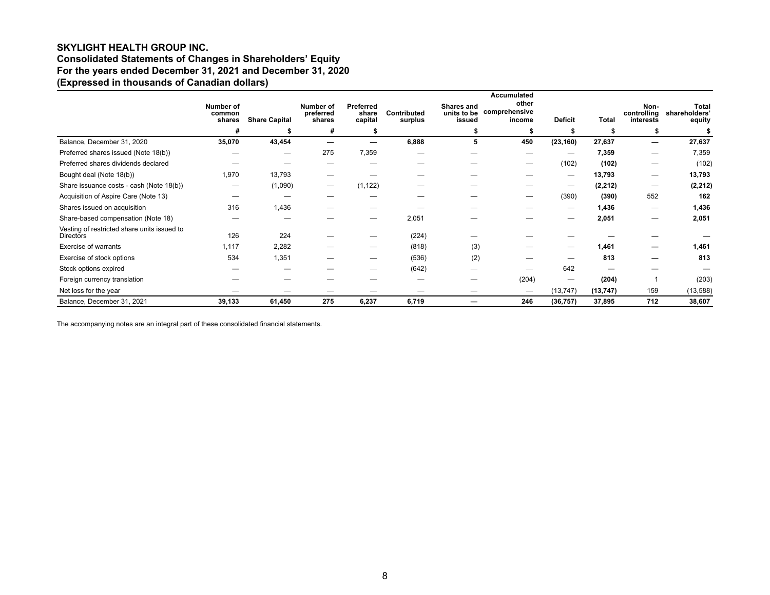**SKYLIGHT HEALTH GROUP INC.**
**Consolidated Statements of Changes in Shareholders' Equity**
**For the years ended December 31, 2021 and December 31, 2020**
**(Expressed in thousands of Canadian dollars)**

| | Number of common shares | Share Capital | Number of preferred shares | Preferred share capital | Contributed surplus | Shares and units to be issued | Accumulated other comprehensive income | Deficit | Total | Non-controlling interests | Total shareholders' equity |
|---|---|---|---|---|---|---|---|---|---|---|---|
| | # | $ | # | $ | | $ | $ | $ | $ | $ | $ |
| Balance, December 31, 2020 | **35,070** | **43,454** | **—** | **—** | **6,888** | **5** | **450** | **(23,160)** | **27,637** | **—** | **27,637** |
| Preferred shares issued (Note 18(b)) | — | — | 275 | 7,359 | — | — | — | — | **7,359** | — | 7,359 |
| Preferred shares dividends declared | — | — | — | — | — | — | — | (102) | **(102)** | — | (102) |
| Bought deal (Note 18(b)) | 1,970 | 13,793 | — | — | — | — | — | — | **13,793** | — | **13,793** |
| Share issuance costs - cash (Note 18(b)) | — | (1,090) | — | (1,122) | — | — | — | — | **(2,212)** | — | **(2,212)** |
| Acquisition of Aspire Care (Note 13) | — | — | — | — | — | — | — | (390) | **(390)** | 552 | **162** |
| Shares issued on acquisition | 316 | 1,436 | — | — | — | — | — | — | **1,436** | — | **1,436** |
| Share-based compensation (Note 18) | — | — | — | — | 2,051 | — | — | — | **2,051** | — | **2,051** |
| Vesting of restricted share units issued to Directors | 126 | 224 | — | — | (224) | — | — | — | **—** | **—** | **—** |
| Exercise of warrants | 1,117 | 2,282 | — | — | (818) | (3) | — | — | **1,461** | **—** | **1,461** |
| Exercise of stock options | 534 | 1,351 | — | — | (536) | (2) | — | — | **813** | **—** | **813** |
| Stock options expired | **—** | **—** | **—** | — | (642) | — | — | 642 | **—** | **—** | **—** |
| Foreign currency translation | — | — | — | — | — | — | (204) | — | **(204)** | 1 | (203) |
| Net loss for the year | — | — | — | — | — | — | — | (13,747) | **(13,747)** | 159 | (13,588) |
| Balance, December 31, 2021 | **39,133** | **61,450** | **275** | **6,237** | **6,719** | **—** | **246** | **(36,757)** | **37,895** | **712** | **38,607** |

The accompanying notes are an integral part of these consolidated financial statements.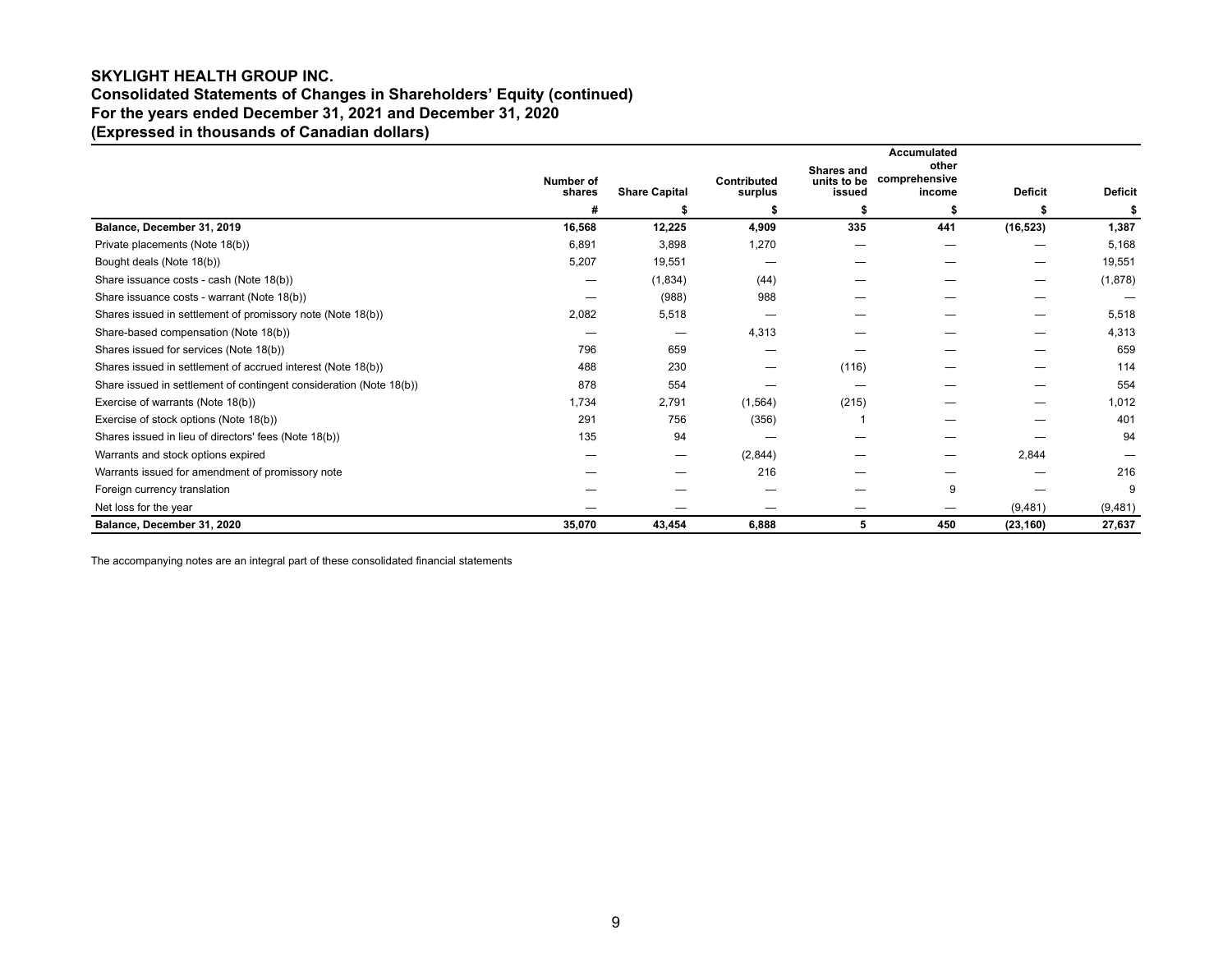**SKYLIGHT HEALTH GROUP INC.**
**Consolidated Statements of Changes in Shareholders' Equity (continued)**
**For the years ended December 31, 2021 and December 31, 2020**
**(Expressed in thousands of Canadian dollars)**

| | Number of shares | Share Capital | Contributed surplus | Shares and units to be issued | Accumulated other comprehensive income | Deficit | Deficit |
|---|---|---|---|---|---|---|---|
| | # | $ | $ | $ | $ | $ | $ |
| **Balance, December 31, 2019** | **16,568** | **12,225** | **4,909** | **335** | **441** | **(16,523)** | **1,387** |
| Private placements (Note 18(b)) | 6,891 | 3,898 | 1,270 | — | — | — | 5,168 |
| Bought deals (Note 18(b)) | 5,207 | 19,551 | — | — | — | — | 19,551 |
| Share issuance costs - cash (Note 18(b)) | — | (1,834) | (44) | — | — | — | (1,878) |
| Share issuance costs - warrant (Note 18(b)) | — | (988) | 988 | — | — | — | — |
| Shares issued in settlement of promissory note (Note 18(b)) | 2,082 | 5,518 | — | — | — | — | 5,518 |
| Share-based compensation (Note 18(b)) | — | — | 4,313 | — | — | — | 4,313 |
| Shares issued for services (Note 18(b)) | 796 | 659 | — | — | — | — | 659 |
| Shares issued in settlement of accrued interest (Note 18(b)) | 488 | 230 | — | (116) | — | — | 114 |
| Share issued in settlement of contingent consideration (Note 18(b)) | 878 | 554 | — | — | — | — | 554 |
| Exercise of warrants (Note 18(b)) | 1,734 | 2,791 | (1,564) | (215) | — | — | 1,012 |
| Exercise of stock options (Note 18(b)) | 291 | 756 | (356) | 1 | — | — | 401 |
| Shares issued in lieu of directors' fees (Note 18(b)) | 135 | 94 | — | — | — | — | 94 |
| Warrants and stock options expired | — | — | (2,844) | — | — | 2,844 | — |
| Warrants issued for amendment of promissory note | — | — | 216 | — | — | — | 216 |
| Foreign currency translation | — | — | — | — | 9 | — | 9 |
| Net loss for the year | — | — | — | — | — | (9,481) | (9,481) |
| **Balance, December 31, 2020** | **35,070** | **43,454** | **6,888** | **5** | **450** | **(23,160)** | **27,637** |

The accompanying notes are an integral part of these consolidated financial statements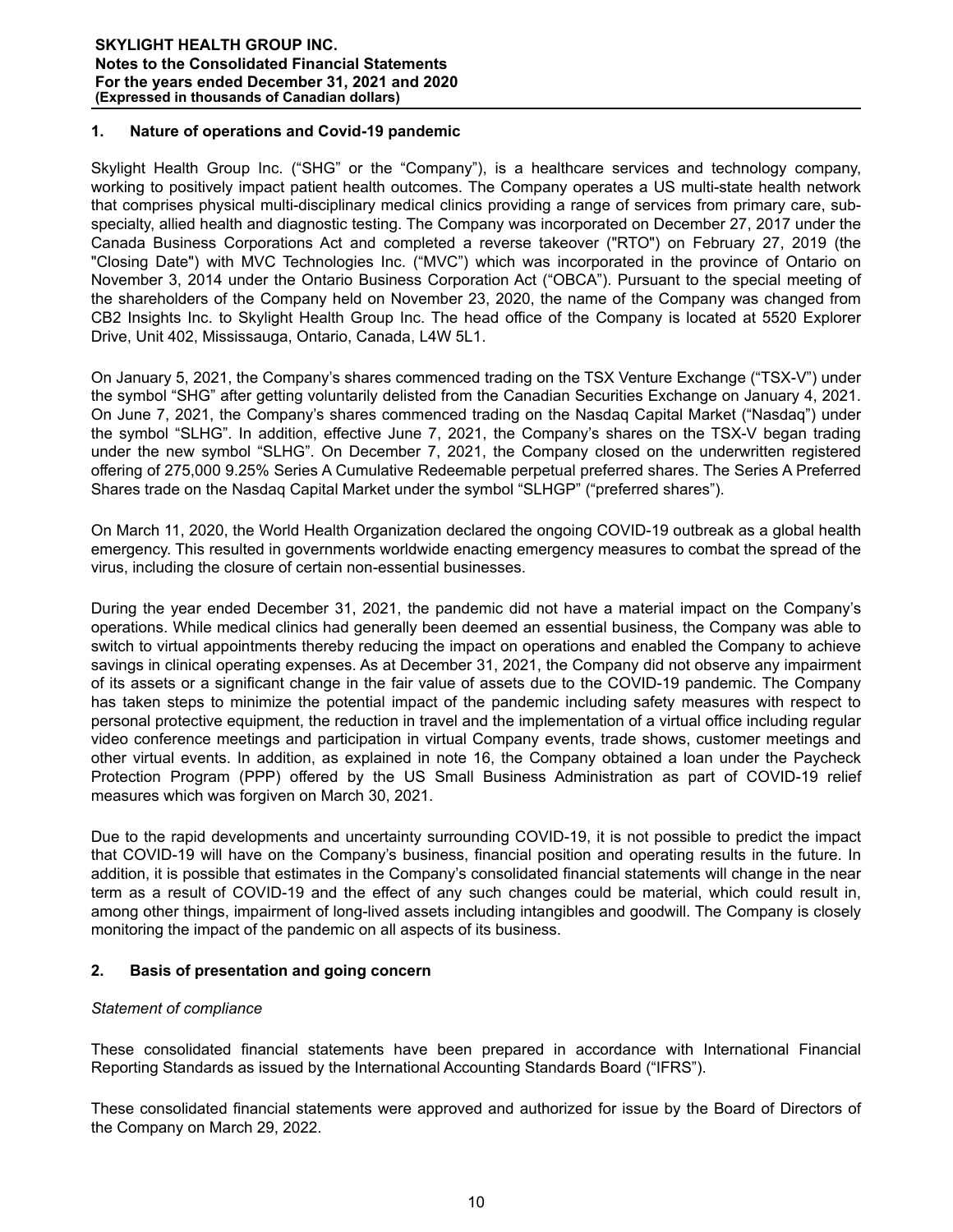## 1. Nature of operations and Covid-19 pandemic

Skylight Health Group Inc. ("SHG" or the "Company"), is a healthcare services and technology company, working to positively impact patient health outcomes. The Company operates a US multi-state health network that comprises physical multi-disciplinary medical clinics providing a range of services from primary care, sub-specialty, allied health and diagnostic testing. The Company was incorporated on December 27, 2017 under the Canada Business Corporations Act and completed a reverse takeover ("RTO") on February 27, 2019 (the "Closing Date") with MVC Technologies Inc. ("MVC") which was incorporated in the province of Ontario on November 3, 2014 under the Ontario Business Corporation Act ("OBCA"). Pursuant to the special meeting of the shareholders of the Company held on November 23, 2020, the name of the Company was changed from CB2 Insights Inc. to Skylight Health Group Inc. The head office of the Company is located at 5520 Explorer Drive, Unit 402, Mississauga, Ontario, Canada, L4W 5L1.

On January 5, 2021, the Company's shares commenced trading on the TSX Venture Exchange ("TSX-V") under the symbol "SHG" after getting voluntarily delisted from the Canadian Securities Exchange on January 4, 2021. On June 7, 2021, the Company's shares commenced trading on the Nasdaq Capital Market ("Nasdaq") under the symbol "SLHG". In addition, effective June 7, 2021, the Company's shares on the TSX-V began trading under the new symbol "SLHG". On December 7, 2021, the Company closed on the underwritten registered offering of 275,000 9.25% Series A Cumulative Redeemable perpetual preferred shares. The Series A Preferred Shares trade on the Nasdaq Capital Market under the symbol "SLHGP" ("preferred shares").

On March 11, 2020, the World Health Organization declared the ongoing COVID-19 outbreak as a global health emergency. This resulted in governments worldwide enacting emergency measures to combat the spread of the virus, including the closure of certain non-essential businesses.

During the year ended December 31, 2021, the pandemic did not have a material impact on the Company's operations. While medical clinics had generally been deemed an essential business, the Company was able to switch to virtual appointments thereby reducing the impact on operations and enabled the Company to achieve savings in clinical operating expenses. As at December 31, 2021, the Company did not observe any impairment of its assets or a significant change in the fair value of assets due to the COVID-19 pandemic. The Company has taken steps to minimize the potential impact of the pandemic including safety measures with respect to personal protective equipment, the reduction in travel and the implementation of a virtual office including regular video conference meetings and participation in virtual Company events, trade shows, customer meetings and other virtual events. In addition, as explained in note 16, the Company obtained a loan under the Paycheck Protection Program (PPP) offered by the US Small Business Administration as part of COVID-19 relief measures which was forgiven on March 30, 2021.

Due to the rapid developments and uncertainty surrounding COVID-19, it is not possible to predict the impact that COVID-19 will have on the Company's business, financial position and operating results in the future. In addition, it is possible that estimates in the Company's consolidated financial statements will change in the near term as a result of COVID-19 and the effect of any such changes could be material, which could result in, among other things, impairment of long-lived assets including intangibles and goodwill. The Company is closely monitoring the impact of the pandemic on all aspects of its business.

## 2. Basis of presentation and going concern

*Statement of compliance*

These consolidated financial statements have been prepared in accordance with International Financial Reporting Standards as issued by the International Accounting Standards Board ("IFRS").

These consolidated financial statements were approved and authorized for issue by the Board of Directors of the Company on March 29, 2022.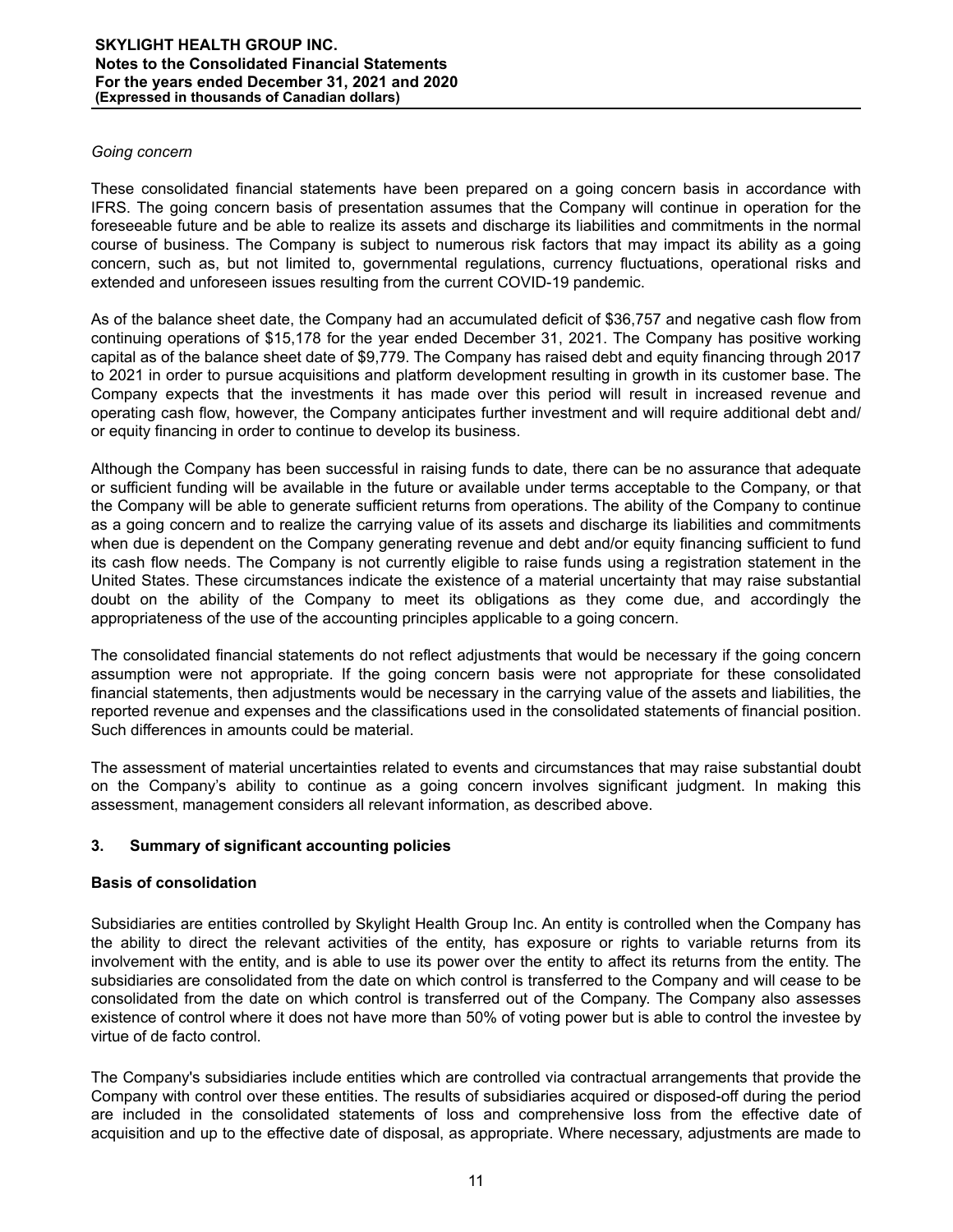*Going concern*

These consolidated financial statements have been prepared on a going concern basis in accordance with IFRS. The going concern basis of presentation assumes that the Company will continue in operation for the foreseeable future and be able to realize its assets and discharge its liabilities and commitments in the normal course of business. The Company is subject to numerous risk factors that may impact its ability as a going concern, such as, but not limited to, governmental regulations, currency fluctuations, operational risks and extended and unforeseen issues resulting from the current COVID-19 pandemic.

As of the balance sheet date, the Company had an accumulated deficit of $36,757 and negative cash flow from continuing operations of $15,178 for the year ended December 31, 2021. The Company has positive working capital as of the balance sheet date of $9,779. The Company has raised debt and equity financing through 2017 to 2021 in order to pursue acquisitions and platform development resulting in growth in its customer base. The Company expects that the investments it has made over this period will result in increased revenue and operating cash flow, however, the Company anticipates further investment and will require additional debt and/ or equity financing in order to continue to develop its business.

Although the Company has been successful in raising funds to date, there can be no assurance that adequate or sufficient funding will be available in the future or available under terms acceptable to the Company, or that the Company will be able to generate sufficient returns from operations. The ability of the Company to continue as a going concern and to realize the carrying value of its assets and discharge its liabilities and commitments when due is dependent on the Company generating revenue and debt and/or equity financing sufficient to fund its cash flow needs. The Company is not currently eligible to raise funds using a registration statement in the United States. These circumstances indicate the existence of a material uncertainty that may raise substantial doubt on the ability of the Company to meet its obligations as they come due, and accordingly the appropriateness of the use of the accounting principles applicable to a going concern.

The consolidated financial statements do not reflect adjustments that would be necessary if the going concern assumption were not appropriate. If the going concern basis were not appropriate for these consolidated financial statements, then adjustments would be necessary in the carrying value of the assets and liabilities, the reported revenue and expenses and the classifications used in the consolidated statements of financial position. Such differences in amounts could be material.

The assessment of material uncertainties related to events and circumstances that may raise substantial doubt on the Company's ability to continue as a going concern involves significant judgment. In making this assessment, management considers all relevant information, as described above.

## 3. Summary of significant accounting policies

### Basis of consolidation

Subsidiaries are entities controlled by Skylight Health Group Inc. An entity is controlled when the Company has the ability to direct the relevant activities of the entity, has exposure or rights to variable returns from its involvement with the entity, and is able to use its power over the entity to affect its returns from the entity. The subsidiaries are consolidated from the date on which control is transferred to the Company and will cease to be consolidated from the date on which control is transferred out of the Company. The Company also assesses existence of control where it does not have more than 50% of voting power but is able to control the investee by virtue of de facto control.

The Company's subsidiaries include entities which are controlled via contractual arrangements that provide the Company with control over these entities. The results of subsidiaries acquired or disposed-off during the period are included in the consolidated statements of loss and comprehensive loss from the effective date of acquisition and up to the effective date of disposal, as appropriate. Where necessary, adjustments are made to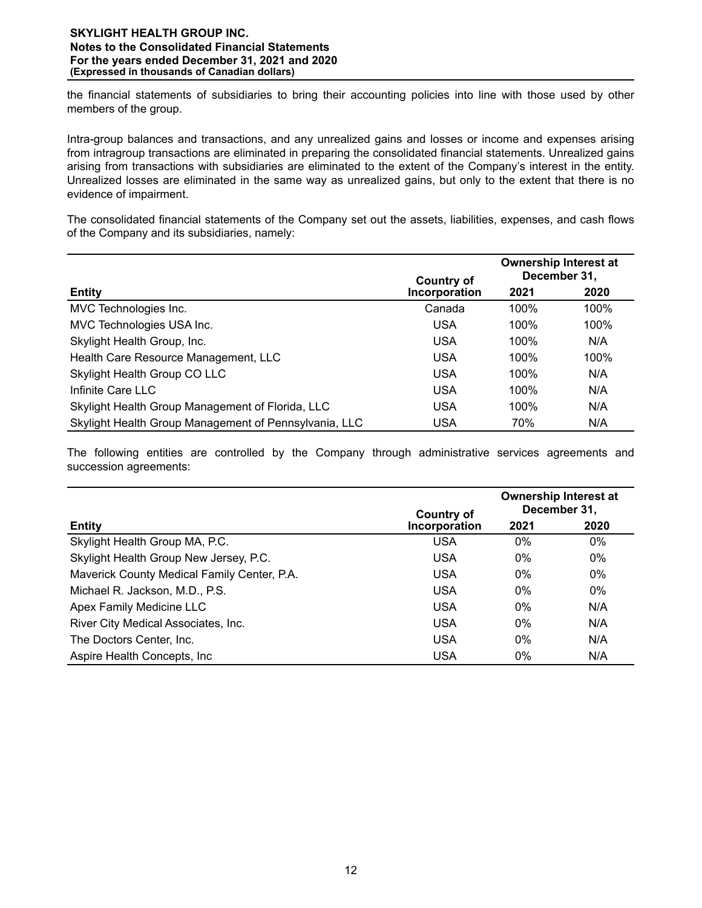the financial statements of subsidiaries to bring their accounting policies into line with those used by other members of the group.

Intra-group balances and transactions, and any unrealized gains and losses or income and expenses arising from intragroup transactions are eliminated in preparing the consolidated financial statements. Unrealized gains arising from transactions with subsidiaries are eliminated to the extent of the Company's interest in the entity. Unrealized losses are eliminated in the same way as unrealized gains, but only to the extent that there is no evidence of impairment.

The consolidated financial statements of the Company set out the assets, liabilities, expenses, and cash flows of the Company and its subsidiaries, namely:

| Entity | Country of Incorporation | Ownership Interest at December 31, | |
|---|---|---|---|
| | | 2021 | 2020 |
| MVC Technologies Inc. | Canada | 100% | 100% |
| MVC Technologies USA Inc. | USA | 100% | 100% |
| Skylight Health Group, Inc. | USA | 100% | N/A |
| Health Care Resource Management, LLC | USA | 100% | 100% |
| Skylight Health Group CO LLC | USA | 100% | N/A |
| Infinite Care LLC | USA | 100% | N/A |
| Skylight Health Group Management of Florida, LLC | USA | 100% | N/A |
| Skylight Health Group Management of Pennsylvania, LLC | USA | 70% | N/A |

The following entities are controlled by the Company through administrative services agreements and succession agreements:

| Entity | Country of Incorporation | Ownership Interest at December 31, | |
|---|---|---|---|
| | | 2021 | 2020 |
| Skylight Health Group MA, P.C. | USA | 0% | 0% |
| Skylight Health Group New Jersey, P.C. | USA | 0% | 0% |
| Maverick County Medical Family Center, P.A. | USA | 0% | 0% |
| Michael R. Jackson, M.D., P.S. | USA | 0% | 0% |
| Apex Family Medicine LLC | USA | 0% | N/A |
| River City Medical Associates, Inc. | USA | 0% | N/A |
| The Doctors Center, Inc. | USA | 0% | N/A |
| Aspire Health Concepts, Inc | USA | 0% | N/A |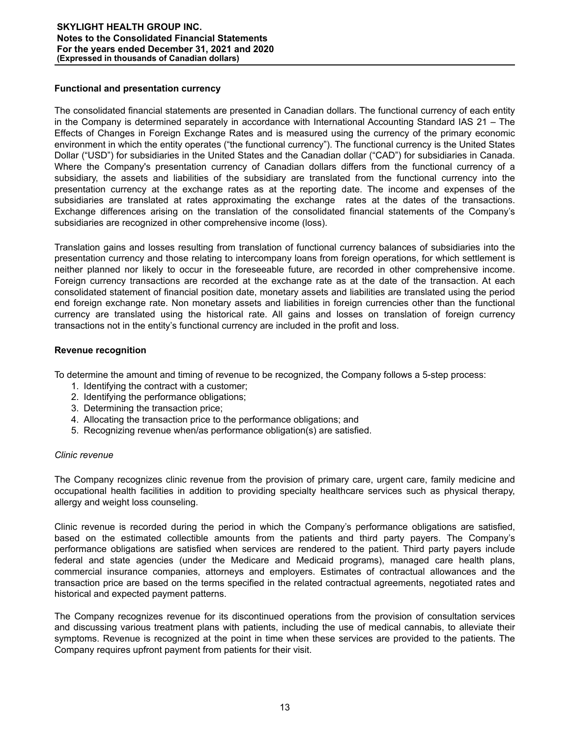### Functional and presentation currency

The consolidated financial statements are presented in Canadian dollars. The functional currency of each entity in the Company is determined separately in accordance with International Accounting Standard IAS 21 – The Effects of Changes in Foreign Exchange Rates and is measured using the currency of the primary economic environment in which the entity operates ("the functional currency"). The functional currency is the United States Dollar ("USD") for subsidiaries in the United States and the Canadian dollar ("CAD") for subsidiaries in Canada. Where the Company's presentation currency of Canadian dollars differs from the functional currency of a subsidiary, the assets and liabilities of the subsidiary are translated from the functional currency into the presentation currency at the exchange rates as at the reporting date. The income and expenses of the subsidiaries are translated at rates approximating the exchange rates at the dates of the transactions. Exchange differences arising on the translation of the consolidated financial statements of the Company's subsidiaries are recognized in other comprehensive income (loss).

Translation gains and losses resulting from translation of functional currency balances of subsidiaries into the presentation currency and those relating to intercompany loans from foreign operations, for which settlement is neither planned nor likely to occur in the foreseeable future, are recorded in other comprehensive income. Foreign currency transactions are recorded at the exchange rate as at the date of the transaction. At each consolidated statement of financial position date, monetary assets and liabilities are translated using the period end foreign exchange rate. Non monetary assets and liabilities in foreign currencies other than the functional currency are translated using the historical rate. All gains and losses on translation of foreign currency transactions not in the entity's functional currency are included in the profit and loss.

### Revenue recognition

To determine the amount and timing of revenue to be recognized, the Company follows a 5-step process:

1. Identifying the contract with a customer;
2. Identifying the performance obligations;
3. Determining the transaction price;
4. Allocating the transaction price to the performance obligations; and
5. Recognizing revenue when/as performance obligation(s) are satisfied.

*Clinic revenue*

The Company recognizes clinic revenue from the provision of primary care, urgent care, family medicine and occupational health facilities in addition to providing specialty healthcare services such as physical therapy, allergy and weight loss counseling.

Clinic revenue is recorded during the period in which the Company's performance obligations are satisfied, based on the estimated collectible amounts from the patients and third party payers. The Company's performance obligations are satisfied when services are rendered to the patient. Third party payers include federal and state agencies (under the Medicare and Medicaid programs), managed care health plans, commercial insurance companies, attorneys and employers. Estimates of contractual allowances and the transaction price are based on the terms specified in the related contractual agreements, negotiated rates and historical and expected payment patterns.

The Company recognizes revenue for its discontinued operations from the provision of consultation services and discussing various treatment plans with patients, including the use of medical cannabis, to alleviate their symptoms. Revenue is recognized at the point in time when these services are provided to the patients. The Company requires upfront payment from patients for their visit.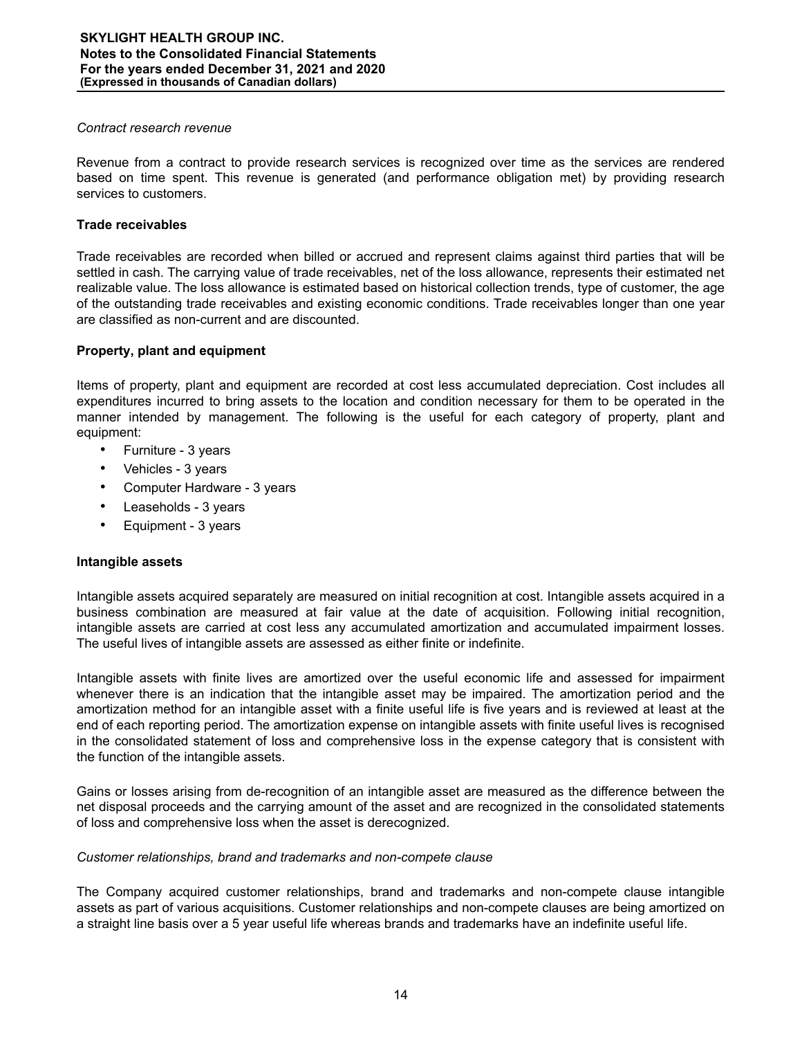*Contract research revenue*

Revenue from a contract to provide research services is recognized over time as the services are rendered based on time spent. This revenue is generated (and performance obligation met) by providing research services to customers.

**Trade receivables**

Trade receivables are recorded when billed or accrued and represent claims against third parties that will be settled in cash. The carrying value of trade receivables, net of the loss allowance, represents their estimated net realizable value. The loss allowance is estimated based on historical collection trends, type of customer, the age of the outstanding trade receivables and existing economic conditions. Trade receivables longer than one year are classified as non-current and are discounted.

**Property, plant and equipment**

Items of property, plant and equipment are recorded at cost less accumulated depreciation. Cost includes all expenditures incurred to bring assets to the location and condition necessary for them to be operated in the manner intended by management. The following is the useful for each category of property, plant and equipment:

- Furniture - 3 years
- Vehicles - 3 years
- Computer Hardware - 3 years
- Leaseholds - 3 years
- Equipment - 3 years

**Intangible assets**

Intangible assets acquired separately are measured on initial recognition at cost. Intangible assets acquired in a business combination are measured at fair value at the date of acquisition. Following initial recognition, intangible assets are carried at cost less any accumulated amortization and accumulated impairment losses. The useful lives of intangible assets are assessed as either finite or indefinite.

Intangible assets with finite lives are amortized over the useful economic life and assessed for impairment whenever there is an indication that the intangible asset may be impaired. The amortization period and the amortization method for an intangible asset with a finite useful life is five years and is reviewed at least at the end of each reporting period. The amortization expense on intangible assets with finite useful lives is recognised in the consolidated statement of loss and comprehensive loss in the expense category that is consistent with the function of the intangible assets.

Gains or losses arising from de-recognition of an intangible asset are measured as the difference between the net disposal proceeds and the carrying amount of the asset and are recognized in the consolidated statements of loss and comprehensive loss when the asset is derecognized.

*Customer relationships, brand and trademarks and non-compete clause*

The Company acquired customer relationships, brand and trademarks and non-compete clause intangible assets as part of various acquisitions. Customer relationships and non-compete clauses are being amortized on a straight line basis over a 5 year useful life whereas brands and trademarks have an indefinite useful life.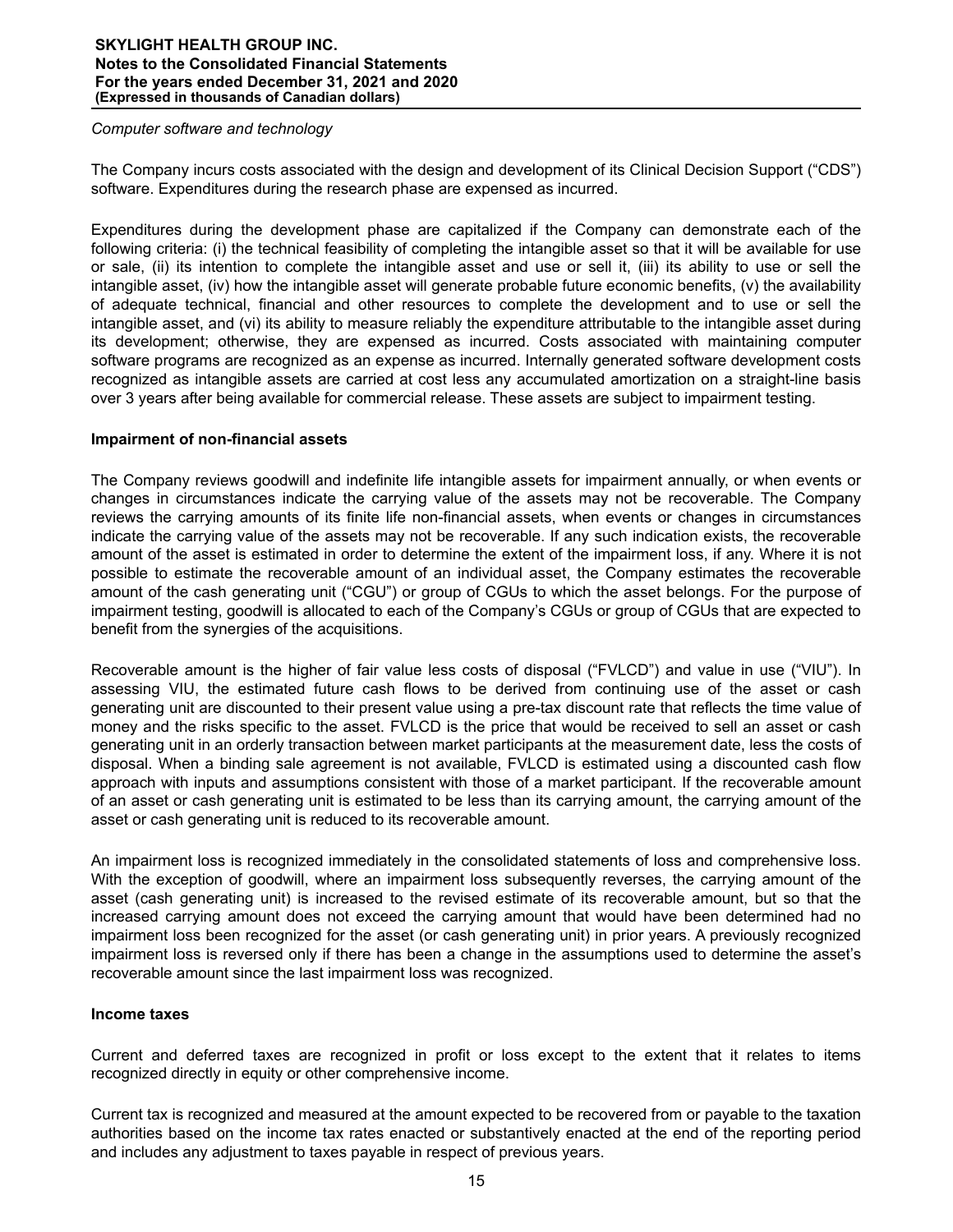*Computer software and technology*

The Company incurs costs associated with the design and development of its Clinical Decision Support ("CDS") software. Expenditures during the research phase are expensed as incurred.

Expenditures during the development phase are capitalized if the Company can demonstrate each of the following criteria: (i) the technical feasibility of completing the intangible asset so that it will be available for use or sale, (ii) its intention to complete the intangible asset and use or sell it, (iii) its ability to use or sell the intangible asset, (iv) how the intangible asset will generate probable future economic benefits, (v) the availability of adequate technical, financial and other resources to complete the development and to use or sell the intangible asset, and (vi) its ability to measure reliably the expenditure attributable to the intangible asset during its development; otherwise, they are expensed as incurred. Costs associated with maintaining computer software programs are recognized as an expense as incurred. Internally generated software development costs recognized as intangible assets are carried at cost less any accumulated amortization on a straight-line basis over 3 years after being available for commercial release. These assets are subject to impairment testing.

**Impairment of non-financial assets**

The Company reviews goodwill and indefinite life intangible assets for impairment annually, or when events or changes in circumstances indicate the carrying value of the assets may not be recoverable. The Company reviews the carrying amounts of its finite life non-financial assets, when events or changes in circumstances indicate the carrying value of the assets may not be recoverable. If any such indication exists, the recoverable amount of the asset is estimated in order to determine the extent of the impairment loss, if any. Where it is not possible to estimate the recoverable amount of an individual asset, the Company estimates the recoverable amount of the cash generating unit ("CGU") or group of CGUs to which the asset belongs. For the purpose of impairment testing, goodwill is allocated to each of the Company's CGUs or group of CGUs that are expected to benefit from the synergies of the acquisitions.

Recoverable amount is the higher of fair value less costs of disposal ("FVLCD") and value in use ("VIU"). In assessing VIU, the estimated future cash flows to be derived from continuing use of the asset or cash generating unit are discounted to their present value using a pre-tax discount rate that reflects the time value of money and the risks specific to the asset. FVLCD is the price that would be received to sell an asset or cash generating unit in an orderly transaction between market participants at the measurement date, less the costs of disposal. When a binding sale agreement is not available, FVLCD is estimated using a discounted cash flow approach with inputs and assumptions consistent with those of a market participant. If the recoverable amount of an asset or cash generating unit is estimated to be less than its carrying amount, the carrying amount of the asset or cash generating unit is reduced to its recoverable amount.

An impairment loss is recognized immediately in the consolidated statements of loss and comprehensive loss. With the exception of goodwill, where an impairment loss subsequently reverses, the carrying amount of the asset (cash generating unit) is increased to the revised estimate of its recoverable amount, but so that the increased carrying amount does not exceed the carrying amount that would have been determined had no impairment loss been recognized for the asset (or cash generating unit) in prior years. A previously recognized impairment loss is reversed only if there has been a change in the assumptions used to determine the asset's recoverable amount since the last impairment loss was recognized.

**Income taxes**

Current and deferred taxes are recognized in profit or loss except to the extent that it relates to items recognized directly in equity or other comprehensive income.

Current tax is recognized and measured at the amount expected to be recovered from or payable to the taxation authorities based on the income tax rates enacted or substantively enacted at the end of the reporting period and includes any adjustment to taxes payable in respect of previous years.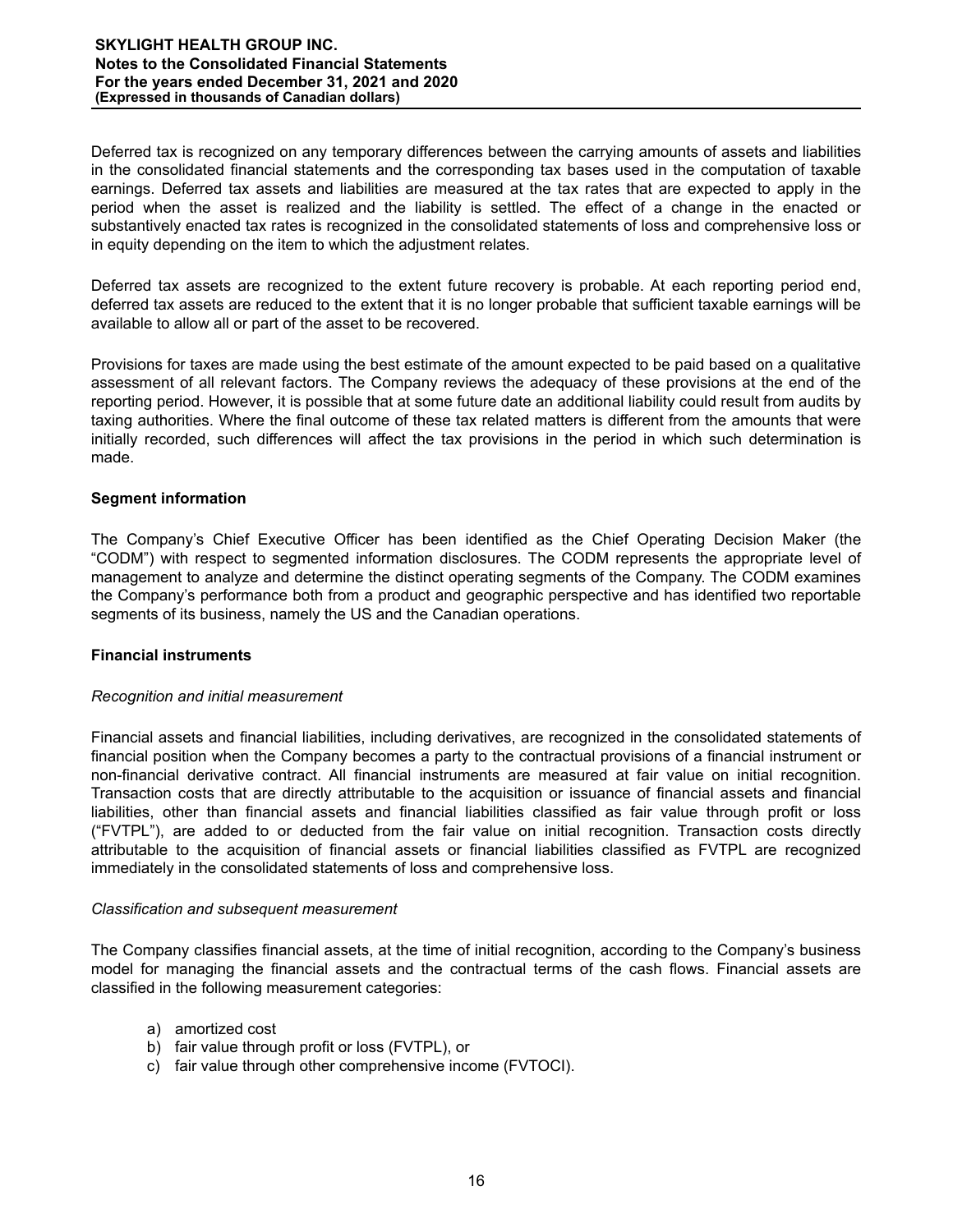Deferred tax is recognized on any temporary differences between the carrying amounts of assets and liabilities in the consolidated financial statements and the corresponding tax bases used in the computation of taxable earnings. Deferred tax assets and liabilities are measured at the tax rates that are expected to apply in the period when the asset is realized and the liability is settled. The effect of a change in the enacted or substantively enacted tax rates is recognized in the consolidated statements of loss and comprehensive loss or in equity depending on the item to which the adjustment relates.

Deferred tax assets are recognized to the extent future recovery is probable. At each reporting period end, deferred tax assets are reduced to the extent that it is no longer probable that sufficient taxable earnings will be available to allow all or part of the asset to be recovered.

Provisions for taxes are made using the best estimate of the amount expected to be paid based on a qualitative assessment of all relevant factors. The Company reviews the adequacy of these provisions at the end of the reporting period. However, it is possible that at some future date an additional liability could result from audits by taxing authorities. Where the final outcome of these tax related matters is different from the amounts that were initially recorded, such differences will affect the tax provisions in the period in which such determination is made.

**Segment information**

The Company's Chief Executive Officer has been identified as the Chief Operating Decision Maker (the "CODM") with respect to segmented information disclosures. The CODM represents the appropriate level of management to analyze and determine the distinct operating segments of the Company. The CODM examines the Company's performance both from a product and geographic perspective and has identified two reportable segments of its business, namely the US and the Canadian operations.

**Financial instruments**

*Recognition and initial measurement*

Financial assets and financial liabilities, including derivatives, are recognized in the consolidated statements of financial position when the Company becomes a party to the contractual provisions of a financial instrument or non-financial derivative contract. All financial instruments are measured at fair value on initial recognition. Transaction costs that are directly attributable to the acquisition or issuance of financial assets and financial liabilities, other than financial assets and financial liabilities classified as fair value through profit or loss ("FVTPL"), are added to or deducted from the fair value on initial recognition. Transaction costs directly attributable to the acquisition of financial assets or financial liabilities classified as FVTPL are recognized immediately in the consolidated statements of loss and comprehensive loss.

*Classification and subsequent measurement*

The Company classifies financial assets, at the time of initial recognition, according to the Company's business model for managing the financial assets and the contractual terms of the cash flows. Financial assets are classified in the following measurement categories:

a) amortized cost
b) fair value through profit or loss (FVTPL), or
c) fair value through other comprehensive income (FVTOCI).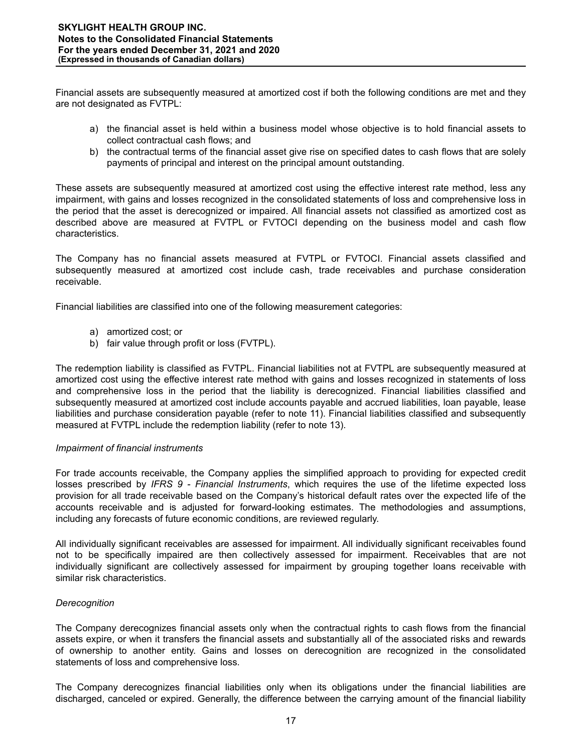Financial assets are subsequently measured at amortized cost if both the following conditions are met and they are not designated as FVTPL:

a) the financial asset is held within a business model whose objective is to hold financial assets to collect contractual cash flows; and
b) the contractual terms of the financial asset give rise on specified dates to cash flows that are solely payments of principal and interest on the principal amount outstanding.

These assets are subsequently measured at amortized cost using the effective interest rate method, less any impairment, with gains and losses recognized in the consolidated statements of loss and comprehensive loss in the period that the asset is derecognized or impaired. All financial assets not classified as amortized cost as described above are measured at FVTPL or FVTOCI depending on the business model and cash flow characteristics.

The Company has no financial assets measured at FVTPL or FVTOCI. Financial assets classified and subsequently measured at amortized cost include cash, trade receivables and purchase consideration receivable.

Financial liabilities are classified into one of the following measurement categories:

a) amortized cost; or
b) fair value through profit or loss (FVTPL).

The redemption liability is classified as FVTPL. Financial liabilities not at FVTPL are subsequently measured at amortized cost using the effective interest rate method with gains and losses recognized in statements of loss and comprehensive loss in the period that the liability is derecognized. Financial liabilities classified and subsequently measured at amortized cost include accounts payable and accrued liabilities, loan payable, lease liabilities and purchase consideration payable (refer to note 11). Financial liabilities classified and subsequently measured at FVTPL include the redemption liability (refer to note 13).

*Impairment of financial instruments*

For trade accounts receivable, the Company applies the simplified approach to providing for expected credit losses prescribed by *IFRS 9 - Financial Instruments*, which requires the use of the lifetime expected loss provision for all trade receivable based on the Company's historical default rates over the expected life of the accounts receivable and is adjusted for forward-looking estimates. The methodologies and assumptions, including any forecasts of future economic conditions, are reviewed regularly.

All individually significant receivables are assessed for impairment. All individually significant receivables found not to be specifically impaired are then collectively assessed for impairment. Receivables that are not individually significant are collectively assessed for impairment by grouping together loans receivable with similar risk characteristics.

*Derecognition*

The Company derecognizes financial assets only when the contractual rights to cash flows from the financial assets expire, or when it transfers the financial assets and substantially all of the associated risks and rewards of ownership to another entity. Gains and losses on derecognition are recognized in the consolidated statements of loss and comprehensive loss.

The Company derecognizes financial liabilities only when its obligations under the financial liabilities are discharged, canceled or expired. Generally, the difference between the carrying amount of the financial liability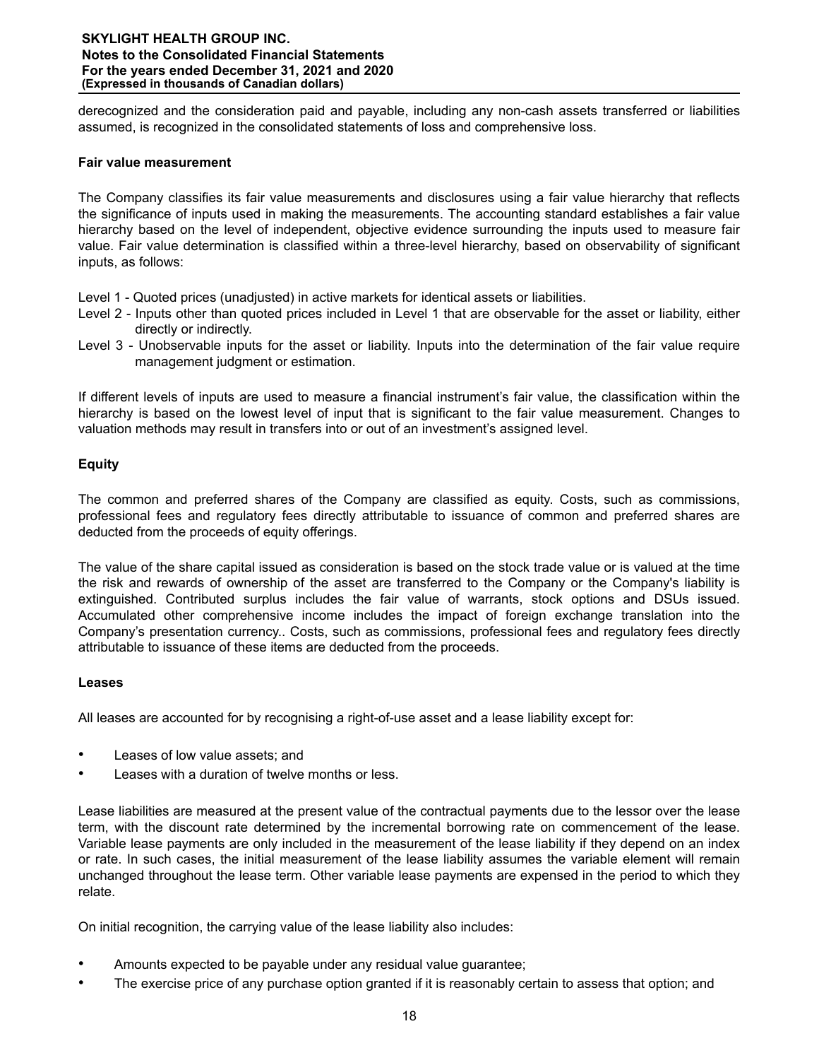derecognized and the consideration paid and payable, including any non-cash assets transferred or liabilities assumed, is recognized in the consolidated statements of loss and comprehensive loss.

**Fair value measurement**

The Company classifies its fair value measurements and disclosures using a fair value hierarchy that reflects the significance of inputs used in making the measurements. The accounting standard establishes a fair value hierarchy based on the level of independent, objective evidence surrounding the inputs used to measure fair value. Fair value determination is classified within a three-level hierarchy, based on observability of significant inputs, as follows:

Level 1 - Quoted prices (unadjusted) in active markets for identical assets or liabilities.
Level 2 - Inputs other than quoted prices included in Level 1 that are observable for the asset or liability, either directly or indirectly.
Level 3 - Unobservable inputs for the asset or liability. Inputs into the determination of the fair value require management judgment or estimation.

If different levels of inputs are used to measure a financial instrument's fair value, the classification within the hierarchy is based on the lowest level of input that is significant to the fair value measurement. Changes to valuation methods may result in transfers into or out of an investment's assigned level.

**Equity**

The common and preferred shares of the Company are classified as equity. Costs, such as commissions, professional fees and regulatory fees directly attributable to issuance of common and preferred shares are deducted from the proceeds of equity offerings.

The value of the share capital issued as consideration is based on the stock trade value or is valued at the time the risk and rewards of ownership of the asset are transferred to the Company or the Company's liability is extinguished. Contributed surplus includes the fair value of warrants, stock options and DSUs issued. Accumulated other comprehensive income includes the impact of foreign exchange translation into the Company's presentation currency.. Costs, such as commissions, professional fees and regulatory fees directly attributable to issuance of these items are deducted from the proceeds.

**Leases**

All leases are accounted for by recognising a right-of-use asset and a lease liability except for:

- Leases of low value assets; and
- Leases with a duration of twelve months or less.

Lease liabilities are measured at the present value of the contractual payments due to the lessor over the lease term, with the discount rate determined by the incremental borrowing rate on commencement of the lease. Variable lease payments are only included in the measurement of the lease liability if they depend on an index or rate. In such cases, the initial measurement of the lease liability assumes the variable element will remain unchanged throughout the lease term. Other variable lease payments are expensed in the period to which they relate.

On initial recognition, the carrying value of the lease liability also includes:

- Amounts expected to be payable under any residual value guarantee;
- The exercise price of any purchase option granted if it is reasonably certain to assess that option; and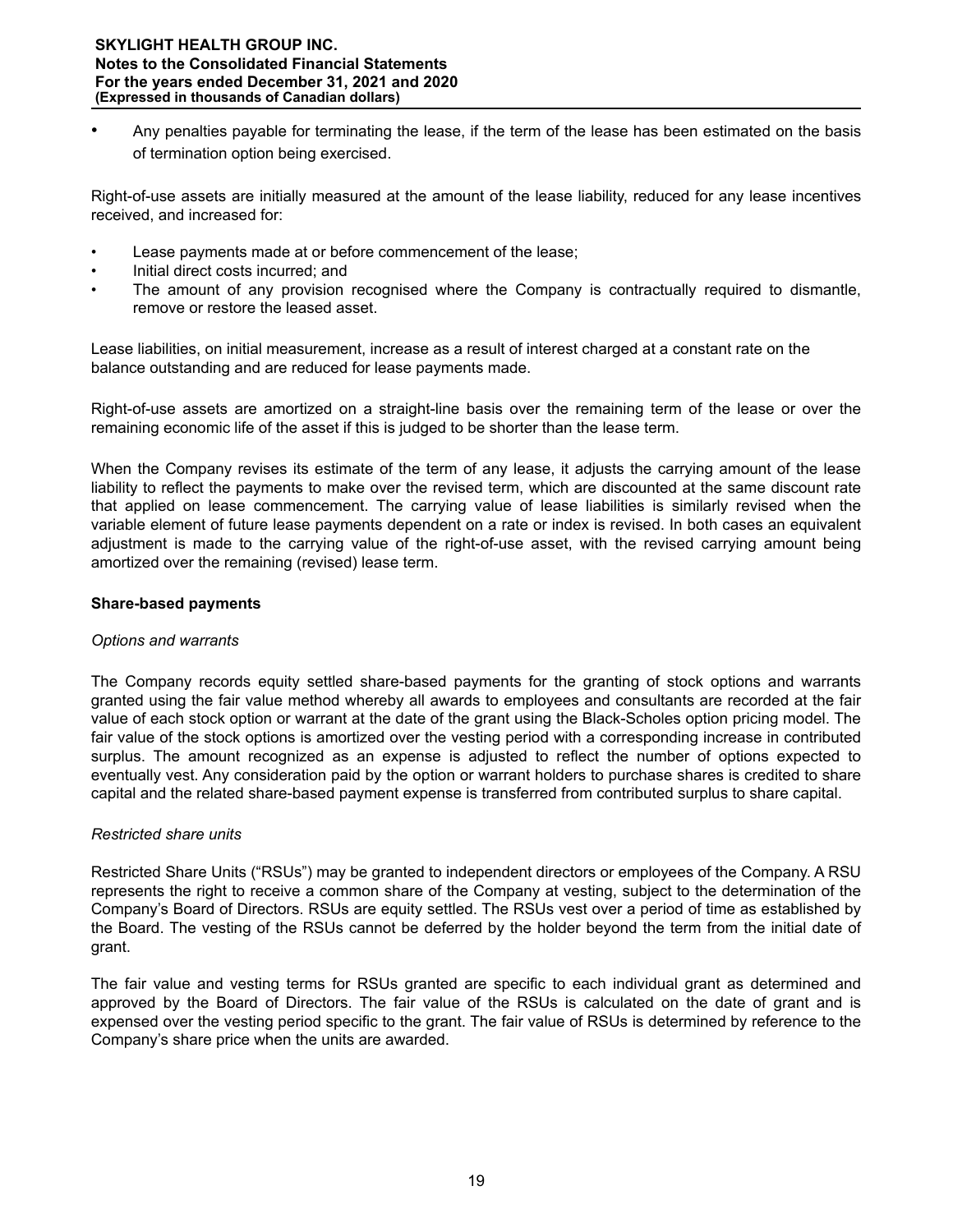- Any penalties payable for terminating the lease, if the term of the lease has been estimated on the basis of termination option being exercised.

Right-of-use assets are initially measured at the amount of the lease liability, reduced for any lease incentives received, and increased for:

- Lease payments made at or before commencement of the lease;
- Initial direct costs incurred; and
- The amount of any provision recognised where the Company is contractually required to dismantle, remove or restore the leased asset.

Lease liabilities, on initial measurement, increase as a result of interest charged at a constant rate on the balance outstanding and are reduced for lease payments made.

Right-of-use assets are amortized on a straight-line basis over the remaining term of the lease or over the remaining economic life of the asset if this is judged to be shorter than the lease term.

When the Company revises its estimate of the term of any lease, it adjusts the carrying amount of the lease liability to reflect the payments to make over the revised term, which are discounted at the same discount rate that applied on lease commencement. The carrying value of lease liabilities is similarly revised when the variable element of future lease payments dependent on a rate or index is revised. In both cases an equivalent adjustment is made to the carrying value of the right-of-use asset, with the revised carrying amount being amortized over the remaining (revised) lease term.

**Share-based payments**

*Options and warrants*

The Company records equity settled share-based payments for the granting of stock options and warrants granted using the fair value method whereby all awards to employees and consultants are recorded at the fair value of each stock option or warrant at the date of the grant using the Black-Scholes option pricing model. The fair value of the stock options is amortized over the vesting period with a corresponding increase in contributed surplus. The amount recognized as an expense is adjusted to reflect the number of options expected to eventually vest. Any consideration paid by the option or warrant holders to purchase shares is credited to share capital and the related share-based payment expense is transferred from contributed surplus to share capital.

*Restricted share units*

Restricted Share Units ("RSUs") may be granted to independent directors or employees of the Company. A RSU represents the right to receive a common share of the Company at vesting, subject to the determination of the Company's Board of Directors. RSUs are equity settled. The RSUs vest over a period of time as established by the Board. The vesting of the RSUs cannot be deferred by the holder beyond the term from the initial date of grant.

The fair value and vesting terms for RSUs granted are specific to each individual grant as determined and approved by the Board of Directors. The fair value of the RSUs is calculated on the date of grant and is expensed over the vesting period specific to the grant. The fair value of RSUs is determined by reference to the Company's share price when the units are awarded.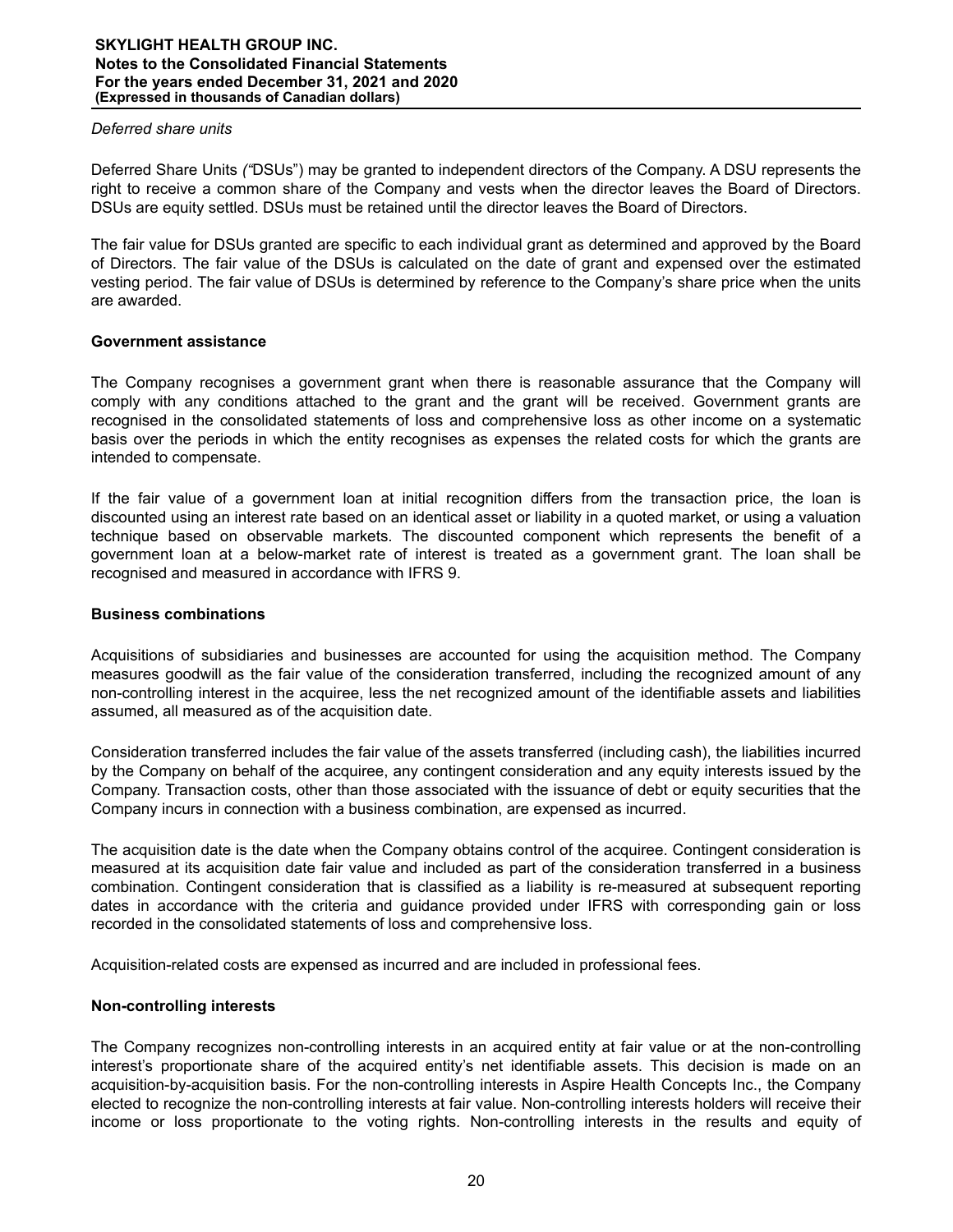*Deferred share units*

Deferred Share Units *("*DSUs") may be granted to independent directors of the Company. A DSU represents the right to receive a common share of the Company and vests when the director leaves the Board of Directors. DSUs are equity settled. DSUs must be retained until the director leaves the Board of Directors.

The fair value for DSUs granted are specific to each individual grant as determined and approved by the Board of Directors. The fair value of the DSUs is calculated on the date of grant and expensed over the estimated vesting period. The fair value of DSUs is determined by reference to the Company's share price when the units are awarded.

**Government assistance**

The Company recognises a government grant when there is reasonable assurance that the Company will comply with any conditions attached to the grant and the grant will be received. Government grants are recognised in the consolidated statements of loss and comprehensive loss as other income on a systematic basis over the periods in which the entity recognises as expenses the related costs for which the grants are intended to compensate.

If the fair value of a government loan at initial recognition differs from the transaction price, the loan is discounted using an interest rate based on an identical asset or liability in a quoted market, or using a valuation technique based on observable markets. The discounted component which represents the benefit of a government loan at a below-market rate of interest is treated as a government grant. The loan shall be recognised and measured in accordance with IFRS 9.

**Business combinations**

Acquisitions of subsidiaries and businesses are accounted for using the acquisition method. The Company measures goodwill as the fair value of the consideration transferred, including the recognized amount of any non-controlling interest in the acquiree, less the net recognized amount of the identifiable assets and liabilities assumed, all measured as of the acquisition date.

Consideration transferred includes the fair value of the assets transferred (including cash), the liabilities incurred by the Company on behalf of the acquiree, any contingent consideration and any equity interests issued by the Company. Transaction costs, other than those associated with the issuance of debt or equity securities that the Company incurs in connection with a business combination, are expensed as incurred.

The acquisition date is the date when the Company obtains control of the acquiree. Contingent consideration is measured at its acquisition date fair value and included as part of the consideration transferred in a business combination. Contingent consideration that is classified as a liability is re-measured at subsequent reporting dates in accordance with the criteria and guidance provided under IFRS with corresponding gain or loss recorded in the consolidated statements of loss and comprehensive loss.

Acquisition-related costs are expensed as incurred and are included in professional fees.

**Non-controlling interests**

The Company recognizes non-controlling interests in an acquired entity at fair value or at the non-controlling interest's proportionate share of the acquired entity's net identifiable assets. This decision is made on an acquisition-by-acquisition basis. For the non-controlling interests in Aspire Health Concepts Inc., the Company elected to recognize the non-controlling interests at fair value. Non-controlling interests holders will receive their income or loss proportionate to the voting rights. Non-controlling interests in the results and equity of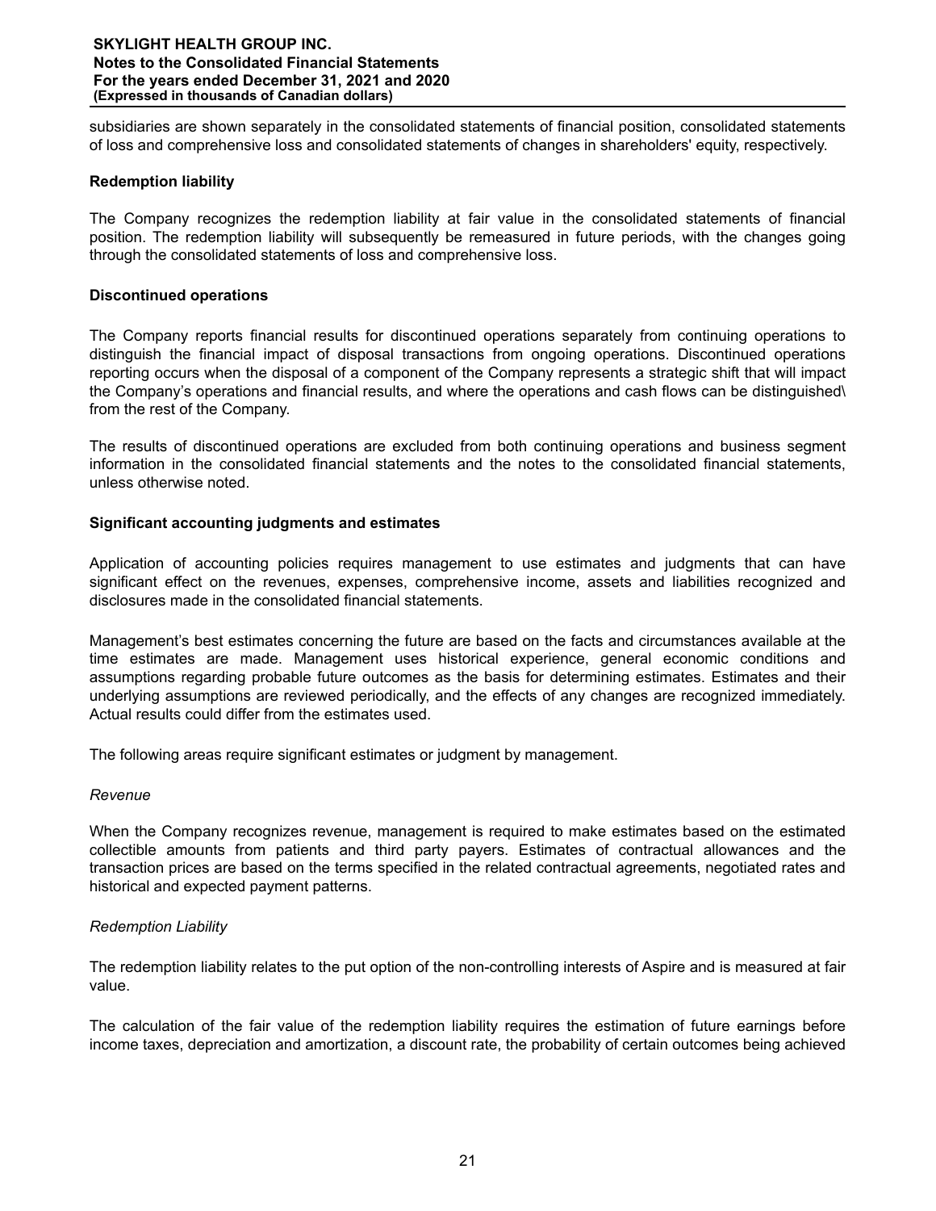subsidiaries are shown separately in the consolidated statements of financial position, consolidated statements of loss and comprehensive loss and consolidated statements of changes in shareholders' equity, respectively.

**Redemption liability**

The Company recognizes the redemption liability at fair value in the consolidated statements of financial position. The redemption liability will subsequently be remeasured in future periods, with the changes going through the consolidated statements of loss and comprehensive loss.

**Discontinued operations**

The Company reports financial results for discontinued operations separately from continuing operations to distinguish the financial impact of disposal transactions from ongoing operations. Discontinued operations reporting occurs when the disposal of a component of the Company represents a strategic shift that will impact the Company's operations and financial results, and where the operations and cash flows can be distinguished\ from the rest of the Company.

The results of discontinued operations are excluded from both continuing operations and business segment information in the consolidated financial statements and the notes to the consolidated financial statements, unless otherwise noted.

**Significant accounting judgments and estimates**

Application of accounting policies requires management to use estimates and judgments that can have significant effect on the revenues, expenses, comprehensive income, assets and liabilities recognized and disclosures made in the consolidated financial statements.

Management's best estimates concerning the future are based on the facts and circumstances available at the time estimates are made. Management uses historical experience, general economic conditions and assumptions regarding probable future outcomes as the basis for determining estimates. Estimates and their underlying assumptions are reviewed periodically, and the effects of any changes are recognized immediately. Actual results could differ from the estimates used.

The following areas require significant estimates or judgment by management.

*Revenue*

When the Company recognizes revenue, management is required to make estimates based on the estimated collectible amounts from patients and third party payers. Estimates of contractual allowances and the transaction prices are based on the terms specified in the related contractual agreements, negotiated rates and historical and expected payment patterns.

*Redemption Liability*

The redemption liability relates to the put option of the non-controlling interests of Aspire and is measured at fair value.

The calculation of the fair value of the redemption liability requires the estimation of future earnings before income taxes, depreciation and amortization, a discount rate, the probability of certain outcomes being achieved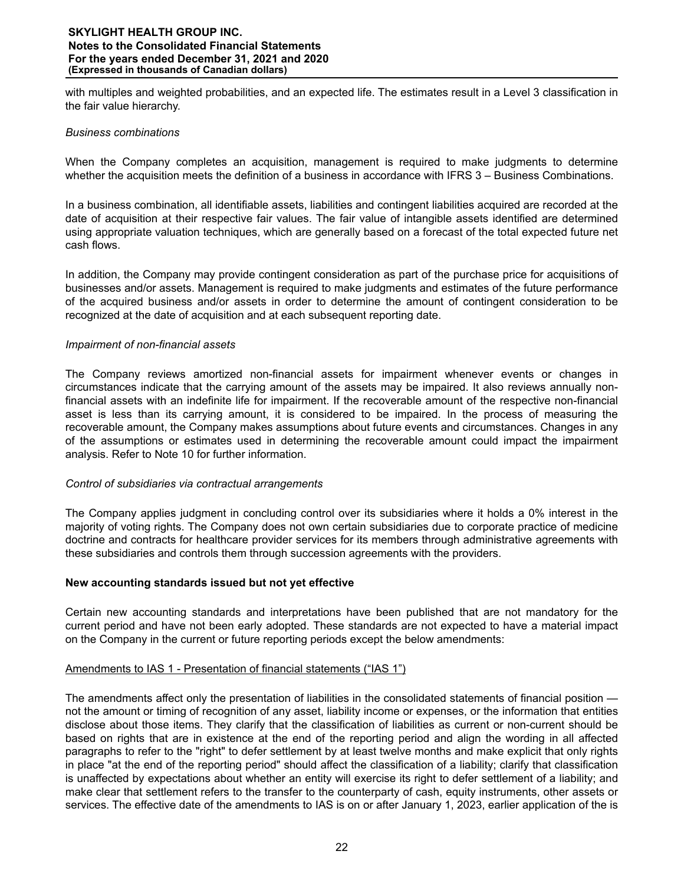with multiples and weighted probabilities, and an expected life. The estimates result in a Level 3 classification in the fair value hierarchy.

*Business combinations*

When the Company completes an acquisition, management is required to make judgments to determine whether the acquisition meets the definition of a business in accordance with IFRS 3 – Business Combinations.

In a business combination, all identifiable assets, liabilities and contingent liabilities acquired are recorded at the date of acquisition at their respective fair values. The fair value of intangible assets identified are determined using appropriate valuation techniques, which are generally based on a forecast of the total expected future net cash flows.

In addition, the Company may provide contingent consideration as part of the purchase price for acquisitions of businesses and/or assets. Management is required to make judgments and estimates of the future performance of the acquired business and/or assets in order to determine the amount of contingent consideration to be recognized at the date of acquisition and at each subsequent reporting date.

*Impairment of non-financial assets*

The Company reviews amortized non-financial assets for impairment whenever events or changes in circumstances indicate that the carrying amount of the assets may be impaired. It also reviews annually non-financial assets with an indefinite life for impairment. If the recoverable amount of the respective non-financial asset is less than its carrying amount, it is considered to be impaired. In the process of measuring the recoverable amount, the Company makes assumptions about future events and circumstances. Changes in any of the assumptions or estimates used in determining the recoverable amount could impact the impairment analysis. Refer to Note 10 for further information.

*Control of subsidiaries via contractual arrangements*

The Company applies judgment in concluding control over its subsidiaries where it holds a 0% interest in the majority of voting rights. The Company does not own certain subsidiaries due to corporate practice of medicine doctrine and contracts for healthcare provider services for its members through administrative agreements with these subsidiaries and controls them through succession agreements with the providers.

**New accounting standards issued but not yet effective**

Certain new accounting standards and interpretations have been published that are not mandatory for the current period and have not been early adopted. These standards are not expected to have a material impact on the Company in the current or future reporting periods except the below amendments:

Amendments to IAS 1 - Presentation of financial statements ("IAS 1")

The amendments affect only the presentation of liabilities in the consolidated statements of financial position — not the amount or timing of recognition of any asset, liability income or expenses, or the information that entities disclose about those items. They clarify that the classification of liabilities as current or non-current should be based on rights that are in existence at the end of the reporting period and align the wording in all affected paragraphs to refer to the "right" to defer settlement by at least twelve months and make explicit that only rights in place "at the end of the reporting period" should affect the classification of a liability; clarify that classification is unaffected by expectations about whether an entity will exercise its right to defer settlement of a liability; and make clear that settlement refers to the transfer to the counterparty of cash, equity instruments, other assets or services. The effective date of the amendments to IAS is on or after January 1, 2023, earlier application of the is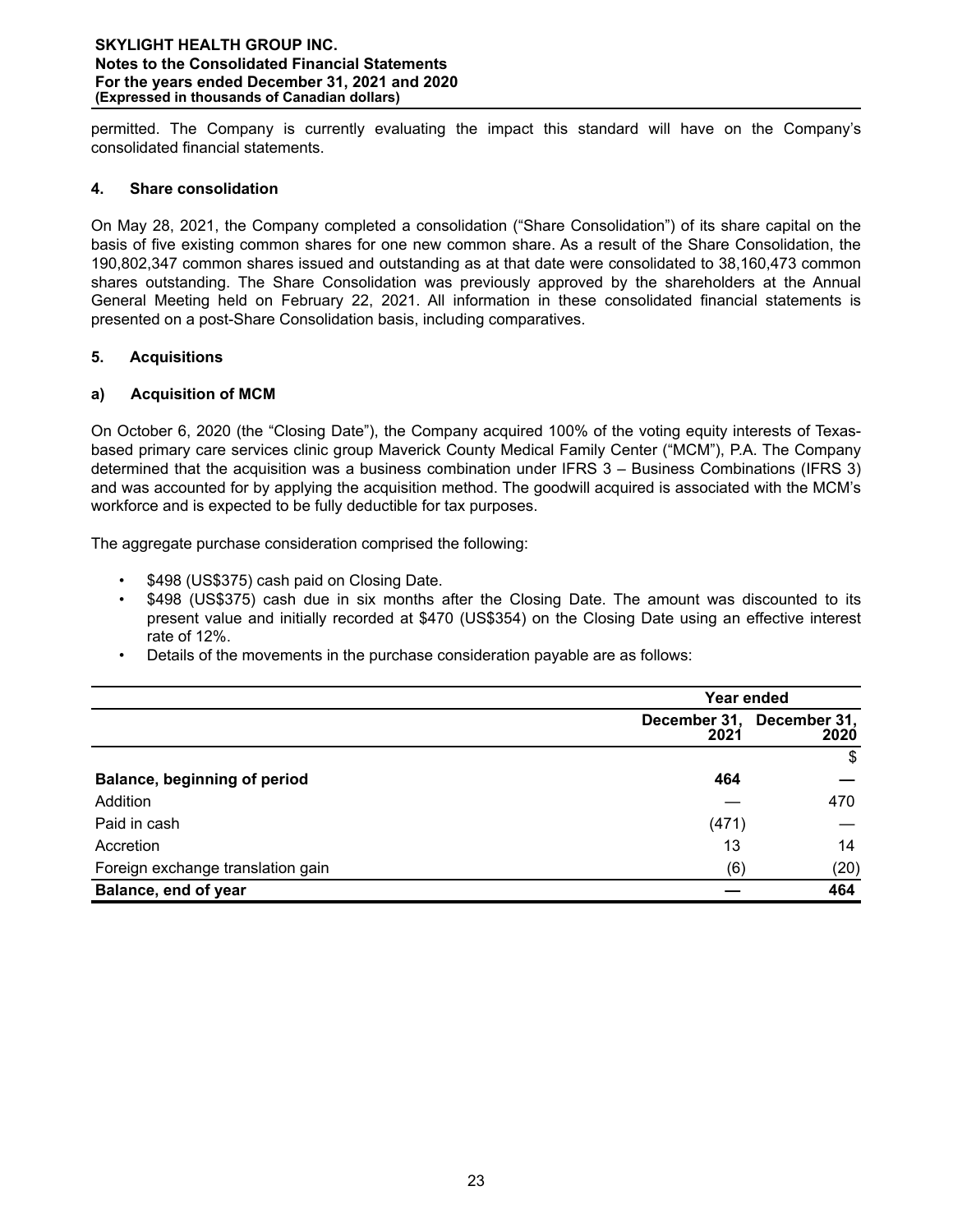permitted. The Company is currently evaluating the impact this standard will have on the Company's consolidated financial statements.

## 4. Share consolidation

On May 28, 2021, the Company completed a consolidation ("Share Consolidation") of its share capital on the basis of five existing common shares for one new common share. As a result of the Share Consolidation, the 190,802,347 common shares issued and outstanding as at that date were consolidated to 38,160,473 common shares outstanding. The Share Consolidation was previously approved by the shareholders at the Annual General Meeting held on February 22, 2021. All information in these consolidated financial statements is presented on a post-Share Consolidation basis, including comparatives.

## 5. Acquisitions

### a) Acquisition of MCM

On October 6, 2020 (the "Closing Date"), the Company acquired 100% of the voting equity interests of Texas-based primary care services clinic group Maverick County Medical Family Center ("MCM"), P.A. The Company determined that the acquisition was a business combination under IFRS 3 – Business Combinations (IFRS 3) and was accounted for by applying the acquisition method. The goodwill acquired is associated with the MCM's workforce and is expected to be fully deductible for tax purposes.

The aggregate purchase consideration comprised the following:

- $498 (US$375) cash paid on Closing Date.
- $498 (US$375) cash due in six months after the Closing Date. The amount was discounted to its present value and initially recorded at $470 (US$354) on the Closing Date using an effective interest rate of 12%.
- Details of the movements in the purchase consideration payable are as follows:

| | Year ended | |
|---|---|---|
| | December 31, 2021 | December 31, 2020 |
| | | $ |
| **Balance, beginning of period** | **464** | **—** |
| Addition | — | 470 |
| Paid in cash | (471) | — |
| Accretion | 13 | 14 |
| Foreign exchange translation gain | (6) | (20) |
| **Balance, end of year** | **—** | **464** |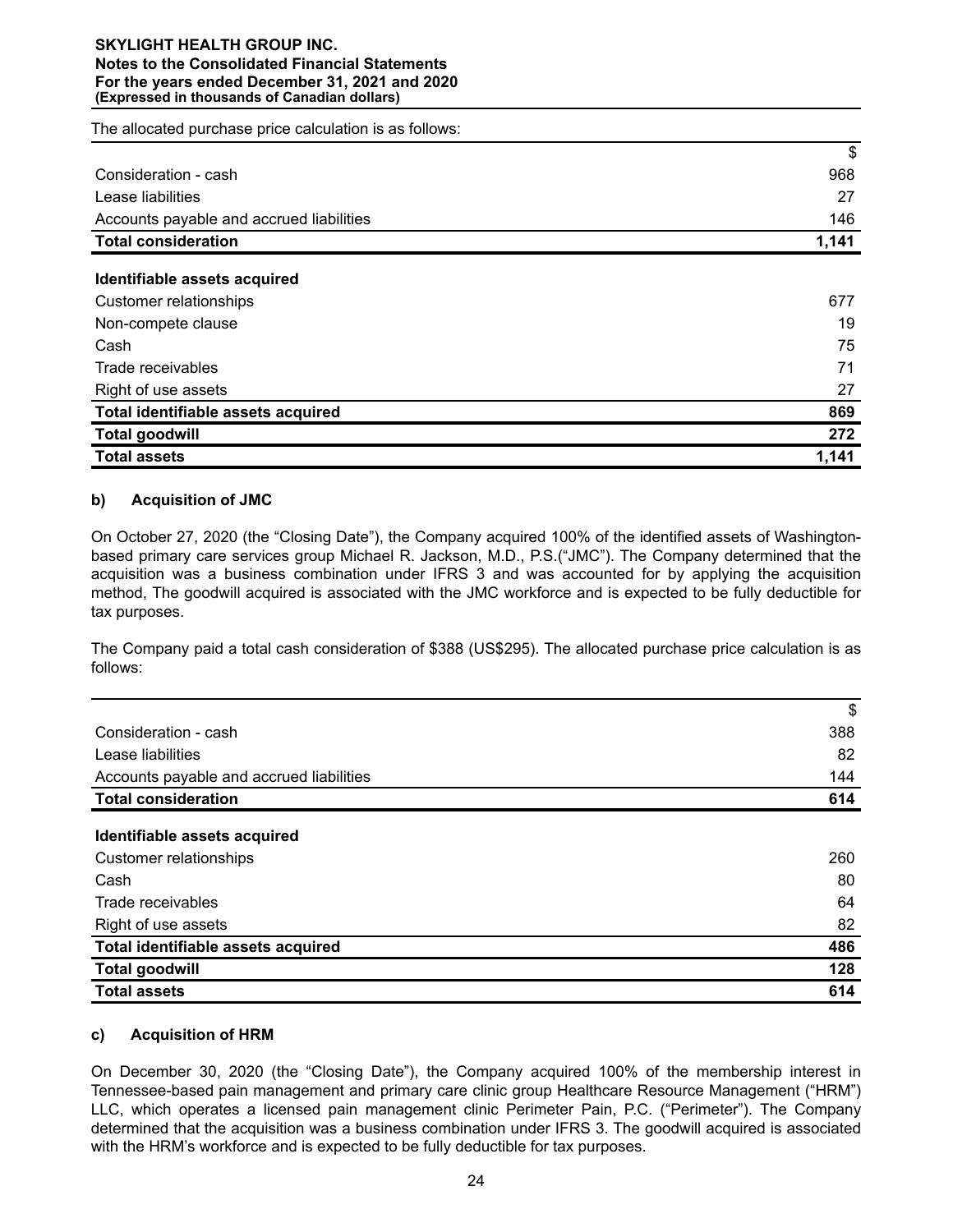The allocated purchase price calculation is as follows:

| | $ |
|---|---|
| Consideration - cash | 968 |
| Lease liabilities | 27 |
| Accounts payable and accrued liabilities | 146 |
| **Total consideration** | **1,141** |
| **Identifiable assets acquired** | |
| Customer relationships | 677 |
| Non-compete clause | 19 |
| Cash | 75 |
| Trade receivables | 71 |
| Right of use assets | 27 |
| **Total identifiable assets acquired** | **869** |
| **Total goodwill** | **272** |
| **Total assets** | **1,141** |

### b) Acquisition of JMC

On October 27, 2020 (the "Closing Date"), the Company acquired 100% of the identified assets of Washington-based primary care services group Michael R. Jackson, M.D., P.S.("JMC"). The Company determined that the acquisition was a business combination under IFRS 3 and was accounted for by applying the acquisition method, The goodwill acquired is associated with the JMC workforce and is expected to be fully deductible for tax purposes.

The Company paid a total cash consideration of $388 (US$295). The allocated purchase price calculation is as follows:

| | $ |
|---|---|
| Consideration - cash | 388 |
| Lease liabilities | 82 |
| Accounts payable and accrued liabilities | 144 |
| **Total consideration** | **614** |
| **Identifiable assets acquired** | |
| Customer relationships | 260 |
| Cash | 80 |
| Trade receivables | 64 |
| Right of use assets | 82 |
| **Total identifiable assets acquired** | **486** |
| **Total goodwill** | **128** |
| **Total assets** | **614** |

### c) Acquisition of HRM

On December 30, 2020 (the "Closing Date"), the Company acquired 100% of the membership interest in Tennessee-based pain management and primary care clinic group Healthcare Resource Management ("HRM") LLC, which operates a licensed pain management clinic Perimeter Pain, P.C. ("Perimeter"). The Company determined that the acquisition was a business combination under IFRS 3. The goodwill acquired is associated with the HRM's workforce and is expected to be fully deductible for tax purposes.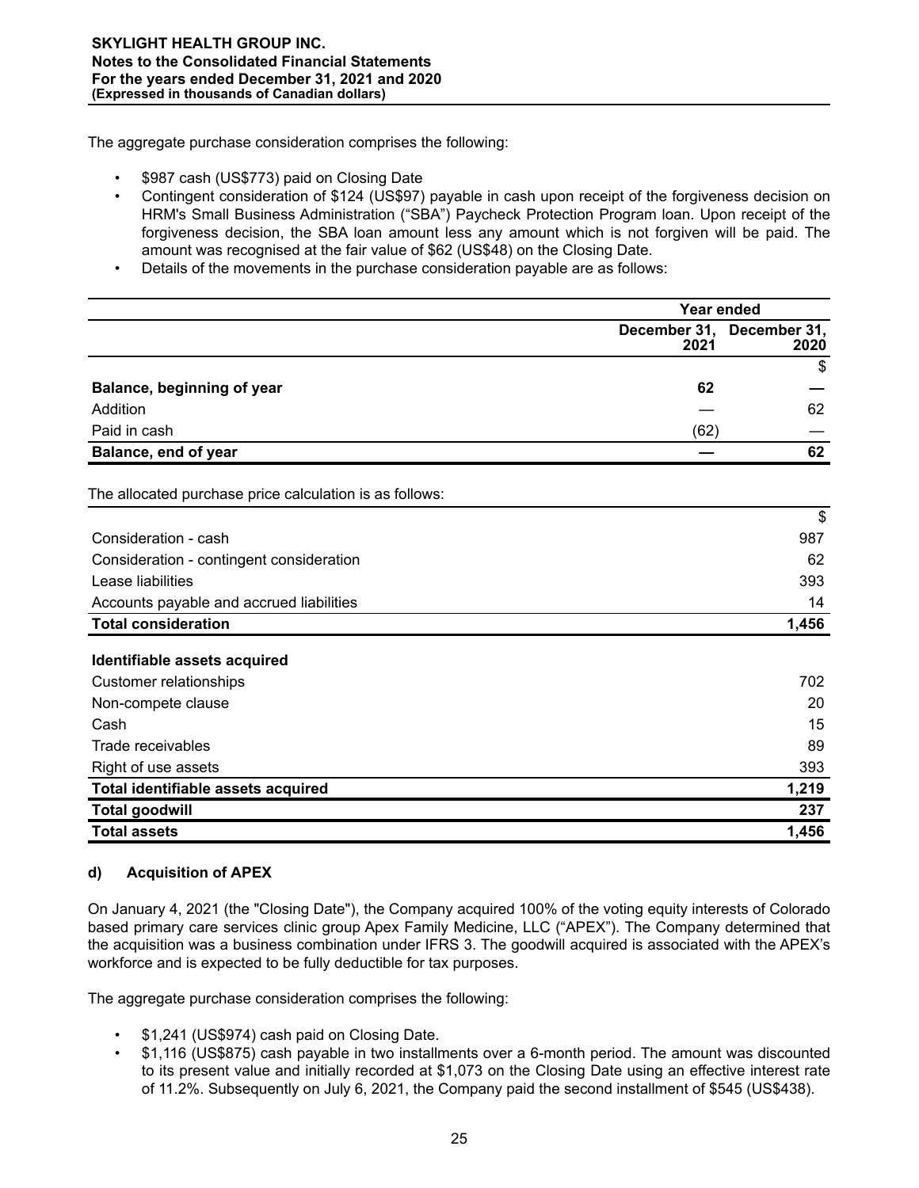The aggregate purchase consideration comprises the following:

- $987 cash (US$773) paid on Closing Date
- Contingent consideration of $124 (US$97) payable in cash upon receipt of the forgiveness decision on HRM's Small Business Administration ("SBA") Paycheck Protection Program loan. Upon receipt of the forgiveness decision, the SBA loan amount less any amount which is not forgiven will be paid. The amount was recognised at the fair value of $62 (US$48) on the Closing Date.
- Details of the movements in the purchase consideration payable are as follows:

| | Year ended | |
|---|---|---|
| | December 31, 2021 | December 31, 2020 |
| | | $ |
| **Balance, beginning of year** | 62 | — |
| Addition | — | 62 |
| Paid in cash | (62) | — |
| **Balance, end of year** | — | 62 |

The allocated purchase price calculation is as follows:

| | $ |
|---|---|
| Consideration - cash | 987 |
| Consideration - contingent consideration | 62 |
| Lease liabilities | 393 |
| Accounts payable and accrued liabilities | 14 |
| **Total consideration** | **1,456** |
| **Identifiable assets acquired** | |
| Customer relationships | 702 |
| Non-compete clause | 20 |
| Cash | 15 |
| Trade receivables | 89 |
| Right of use assets | 393 |
| **Total identifiable assets acquired** | **1,219** |
| **Total goodwill** | **237** |
| **Total assets** | **1,456** |

### d) Acquisition of APEX

On January 4, 2021 (the "Closing Date"), the Company acquired 100% of the voting equity interests of Colorado based primary care services clinic group Apex Family Medicine, LLC ("APEX"). The Company determined that the acquisition was a business combination under IFRS 3. The goodwill acquired is associated with the APEX's workforce and is expected to be fully deductible for tax purposes.

The aggregate purchase consideration comprises the following:

- $1,241 (US$974) cash paid on Closing Date.
- $1,116 (US$875) cash payable in two installments over a 6-month period. The amount was discounted to its present value and initially recorded at $1,073 on the Closing Date using an effective interest rate of 11.2%. Subsequently on July 6, 2021, the Company paid the second installment of $545 (US$438).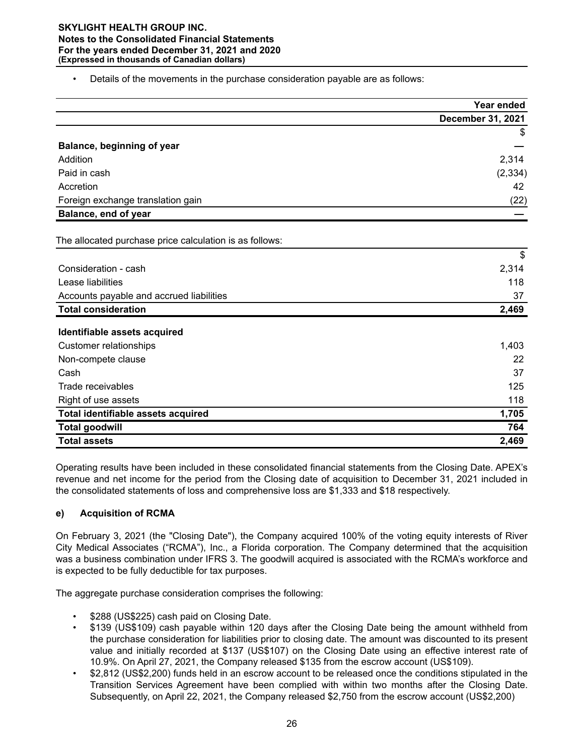- Details of the movements in the purchase consideration payable are as follows:

| | Year ended December 31, 2021 |
|---|---|
| | $ |
| **Balance, beginning of year** | — |
| Addition | 2,314 |
| Paid in cash | (2,334) |
| Accretion | 42 |
| Foreign exchange translation gain | (22) |
| **Balance, end of year** | — |

The allocated purchase price calculation is as follows:

| | |
|---|---|
| | $ |
| Consideration - cash | 2,314 |
| Lease liabilities | 118 |
| Accounts payable and accrued liabilities | 37 |
| **Total consideration** | **2,469** |
| **Identifiable assets acquired** | |
| Customer relationships | 1,403 |
| Non-compete clause | 22 |
| Cash | 37 |
| Trade receivables | 125 |
| Right of use assets | 118 |
| **Total identifiable assets acquired** | **1,705** |
| **Total goodwill** | **764** |
| **Total assets** | **2,469** |

Operating results have been included in these consolidated financial statements from the Closing Date. APEX's revenue and net income for the period from the Closing date of acquisition to December 31, 2021 included in the consolidated statements of loss and comprehensive loss are $1,333 and $18 respectively.

**e) Acquisition of RCMA**

On February 3, 2021 (the "Closing Date"), the Company acquired 100% of the voting equity interests of River City Medical Associates ("RCMA"), Inc., a Florida corporation. The Company determined that the acquisition was a business combination under IFRS 3. The goodwill acquired is associated with the RCMA's workforce and is expected to be fully deductible for tax purposes.

The aggregate purchase consideration comprises the following:

- $288 (US$225) cash paid on Closing Date.
- $139 (US$109) cash payable within 120 days after the Closing Date being the amount withheld from the purchase consideration for liabilities prior to closing date. The amount was discounted to its present value and initially recorded at $137 (US$107) on the Closing Date using an effective interest rate of 10.9%. On April 27, 2021, the Company released $135 from the escrow account (US$109).
- $2,812 (US$2,200) funds held in an escrow account to be released once the conditions stipulated in the Transition Services Agreement have been complied with within two months after the Closing Date. Subsequently, on April 22, 2021, the Company released $2,750 from the escrow account (US$2,200)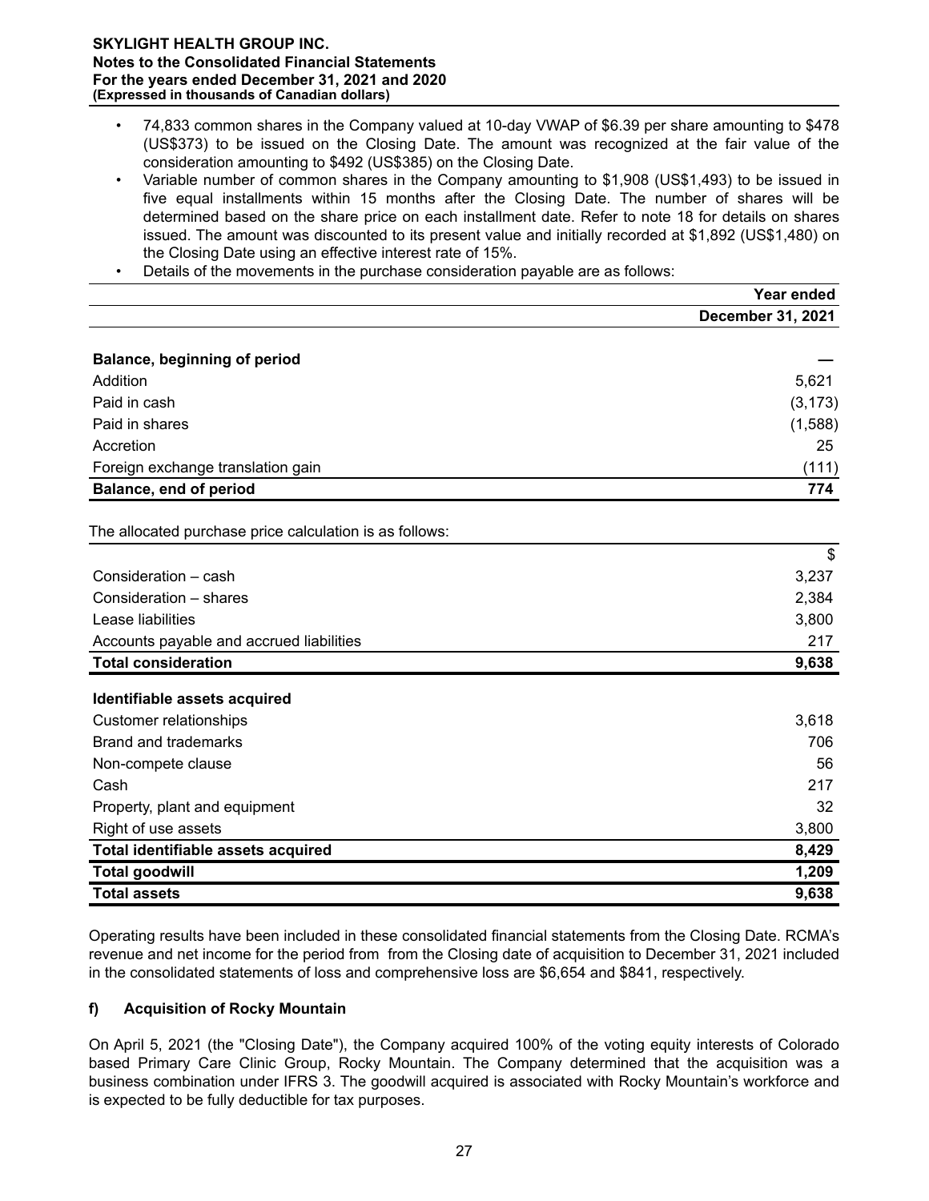- 74,833 common shares in the Company valued at 10-day VWAP of $6.39 per share amounting to $478 (US$373) to be issued on the Closing Date. The amount was recognized at the fair value of the consideration amounting to $492 (US$385) on the Closing Date.
- Variable number of common shares in the Company amounting to $1,908 (US$1,493) to be issued in five equal installments within 15 months after the Closing Date. The number of shares will be determined based on the share price on each installment date. Refer to note 18 for details on shares issued. The amount was discounted to its present value and initially recorded at $1,892 (US$1,480) on the Closing Date using an effective interest rate of 15%.
- Details of the movements in the purchase consideration payable are as follows:

| | Year ended December 31, 2021 |
|---|---|
| **Balance, beginning of period** | **—** |
| Addition | 5,621 |
| Paid in cash | (3,173) |
| Paid in shares | (1,588) |
| Accretion | 25 |
| Foreign exchange translation gain | (111) |
| **Balance, end of period** | **774** |

The allocated purchase price calculation is as follows:

| | $ |
|---|---|
| Consideration – cash | 3,237 |
| Consideration – shares | 2,384 |
| Lease liabilities | 3,800 |
| Accounts payable and accrued liabilities | 217 |
| **Total consideration** | **9,638** |
| **Identifiable assets acquired** | |
| Customer relationships | 3,618 |
| Brand and trademarks | 706 |
| Non-compete clause | 56 |
| Cash | 217 |
| Property, plant and equipment | 32 |
| Right of use assets | 3,800 |
| **Total identifiable assets acquired** | **8,429** |
| **Total goodwill** | **1,209** |
| **Total assets** | **9,638** |

Operating results have been included in these consolidated financial statements from the Closing Date. RCMA's revenue and net income for the period from from the Closing date of acquisition to December 31, 2021 included in the consolidated statements of loss and comprehensive loss are $6,654 and $841, respectively.

### f) Acquisition of Rocky Mountain

On April 5, 2021 (the "Closing Date"), the Company acquired 100% of the voting equity interests of Colorado based Primary Care Clinic Group, Rocky Mountain. The Company determined that the acquisition was a business combination under IFRS 3. The goodwill acquired is associated with Rocky Mountain's workforce and is expected to be fully deductible for tax purposes.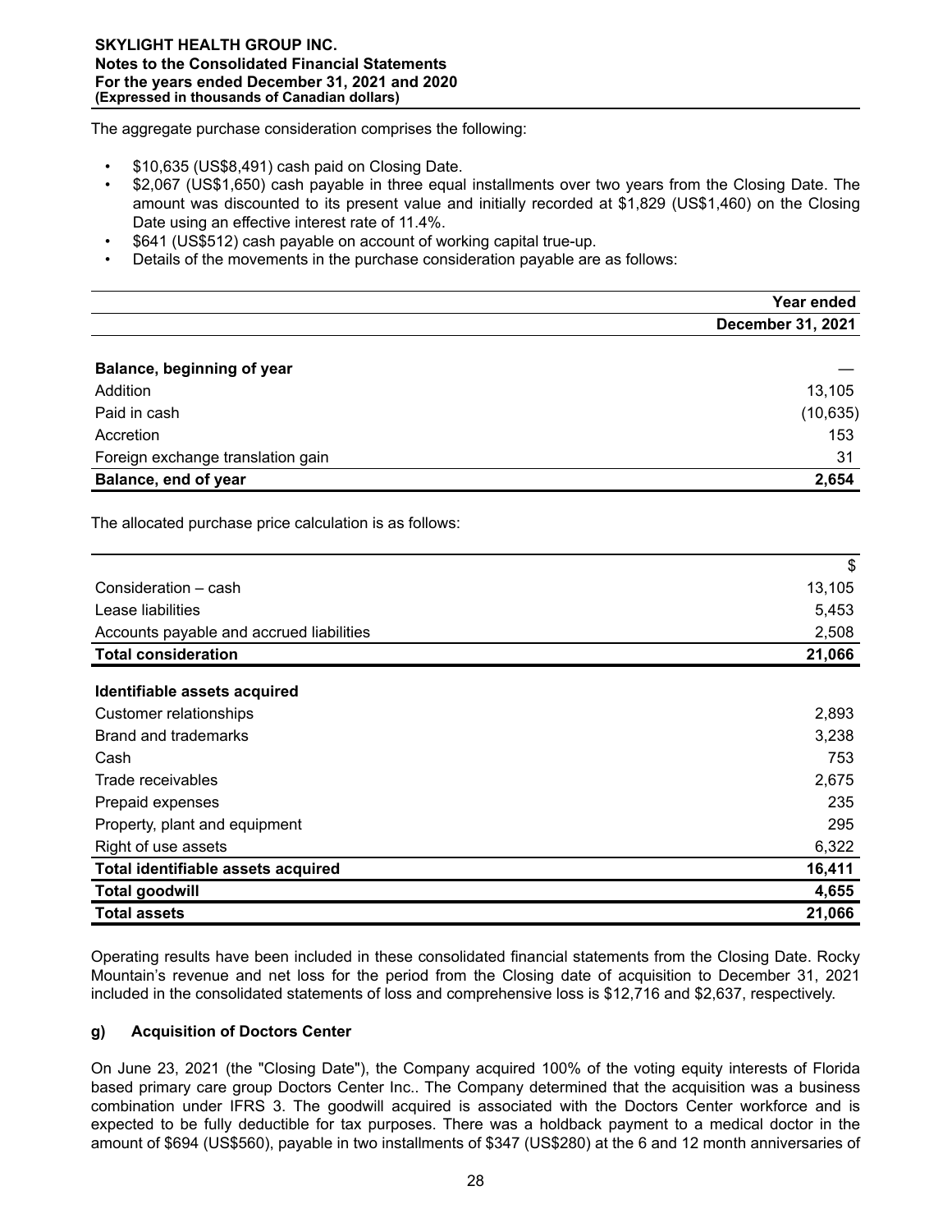The aggregate purchase consideration comprises the following:

- \$10,635 (US\$8,491) cash paid on Closing Date.
- \$2,067 (US\$1,650) cash payable in three equal installments over two years from the Closing Date. The amount was discounted to its present value and initially recorded at \$1,829 (US\$1,460) on the Closing Date using an effective interest rate of 11.4%.
- \$641 (US\$512) cash payable on account of working capital true-up.
- Details of the movements in the purchase consideration payable are as follows:

| | Year ended December 31, 2021 |
|---|---|
| **Balance, beginning of year** | — |
| Addition | 13,105 |
| Paid in cash | (10,635) |
| Accretion | 153 |
| Foreign exchange translation gain | 31 |
| **Balance, end of year** | **2,654** |

The allocated purchase price calculation is as follows:

| | \$ |
|---|---|
| Consideration – cash | 13,105 |
| Lease liabilities | 5,453 |
| Accounts payable and accrued liabilities | 2,508 |
| **Total consideration** | **21,066** |
| **Identifiable assets acquired** | |
| Customer relationships | 2,893 |
| Brand and trademarks | 3,238 |
| Cash | 753 |
| Trade receivables | 2,675 |
| Prepaid expenses | 235 |
| Property, plant and equipment | 295 |
| Right of use assets | 6,322 |
| **Total identifiable assets acquired** | **16,411** |
| **Total goodwill** | **4,655** |
| **Total assets** | **21,066** |

Operating results have been included in these consolidated financial statements from the Closing Date. Rocky Mountain's revenue and net loss for the period from the Closing date of acquisition to December 31, 2021 included in the consolidated statements of loss and comprehensive loss is \$12,716 and \$2,637, respectively.

### g) Acquisition of Doctors Center

On June 23, 2021 (the "Closing Date"), the Company acquired 100% of the voting equity interests of Florida based primary care group Doctors Center Inc.. The Company determined that the acquisition was a business combination under IFRS 3. The goodwill acquired is associated with the Doctors Center workforce and is expected to be fully deductible for tax purposes. There was a holdback payment to a medical doctor in the amount of \$694 (US\$560), payable in two installments of \$347 (US\$280) at the 6 and 12 month anniversaries of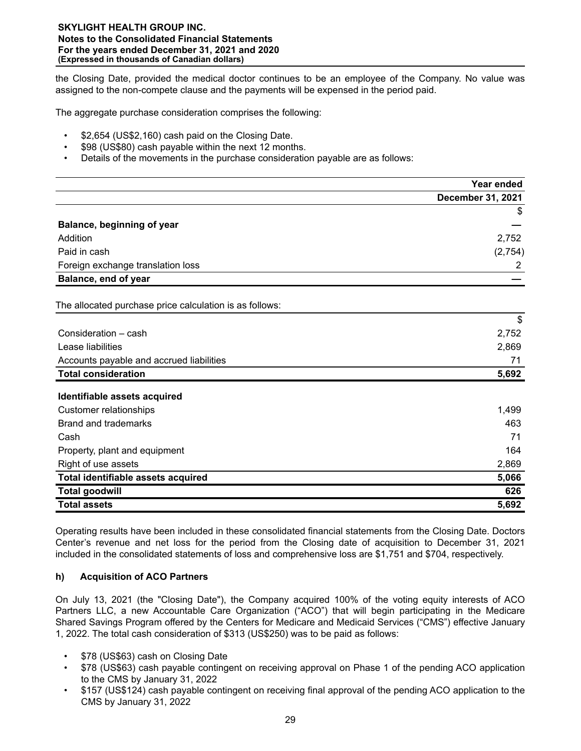the Closing Date, provided the medical doctor continues to be an employee of the Company. No value was assigned to the non-compete clause and the payments will be expensed in the period paid.

The aggregate purchase consideration comprises the following:

- $2,654 (US$2,160) cash paid on the Closing Date.
- $98 (US$80) cash payable within the next 12 months.
- Details of the movements in the purchase consideration payable are as follows:

| | Year ended December 31, 2021 |
|---|---|
| | $ |
| **Balance, beginning of year** | — |
| Addition | 2,752 |
| Paid in cash | (2,754) |
| Foreign exchange translation loss | 2 |
| **Balance, end of year** | — |

The allocated purchase price calculation is as follows:

| | $ |
|---|---|
| Consideration – cash | 2,752 |
| Lease liabilities | 2,869 |
| Accounts payable and accrued liabilities | 71 |
| **Total consideration** | **5,692** |
| **Identifiable assets acquired** | |
| Customer relationships | 1,499 |
| Brand and trademarks | 463 |
| Cash | 71 |
| Property, plant and equipment | 164 |
| Right of use assets | 2,869 |
| **Total identifiable assets acquired** | **5,066** |
| **Total goodwill** | **626** |
| **Total assets** | **5,692** |

Operating results have been included in these consolidated financial statements from the Closing Date. Doctors Center's revenue and net loss for the period from the Closing date of acquisition to December 31, 2021 included in the consolidated statements of loss and comprehensive loss are $1,751 and $704, respectively.

### h) Acquisition of ACO Partners

On July 13, 2021 (the "Closing Date"), the Company acquired 100% of the voting equity interests of ACO Partners LLC, a new Accountable Care Organization ("ACO") that will begin participating in the Medicare Shared Savings Program offered by the Centers for Medicare and Medicaid Services ("CMS") effective January 1, 2022. The total cash consideration of $313 (US$250) was to be paid as follows:

- $78 (US$63) cash on Closing Date
- $78 (US$63) cash payable contingent on receiving approval on Phase 1 of the pending ACO application to the CMS by January 31, 2022
- $157 (US$124) cash payable contingent on receiving final approval of the pending ACO application to the CMS by January 31, 2022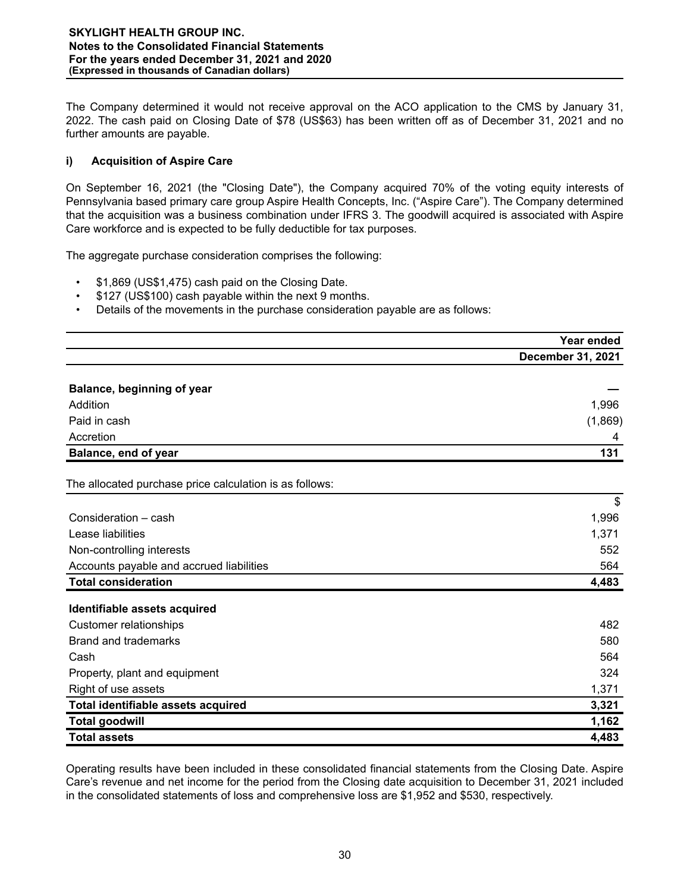The Company determined it would not receive approval on the ACO application to the CMS by January 31, 2022. The cash paid on Closing Date of $78 (US$63) has been written off as of December 31, 2021 and no further amounts are payable.

### i) Acquisition of Aspire Care

On September 16, 2021 (the "Closing Date"), the Company acquired 70% of the voting equity interests of Pennsylvania based primary care group Aspire Health Concepts, Inc. ("Aspire Care"). The Company determined that the acquisition was a business combination under IFRS 3. The goodwill acquired is associated with Aspire Care workforce and is expected to be fully deductible for tax purposes.

The aggregate purchase consideration comprises the following:

- $1,869 (US$1,475) cash paid on the Closing Date.
- $127 (US$100) cash payable within the next 9 months.
- Details of the movements in the purchase consideration payable are as follows:

| | Year ended December 31, 2021 |
|---|---|
| **Balance, beginning of year** | — |
| Addition | 1,996 |
| Paid in cash | (1,869) |
| Accretion | 4 |
| **Balance, end of year** | **131** |

The allocated purchase price calculation is as follows:

| | $ |
|---|---|
| Consideration – cash | 1,996 |
| Lease liabilities | 1,371 |
| Non-controlling interests | 552 |
| Accounts payable and accrued liabilities | 564 |
| **Total consideration** | **4,483** |
| **Identifiable assets acquired** | |
| Customer relationships | 482 |
| Brand and trademarks | 580 |
| Cash | 564 |
| Property, plant and equipment | 324 |
| Right of use assets | 1,371 |
| **Total identifiable assets acquired** | **3,321** |
| **Total goodwill** | **1,162** |
| **Total assets** | **4,483** |

Operating results have been included in these consolidated financial statements from the Closing Date. Aspire Care's revenue and net income for the period from the Closing date acquisition to December 31, 2021 included in the consolidated statements of loss and comprehensive loss are $1,952 and $530, respectively.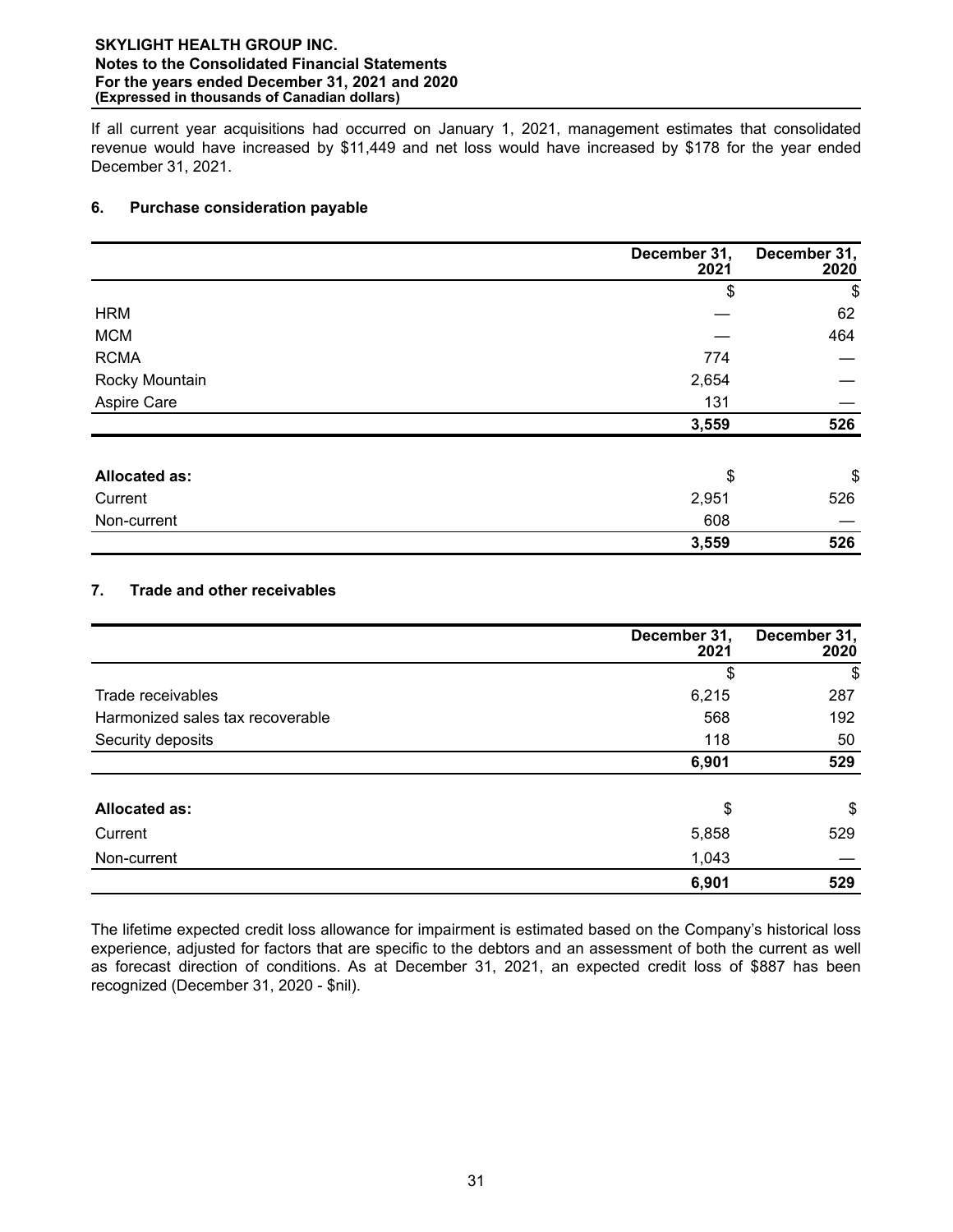If all current year acquisitions had occurred on January 1, 2021, management estimates that consolidated revenue would have increased by $11,449 and net loss would have increased by $178 for the year ended December 31, 2021.

## 6. Purchase consideration payable

| | December 31, 2021 | December 31, 2020 |
|---|---|---|
| | $ | $ |
| HRM | — | 62 |
| MCM | — | 464 |
| RCMA | 774 | — |
| Rocky Mountain | 2,654 | — |
| Aspire Care | 131 | — |
| | **3,559** | **526** |
| **Allocated as:** | $ | $ |
| Current | 2,951 | 526 |
| Non-current | 608 | — |
| | **3,559** | **526** |

## 7. Trade and other receivables

| | December 31, 2021 | December 31, 2020 |
|---|---|---|
| | $ | $ |
| Trade receivables | 6,215 | 287 |
| Harmonized sales tax recoverable | 568 | 192 |
| Security deposits | 118 | 50 |
| | **6,901** | **529** |
| **Allocated as:** | $ | $ |
| Current | 5,858 | 529 |
| Non-current | 1,043 | — |
| | **6,901** | **529** |

The lifetime expected credit loss allowance for impairment is estimated based on the Company's historical loss experience, adjusted for factors that are specific to the debtors and an assessment of both the current as well as forecast direction of conditions. As at December 31, 2021, an expected credit loss of $887 has been recognized (December 31, 2020 - $nil).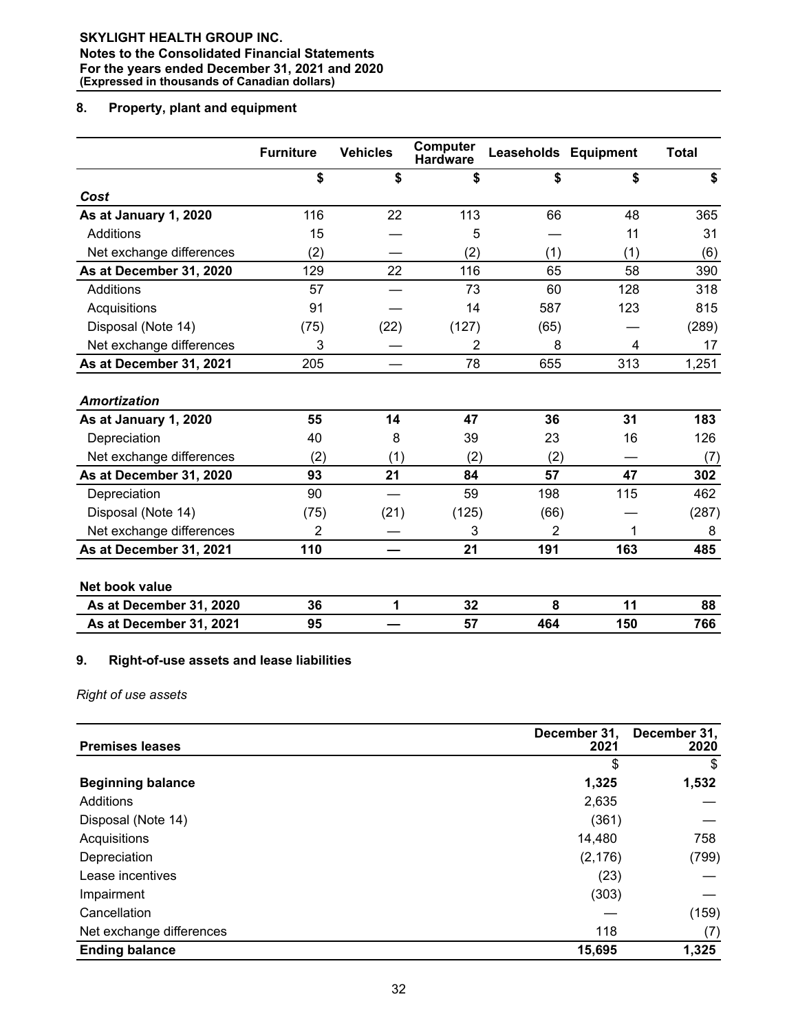**SKYLIGHT HEALTH GROUP INC.**
**Notes to the Consolidated Financial Statements**
**For the years ended December 31, 2021 and 2020**
**(Expressed in thousands of Canadian dollars)**

## 8. Property, plant and equipment

| | Furniture | Vehicles | Computer Hardware | Leaseholds | Equipment | Total |
|---|---|---|---|---|---|---|
| | $ | $ | $ | $ | $ | $ |
| ***Cost*** | | | | | | |
| **As at January 1, 2020** | 116 | 22 | 113 | 66 | 48 | 365 |
| Additions | 15 | — | 5 | — | 11 | 31 |
| Net exchange differences | (2) | — | (2) | (1) | (1) | (6) |
| **As at December 31, 2020** | 129 | 22 | 116 | 65 | 58 | 390 |
| Additions | 57 | — | 73 | 60 | 128 | 318 |
| Acquisitions | 91 | — | 14 | 587 | 123 | 815 |
| Disposal (Note 14) | (75) | (22) | (127) | (65) | — | (289) |
| Net exchange differences | 3 | — | 2 | 8 | 4 | 17 |
| **As at December 31, 2021** | 205 | — | 78 | 655 | 313 | 1,251 |
| | | | | | | |
| ***Amortization*** | | | | | | |
| **As at January 1, 2020** | **55** | **14** | **47** | **36** | **31** | **183** |
| Depreciation | 40 | 8 | 39 | 23 | 16 | 126 |
| Net exchange differences | (2) | (1) | (2) | (2) | — | (7) |
| **As at December 31, 2020** | **93** | **21** | **84** | **57** | **47** | **302** |
| Depreciation | 90 | — | 59 | 198 | 115 | 462 |
| Disposal (Note 14) | (75) | (21) | (125) | (66) | — | (287) |
| Net exchange differences | 2 | — | 3 | 2 | 1 | 8 |
| **As at December 31, 2021** | **110** | **—** | **21** | **191** | **163** | **485** |
| | | | | | | |
| **Net book value** | | | | | | |
| **As at December 31, 2020** | **36** | **1** | **32** | **8** | **11** | **88** |
| **As at December 31, 2021** | **95** | **—** | **57** | **464** | **150** | **766** |

## 9. Right-of-use assets and lease liabilities

*Right of use assets*

| **Premises leases** | December 31, 2021 | December 31, 2020 |
|---|---|---|
| | $ | $ |
| **Beginning balance** | **1,325** | **1,532** |
| Additions | 2,635 | — |
| Disposal (Note 14) | (361) | — |
| Acquisitions | 14,480 | 758 |
| Depreciation | (2,176) | (799) |
| Lease incentives | (23) | — |
| Impairment | (303) | — |
| Cancellation | — | (159) |
| Net exchange differences | 118 | (7) |
| **Ending balance** | **15,695** | **1,325** |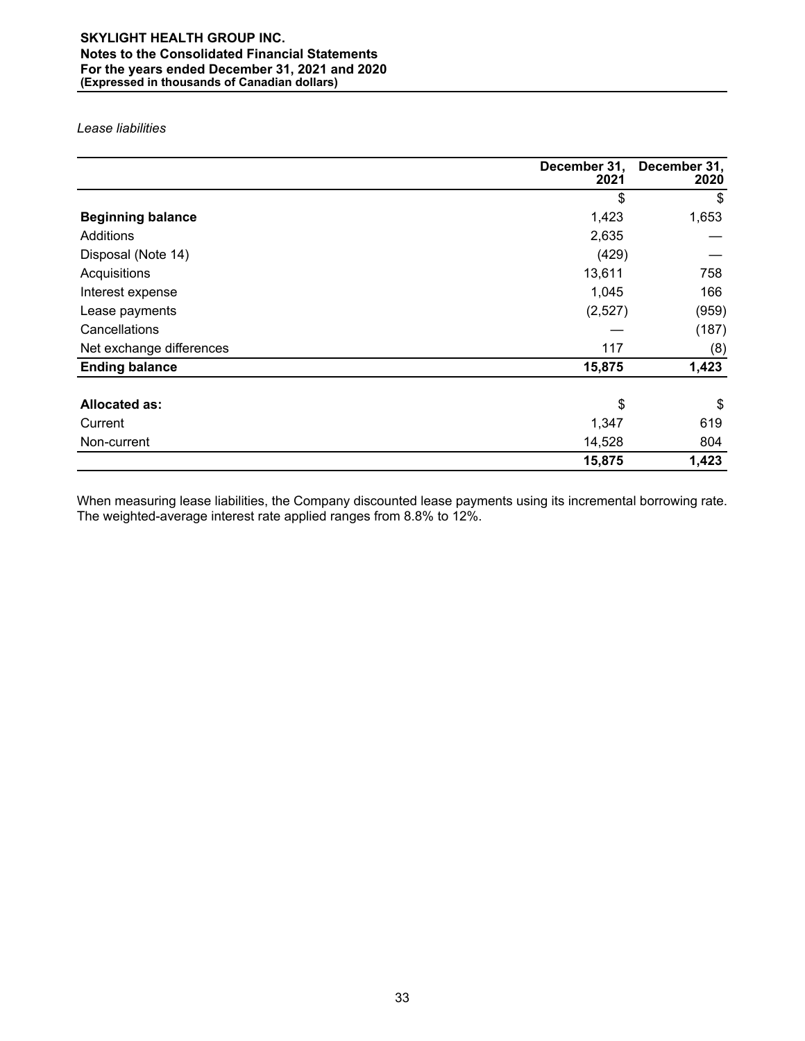*Lease liabilities*

| | December 31, 2021 | December 31, 2020 |
|---|---|---|
| | $ | $ |
| **Beginning balance** | 1,423 | 1,653 |
| Additions | 2,635 | — |
| Disposal (Note 14) | (429) | — |
| Acquisitions | 13,611 | 758 |
| Interest expense | 1,045 | 166 |
| Lease payments | (2,527) | (959) |
| Cancellations | — | (187) |
| Net exchange differences | 117 | (8) |
| **Ending balance** | **15,875** | **1,423** |
| | | |
| **Allocated as:** | $ | $ |
| Current | 1,347 | 619 |
| Non-current | 14,528 | 804 |
| | **15,875** | **1,423** |

When measuring lease liabilities, the Company discounted lease payments using its incremental borrowing rate. The weighted-average interest rate applied ranges from 8.8% to 12%.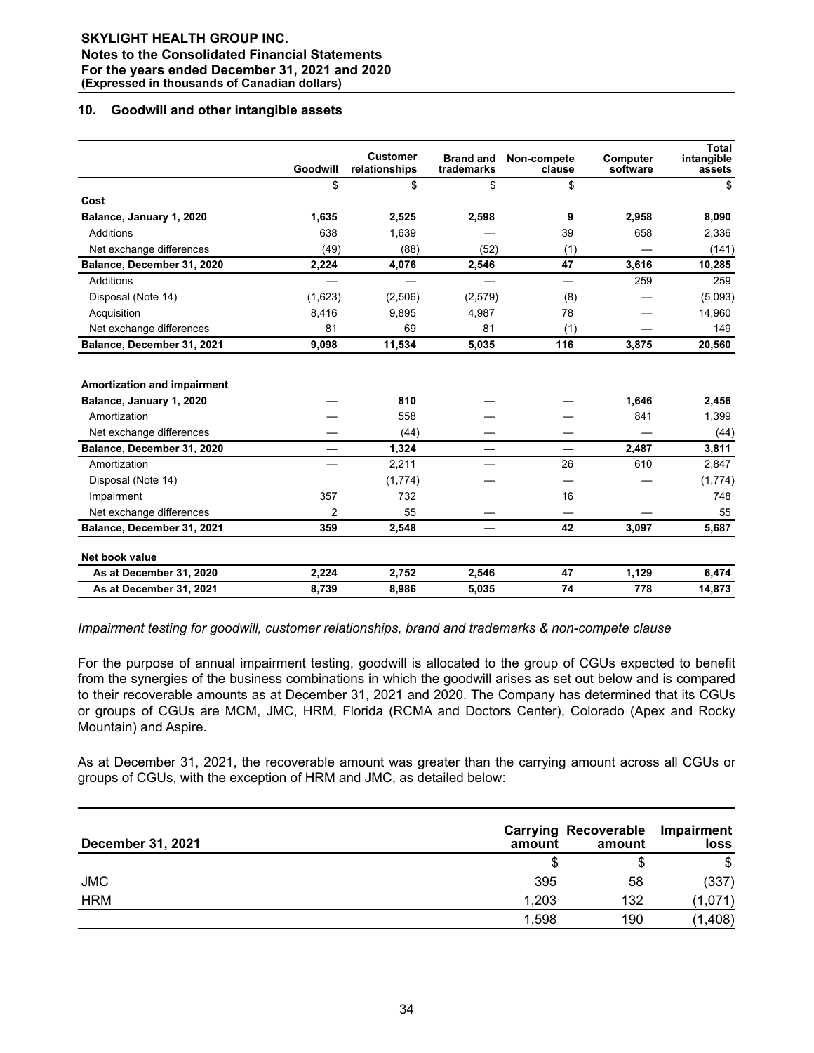## 10. Goodwill and other intangible assets

| | Goodwill | Customer relationships | Brand and trademarks | Non-compete clause | Computer software | Total intangible assets |
|---|---|---|---|---|---|---|
| | $ | $ | $ | $ | | $ |
| **Cost** | | | | | | |
| **Balance, January 1, 2020** | **1,635** | **2,525** | **2,598** | **9** | **2,958** | **8,090** |
| Additions | 638 | 1,639 | — | 39 | 658 | 2,336 |
| Net exchange differences | (49) | (88) | (52) | (1) | — | (141) |
| **Balance, December 31, 2020** | **2,224** | **4,076** | **2,546** | **47** | **3,616** | **10,285** |
| Additions | — | — | — | — | 259 | 259 |
| Disposal (Note 14) | (1,623) | (2,506) | (2,579) | (8) | — | (5,093) |
| Acquisition | 8,416 | 9,895 | 4,987 | 78 | — | 14,960 |
| Net exchange differences | 81 | 69 | 81 | (1) | — | 149 |
| **Balance, December 31, 2021** | **9,098** | **11,534** | **5,035** | **116** | **3,875** | **20,560** |
| | | | | | | |
| **Amortization and impairment** | | | | | | |
| **Balance, January 1, 2020** | **—** | **810** | **—** | **—** | **1,646** | **2,456** |
| Amortization | — | 558 | — | — | 841 | 1,399 |
| Net exchange differences | — | (44) | — | — | — | (44) |
| **Balance, December 31, 2020** | **—** | **1,324** | **—** | **—** | **2,487** | **3,811** |
| Amortization | — | 2,211 | — | 26 | 610 | 2,847 |
| Disposal (Note 14) | | (1,774) | — | — | — | (1,774) |
| Impairment | 357 | 732 | | 16 | | 748 |
| Net exchange differences | 2 | 55 | — | — | — | 55 |
| **Balance, December 31, 2021** | **359** | **2,548** | **—** | **42** | **3,097** | **5,687** |
| | | | | | | |
| **Net book value** | | | | | | |
| **As at December 31, 2020** | **2,224** | **2,752** | **2,546** | **47** | **1,129** | **6,474** |
| **As at December 31, 2021** | **8,739** | **8,986** | **5,035** | **74** | **778** | **14,873** |

*Impairment testing for goodwill, customer relationships, brand and trademarks & non-compete clause*

For the purpose of annual impairment testing, goodwill is allocated to the group of CGUs expected to benefit from the synergies of the business combinations in which the goodwill arises as set out below and is compared to their recoverable amounts as at December 31, 2021 and 2020. The Company has determined that its CGUs or groups of CGUs are MCM, JMC, HRM, Florida (RCMA and Doctors Center), Colorado (Apex and Rocky Mountain) and Aspire.

As at December 31, 2021, the recoverable amount was greater than the carrying amount across all CGUs or groups of CGUs, with the exception of HRM and JMC, as detailed below:

| December 31, 2021 | Carrying amount | Recoverable amount | Impairment loss |
|---|---|---|---|
| | $ | $ | $ |
| JMC | 395 | 58 | (337) |
| HRM | 1,203 | 132 | (1,071) |
| | 1,598 | 190 | (1,408) |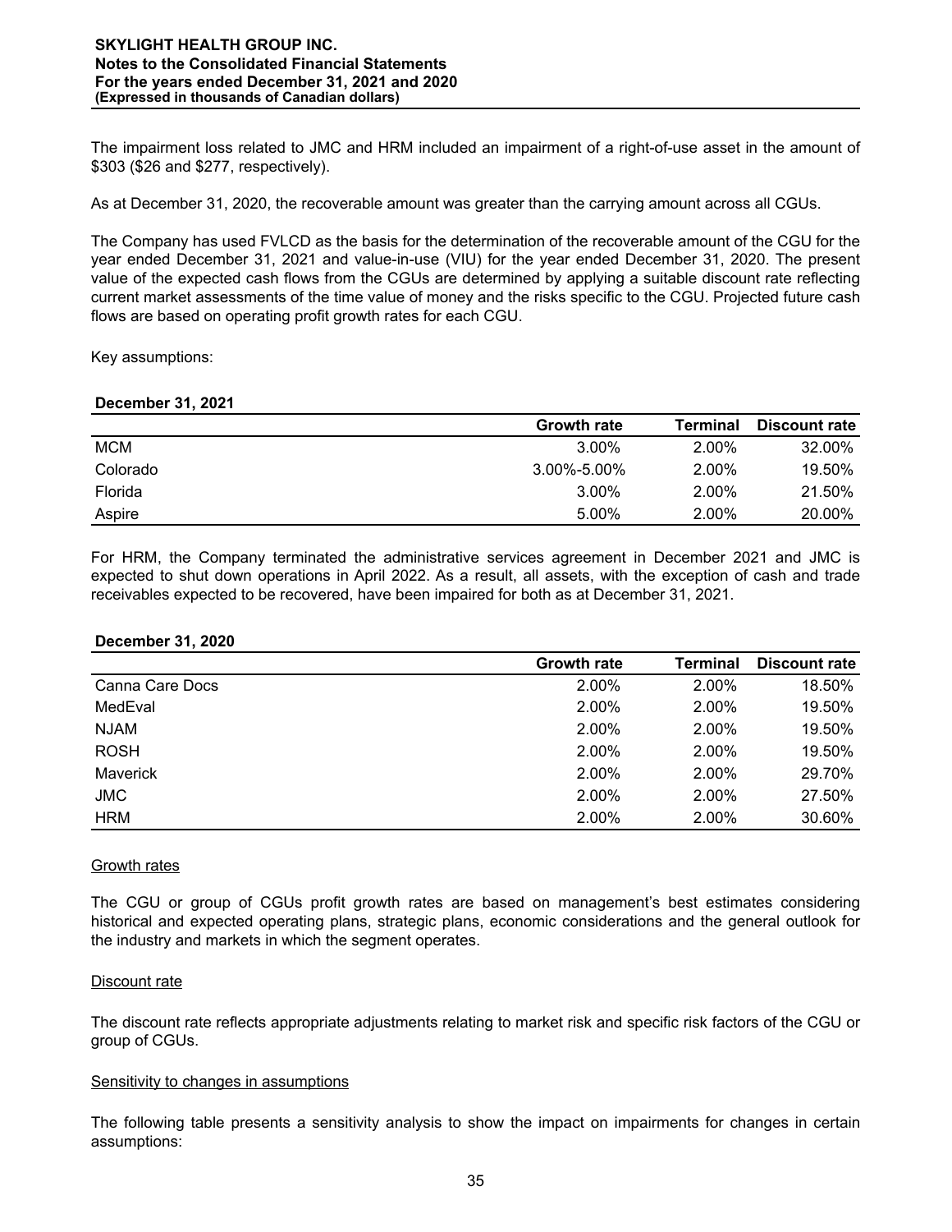The impairment loss related to JMC and HRM included an impairment of a right-of-use asset in the amount of $303 ($26 and $277, respectively).

As at December 31, 2020, the recoverable amount was greater than the carrying amount across all CGUs.

The Company has used FVLCD as the basis for the determination of the recoverable amount of the CGU for the year ended December 31, 2021 and value-in-use (VIU) for the year ended December 31, 2020. The present value of the expected cash flows from the CGUs are determined by applying a suitable discount rate reflecting current market assessments of the time value of money and the risks specific to the CGU. Projected future cash flows are based on operating profit growth rates for each CGU.

Key assumptions:

**December 31, 2021**

| | Growth rate | Terminal | Discount rate |
|---|---|---|---|
| MCM | 3.00% | 2.00% | 32.00% |
| Colorado | 3.00%-5.00% | 2.00% | 19.50% |
| Florida | 3.00% | 2.00% | 21.50% |
| Aspire | 5.00% | 2.00% | 20.00% |

For HRM, the Company terminated the administrative services agreement in December 2021 and JMC is expected to shut down operations in April 2022. As a result, all assets, with the exception of cash and trade receivables expected to be recovered, have been impaired for both as at December 31, 2021.

**December 31, 2020**

| | Growth rate | Terminal | Discount rate |
|---|---|---|---|
| Canna Care Docs | 2.00% | 2.00% | 18.50% |
| MedEval | 2.00% | 2.00% | 19.50% |
| NJAM | 2.00% | 2.00% | 19.50% |
| ROSH | 2.00% | 2.00% | 19.50% |
| Maverick | 2.00% | 2.00% | 29.70% |
| JMC | 2.00% | 2.00% | 27.50% |
| HRM | 2.00% | 2.00% | 30.60% |

Growth rates

The CGU or group of CGUs profit growth rates are based on management's best estimates considering historical and expected operating plans, strategic plans, economic considerations and the general outlook for the industry and markets in which the segment operates.

Discount rate

The discount rate reflects appropriate adjustments relating to market risk and specific risk factors of the CGU or group of CGUs.

Sensitivity to changes in assumptions

The following table presents a sensitivity analysis to show the impact on impairments for changes in certain assumptions: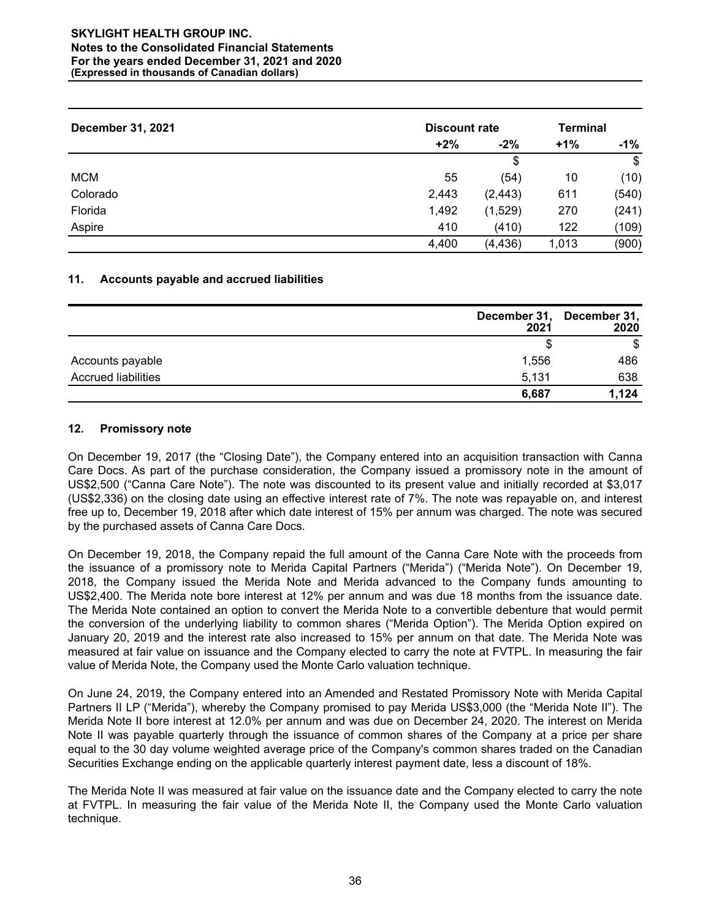| December 31, 2021 | Discount rate | | Terminal | |
|---|---|---|---|---|
| | +2% | -2% | +1% | -1% |
| | | $ | | $ |
| MCM | 55 | (54) | 10 | (10) |
| Colorado | 2,443 | (2,443) | 611 | (540) |
| Florida | 1,492 | (1,529) | 270 | (241) |
| Aspire | 410 | (410) | 122 | (109) |
| | 4,400 | (4,436) | 1,013 | (900) |

## 11. Accounts payable and accrued liabilities

| | December 31, 2021 | December 31, 2020 |
|---|---|---|
| | $ | $ |
| Accounts payable | 1,556 | 486 |
| Accrued liabilities | 5,131 | 638 |
| | **6,687** | **1,124** |

## 12. Promissory note

On December 19, 2017 (the "Closing Date"), the Company entered into an acquisition transaction with Canna Care Docs. As part of the purchase consideration, the Company issued a promissory note in the amount of US$2,500 ("Canna Care Note"). The note was discounted to its present value and initially recorded at $3,017 (US$2,336) on the closing date using an effective interest rate of 7%. The note was repayable on, and interest free up to, December 19, 2018 after which date interest of 15% per annum was charged. The note was secured by the purchased assets of Canna Care Docs.

On December 19, 2018, the Company repaid the full amount of the Canna Care Note with the proceeds from the issuance of a promissory note to Merida Capital Partners ("Merida") ("Merida Note"). On December 19, 2018, the Company issued the Merida Note and Merida advanced to the Company funds amounting to US$2,400. The Merida note bore interest at 12% per annum and was due 18 months from the issuance date. The Merida Note contained an option to convert the Merida Note to a convertible debenture that would permit the conversion of the underlying liability to common shares ("Merida Option"). The Merida Option expired on January 20, 2019 and the interest rate also increased to 15% per annum on that date. The Merida Note was measured at fair value on issuance and the Company elected to carry the note at FVTPL. In measuring the fair value of Merida Note, the Company used the Monte Carlo valuation technique.

On June 24, 2019, the Company entered into an Amended and Restated Promissory Note with Merida Capital Partners II LP ("Merida"), whereby the Company promised to pay Merida US$3,000 (the "Merida Note II"). The Merida Note II bore interest at 12.0% per annum and was due on December 24, 2020. The interest on Merida Note II was payable quarterly through the issuance of common shares of the Company at a price per share equal to the 30 day volume weighted average price of the Company's common shares traded on the Canadian Securities Exchange ending on the applicable quarterly interest payment date, less a discount of 18%.

The Merida Note II was measured at fair value on the issuance date and the Company elected to carry the note at FVTPL. In measuring the fair value of the Merida Note II, the Company used the Monte Carlo valuation technique.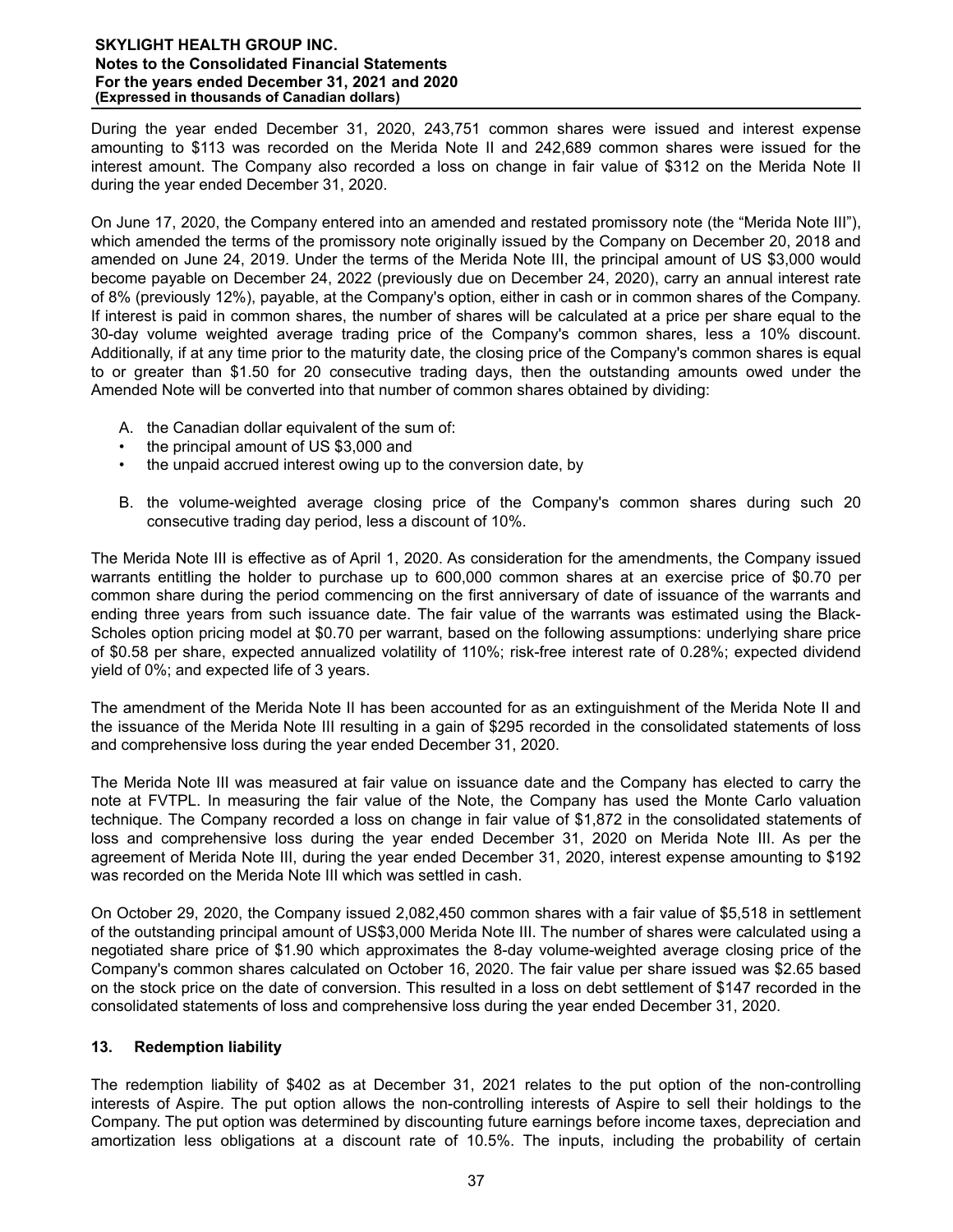During the year ended December 31, 2020, 243,751 common shares were issued and interest expense amounting to $113 was recorded on the Merida Note II and 242,689 common shares were issued for the interest amount. The Company also recorded a loss on change in fair value of $312 on the Merida Note II during the year ended December 31, 2020.

On June 17, 2020, the Company entered into an amended and restated promissory note (the "Merida Note III"), which amended the terms of the promissory note originally issued by the Company on December 20, 2018 and amended on June 24, 2019. Under the terms of the Merida Note III, the principal amount of US $3,000 would become payable on December 24, 2022 (previously due on December 24, 2020), carry an annual interest rate of 8% (previously 12%), payable, at the Company's option, either in cash or in common shares of the Company. If interest is paid in common shares, the number of shares will be calculated at a price per share equal to the 30-day volume weighted average trading price of the Company's common shares, less a 10% discount. Additionally, if at any time prior to the maturity date, the closing price of the Company's common shares is equal to or greater than $1.50 for 20 consecutive trading days, then the outstanding amounts owed under the Amended Note will be converted into that number of common shares obtained by dividing:

A. the Canadian dollar equivalent of the sum of:
- the principal amount of US $3,000 and
- the unpaid accrued interest owing up to the conversion date, by

B. the volume-weighted average closing price of the Company's common shares during such 20 consecutive trading day period, less a discount of 10%.

The Merida Note III is effective as of April 1, 2020. As consideration for the amendments, the Company issued warrants entitling the holder to purchase up to 600,000 common shares at an exercise price of $0.70 per common share during the period commencing on the first anniversary of date of issuance of the warrants and ending three years from such issuance date. The fair value of the warrants was estimated using the Black-Scholes option pricing model at $0.70 per warrant, based on the following assumptions: underlying share price of $0.58 per share, expected annualized volatility of 110%; risk-free interest rate of 0.28%; expected dividend yield of 0%; and expected life of 3 years.

The amendment of the Merida Note II has been accounted for as an extinguishment of the Merida Note II and the issuance of the Merida Note III resulting in a gain of $295 recorded in the consolidated statements of loss and comprehensive loss during the year ended December 31, 2020.

The Merida Note III was measured at fair value on issuance date and the Company has elected to carry the note at FVTPL. In measuring the fair value of the Note, the Company has used the Monte Carlo valuation technique. The Company recorded a loss on change in fair value of $1,872 in the consolidated statements of loss and comprehensive loss during the year ended December 31, 2020 on Merida Note III. As per the agreement of Merida Note III, during the year ended December 31, 2020, interest expense amounting to $192 was recorded on the Merida Note III which was settled in cash.

On October 29, 2020, the Company issued 2,082,450 common shares with a fair value of $5,518 in settlement of the outstanding principal amount of US$3,000 Merida Note III. The number of shares were calculated using a negotiated share price of $1.90 which approximates the 8-day volume-weighted average closing price of the Company's common shares calculated on October 16, 2020. The fair value per share issued was $2.65 based on the stock price on the date of conversion. This resulted in a loss on debt settlement of $147 recorded in the consolidated statements of loss and comprehensive loss during the year ended December 31, 2020.

## 13. Redemption liability

The redemption liability of $402 as at December 31, 2021 relates to the put option of the non-controlling interests of Aspire. The put option allows the non-controlling interests of Aspire to sell their holdings to the Company. The put option was determined by discounting future earnings before income taxes, depreciation and amortization less obligations at a discount rate of 10.5%. The inputs, including the probability of certain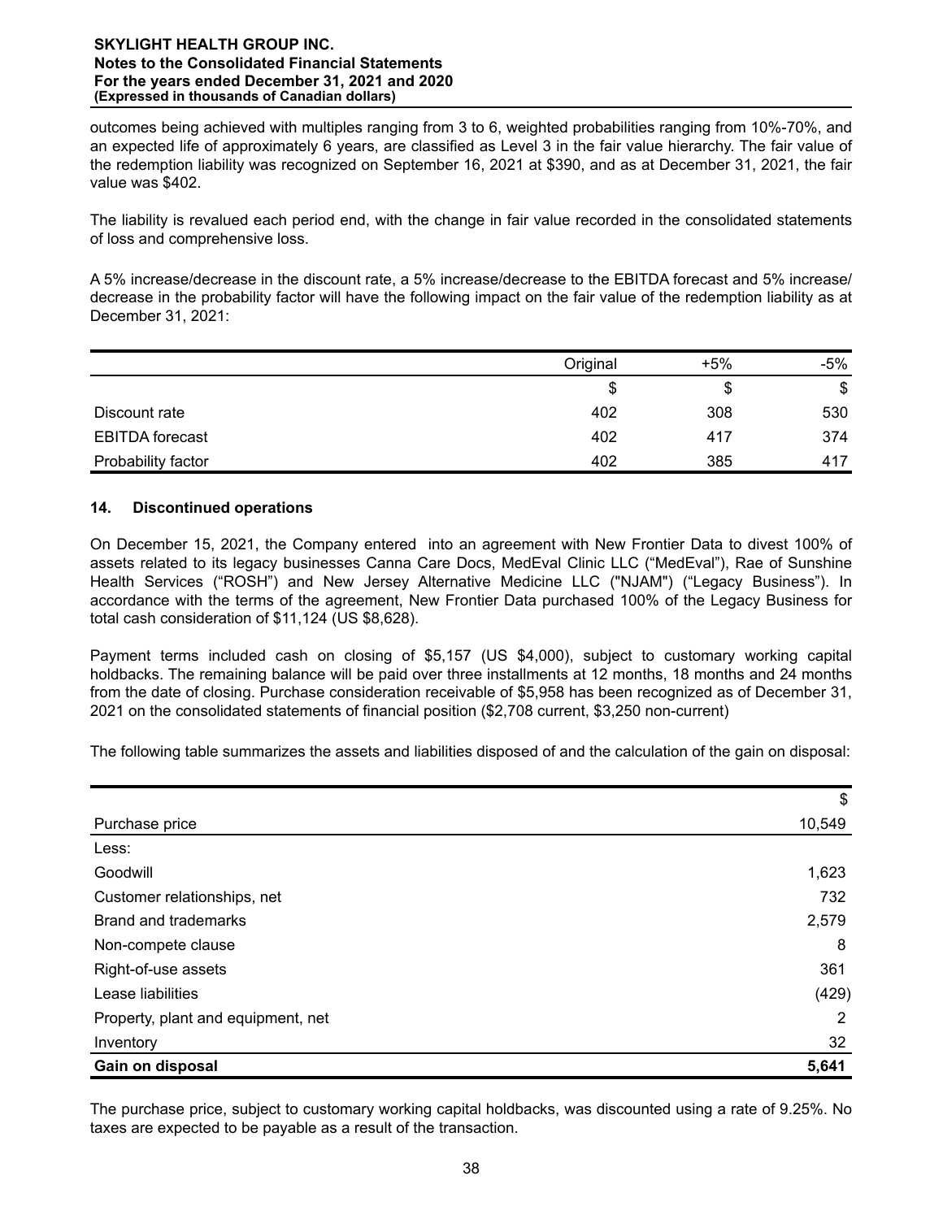outcomes being achieved with multiples ranging from 3 to 6, weighted probabilities ranging from 10%-70%, and an expected life of approximately 6 years, are classified as Level 3 in the fair value hierarchy. The fair value of the redemption liability was recognized on September 16, 2021 at $390, and as at December 31, 2021, the fair value was $402.

The liability is revalued each period end, with the change in fair value recorded in the consolidated statements of loss and comprehensive loss.

A 5% increase/decrease in the discount rate, a 5% increase/decrease to the EBITDA forecast and 5% increase/decrease in the probability factor will have the following impact on the fair value of the redemption liability as at December 31, 2021:

| | Original | +5% | -5% |
|---|---|---|---|
| | $ | $ | $ |
| Discount rate | 402 | 308 | 530 |
| EBITDA forecast | 402 | 417 | 374 |
| Probability factor | 402 | 385 | 417 |

## 14. Discontinued operations

On December 15, 2021, the Company entered into an agreement with New Frontier Data to divest 100% of assets related to its legacy businesses Canna Care Docs, MedEval Clinic LLC ("MedEval"), Rae of Sunshine Health Services ("ROSH") and New Jersey Alternative Medicine LLC ("NJAM") ("Legacy Business"). In accordance with the terms of the agreement, New Frontier Data purchased 100% of the Legacy Business for total cash consideration of $11,124 (US $8,628).

Payment terms included cash on closing of $5,157 (US $4,000), subject to customary working capital holdbacks. The remaining balance will be paid over three installments at 12 months, 18 months and 24 months from the date of closing. Purchase consideration receivable of $5,958 has been recognized as of December 31, 2021 on the consolidated statements of financial position ($2,708 current, $3,250 non-current)

The following table summarizes the assets and liabilities disposed of and the calculation of the gain on disposal:

| | $ |
|---|---|
| Purchase price | 10,549 |
| Less: | |
| Goodwill | 1,623 |
| Customer relationships, net | 732 |
| Brand and trademarks | 2,579 |
| Non-compete clause | 8 |
| Right-of-use assets | 361 |
| Lease liabilities | (429) |
| Property, plant and equipment, net | 2 |
| Inventory | 32 |
| **Gain on disposal** | **5,641** |

The purchase price, subject to customary working capital holdbacks, was discounted using a rate of 9.25%. No taxes are expected to be payable as a result of the transaction.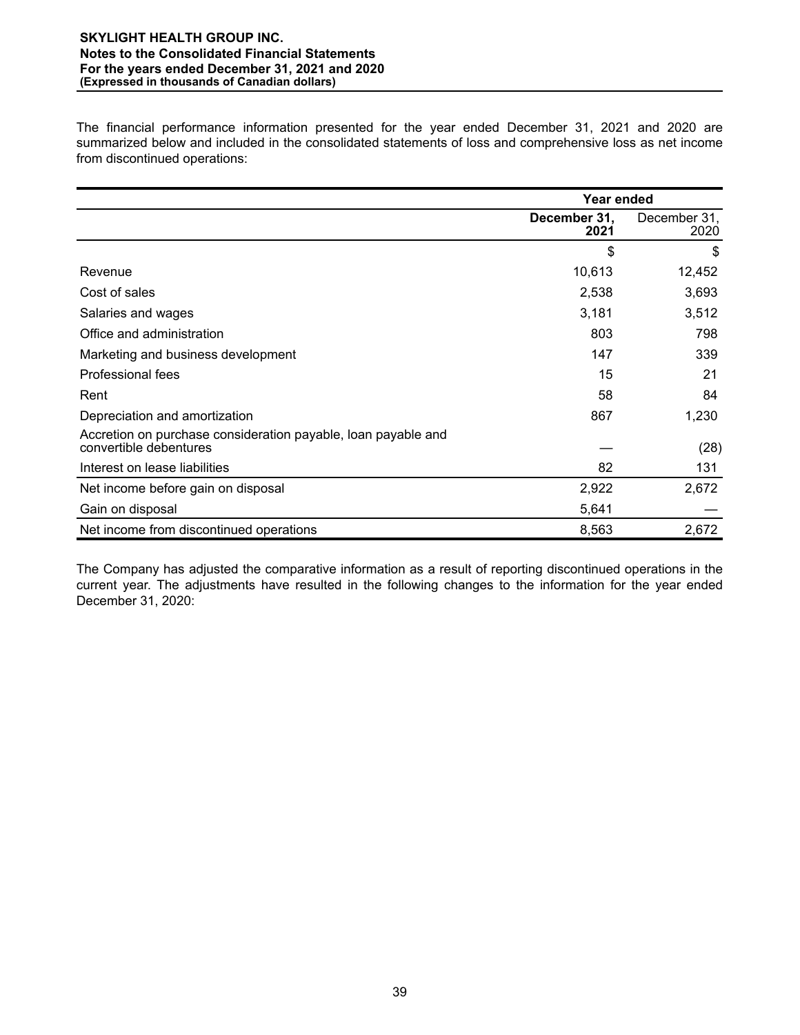The financial performance information presented for the year ended December 31, 2021 and 2020 are summarized below and included in the consolidated statements of loss and comprehensive loss as net income from discontinued operations:

| | Year ended | |
|---|---|---|
| | **December 31, 2021** | December 31, 2020 |
| | $ | $ |
| Revenue | 10,613 | 12,452 |
| Cost of sales | 2,538 | 3,693 |
| Salaries and wages | 3,181 | 3,512 |
| Office and administration | 803 | 798 |
| Marketing and business development | 147 | 339 |
| Professional fees | 15 | 21 |
| Rent | 58 | 84 |
| Depreciation and amortization | 867 | 1,230 |
| Accretion on purchase consideration payable, loan payable and convertible debentures | — | (28) |
| Interest on lease liabilities | 82 | 131 |
| Net income before gain on disposal | 2,922 | 2,672 |
| Gain on disposal | 5,641 | — |
| Net income from discontinued operations | 8,563 | 2,672 |

The Company has adjusted the comparative information as a result of reporting discontinued operations in the current year. The adjustments have resulted in the following changes to the information for the year ended December 31, 2020: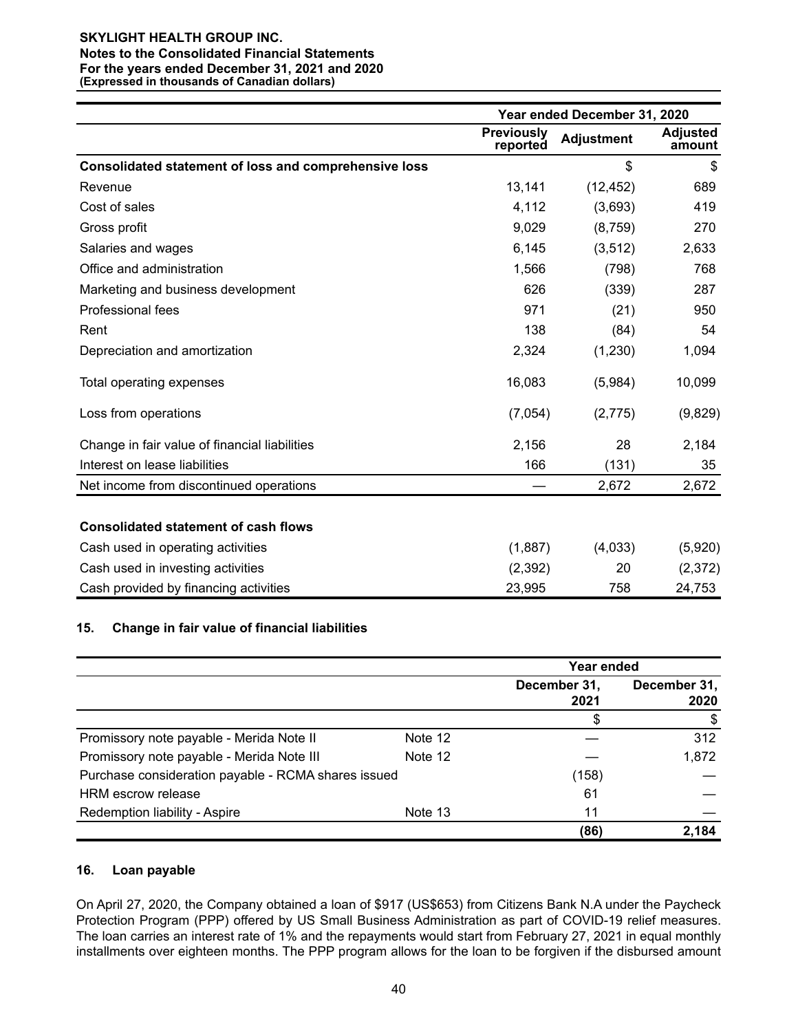| | Year ended December 31, 2020 | | |
|---|---|---|---|
| | Previously reported | Adjustment | Adjusted amount |
| **Consolidated statement of loss and comprehensive loss** | | $ | $ |
| Revenue | 13,141 | (12,452) | 689 |
| Cost of sales | 4,112 | (3,693) | 419 |
| Gross profit | 9,029 | (8,759) | 270 |
| Salaries and wages | 6,145 | (3,512) | 2,633 |
| Office and administration | 1,566 | (798) | 768 |
| Marketing and business development | 626 | (339) | 287 |
| Professional fees | 971 | (21) | 950 |
| Rent | 138 | (84) | 54 |
| Depreciation and amortization | 2,324 | (1,230) | 1,094 |
| Total operating expenses | 16,083 | (5,984) | 10,099 |
| Loss from operations | (7,054) | (2,775) | (9,829) |
| Change in fair value of financial liabilities | 2,156 | 28 | 2,184 |
| Interest on lease liabilities | 166 | (131) | 35 |
| Net income from discontinued operations | — | 2,672 | 2,672 |
| | | | |
| **Consolidated statement of cash flows** | | | |
| Cash used in operating activities | (1,887) | (4,033) | (5,920) |
| Cash used in investing activities | (2,392) | 20 | (2,372) |
| Cash provided by financing activities | 23,995 | 758 | 24,753 |

## 15. Change in fair value of financial liabilities

| | | Year ended | |
|---|---|---|---|
| | | December 31, 2021 | December 31, 2020 |
| | | $ | $ |
| Promissory note payable - Merida Note II | Note 12 | — | 312 |
| Promissory note payable - Merida Note III | Note 12 | — | 1,872 |
| Purchase consideration payable - RCMA shares issued | | (158) | — |
| HRM escrow release | | 61 | — |
| Redemption liability - Aspire | Note 13 | 11 | — |
| | | **(86)** | **2,184** |

## 16. Loan payable

On April 27, 2020, the Company obtained a loan of $917 (US$653) from Citizens Bank N.A under the Paycheck Protection Program (PPP) offered by US Small Business Administration as part of COVID-19 relief measures. The loan carries an interest rate of 1% and the repayments would start from February 27, 2021 in equal monthly installments over eighteen months. The PPP program allows for the loan to be forgiven if the disbursed amount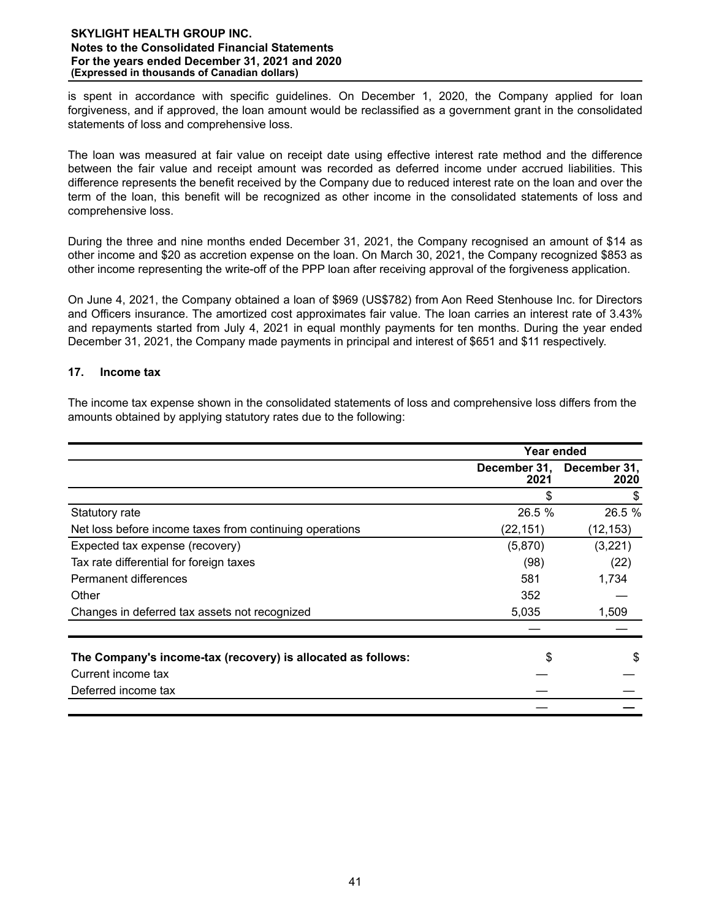is spent in accordance with specific guidelines. On December 1, 2020, the Company applied for loan forgiveness, and if approved, the loan amount would be reclassified as a government grant in the consolidated statements of loss and comprehensive loss.

The loan was measured at fair value on receipt date using effective interest rate method and the difference between the fair value and receipt amount was recorded as deferred income under accrued liabilities. This difference represents the benefit received by the Company due to reduced interest rate on the loan and over the term of the loan, this benefit will be recognized as other income in the consolidated statements of loss and comprehensive loss.

During the three and nine months ended December 31, 2021, the Company recognised an amount of $14 as other income and $20 as accretion expense on the loan. On March 30, 2021, the Company recognized $853 as other income representing the write-off of the PPP loan after receiving approval of the forgiveness application.

On June 4, 2021, the Company obtained a loan of $969 (US$782) from Aon Reed Stenhouse Inc. for Directors and Officers insurance. The amortized cost approximates fair value. The loan carries an interest rate of 3.43% and repayments started from July 4, 2021 in equal monthly payments for ten months. During the year ended December 31, 2021, the Company made payments in principal and interest of $651 and $11 respectively.

## 17. Income tax

The income tax expense shown in the consolidated statements of loss and comprehensive loss differs from the amounts obtained by applying statutory rates due to the following:

| | Year ended | |
|---|---|---|
| | December 31, 2021 | December 31, 2020 |
| | $ | $ |
| Statutory rate | 26.5 % | 26.5 % |
| Net loss before income taxes from continuing operations | (22,151) | (12,153) |
| Expected tax expense (recovery) | (5,870) | (3,221) |
| Tax rate differential for foreign taxes | (98) | (22) |
| Permanent differences | 581 | 1,734 |
| Other | 352 | — |
| Changes in deferred tax assets not recognized | 5,035 | 1,509 |
| | — | — |
| **The Company's income-tax (recovery) is allocated as follows:** | $ | $ |
| Current income tax | — | — |
| Deferred income tax | — | — |
| | — | — |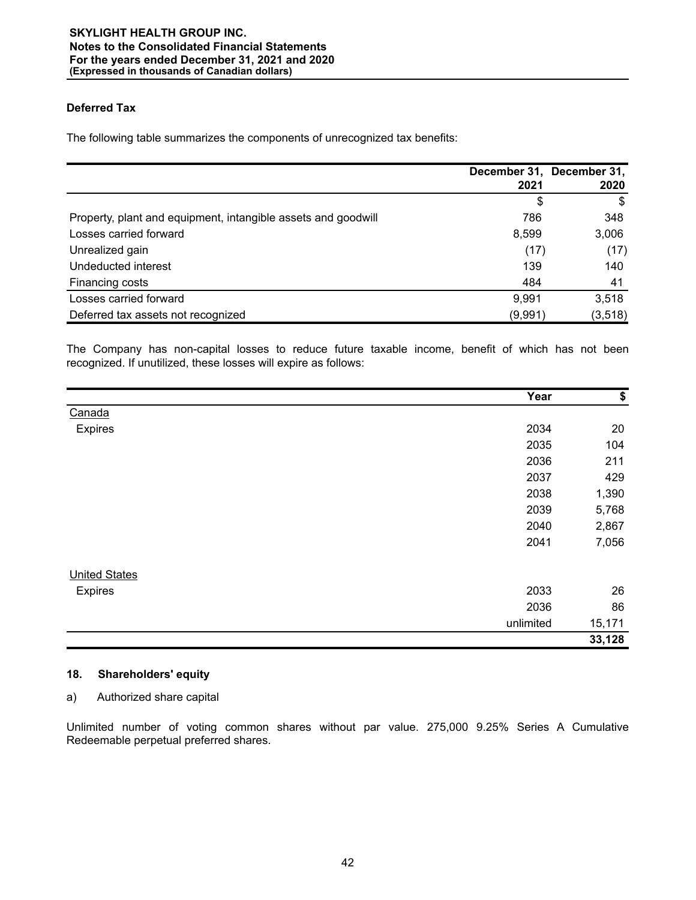**Deferred Tax**

The following table summarizes the components of unrecognized tax benefits:

| | December 31, 2021 | December 31, 2020 |
|---|---|---|
| | $ | $ |
| Property, plant and equipment, intangible assets and goodwill | 786 | 348 |
| Losses carried forward | 8,599 | 3,006 |
| Unrealized gain | (17) | (17) |
| Undeducted interest | 139 | 140 |
| Financing costs | 484 | 41 |
| Losses carried forward | 9,991 | 3,518 |
| Deferred tax assets not recognized | (9,991) | (3,518) |

The Company has non-capital losses to reduce future taxable income, benefit of which has not been recognized. If unutilized, these losses will expire as follows:

| | Year | $ |
|---|---|---|
| Canada | | |
| Expires | 2034 | 20 |
| | 2035 | 104 |
| | 2036 | 211 |
| | 2037 | 429 |
| | 2038 | 1,390 |
| | 2039 | 5,768 |
| | 2040 | 2,867 |
| | 2041 | 7,056 |
| | | |
| United States | | |
| Expires | 2033 | 26 |
| | 2036 | 86 |
| | unlimited | 15,171 |
| | | **33,128** |

## 18. Shareholders' equity

a) Authorized share capital

Unlimited number of voting common shares without par value. 275,000 9.25% Series A Cumulative Redeemable perpetual preferred shares.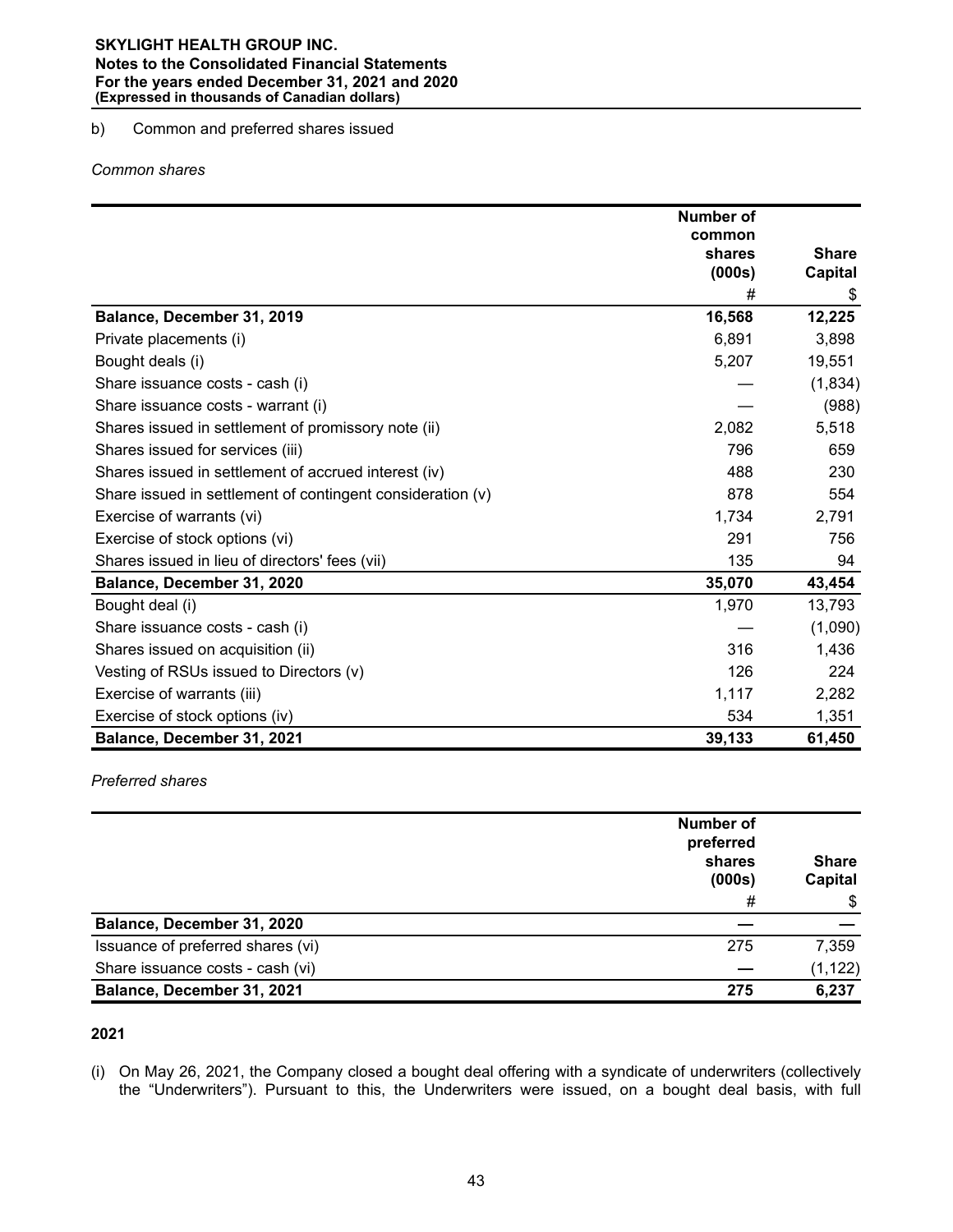b) Common and preferred shares issued

*Common shares*

| | Number of common shares (000s) | Share Capital |
|---|---|---|
| | # | $ |
| **Balance, December 31, 2019** | **16,568** | **12,225** |
| Private placements (i) | 6,891 | 3,898 |
| Bought deals (i) | 5,207 | 19,551 |
| Share issuance costs - cash (i) | — | (1,834) |
| Share issuance costs - warrant (i) | — | (988) |
| Shares issued in settlement of promissory note (ii) | 2,082 | 5,518 |
| Shares issued for services (iii) | 796 | 659 |
| Shares issued in settlement of accrued interest (iv) | 488 | 230 |
| Share issued in settlement of contingent consideration (v) | 878 | 554 |
| Exercise of warrants (vi) | 1,734 | 2,791 |
| Exercise of stock options (vi) | 291 | 756 |
| Shares issued in lieu of directors' fees (vii) | 135 | 94 |
| **Balance, December 31, 2020** | **35,070** | **43,454** |
| Bought deal (i) | 1,970 | 13,793 |
| Share issuance costs - cash (i) | — | (1,090) |
| Shares issued on acquisition (ii) | 316 | 1,436 |
| Vesting of RSUs issued to Directors (v) | 126 | 224 |
| Exercise of warrants (iii) | 1,117 | 2,282 |
| Exercise of stock options (iv) | 534 | 1,351 |
| **Balance, December 31, 2021** | **39,133** | **61,450** |

*Preferred shares*

| | Number of preferred shares (000s) | Share Capital |
|---|---|---|
| | # | $ |
| **Balance, December 31, 2020** | **—** | **—** |
| Issuance of preferred shares (vi) | 275 | 7,359 |
| Share issuance costs - cash (vi) | — | (1,122) |
| **Balance, December 31, 2021** | **275** | **6,237** |

**2021**

(i) On May 26, 2021, the Company closed a bought deal offering with a syndicate of underwriters (collectively the "Underwriters"). Pursuant to this, the Underwriters were issued, on a bought deal basis, with full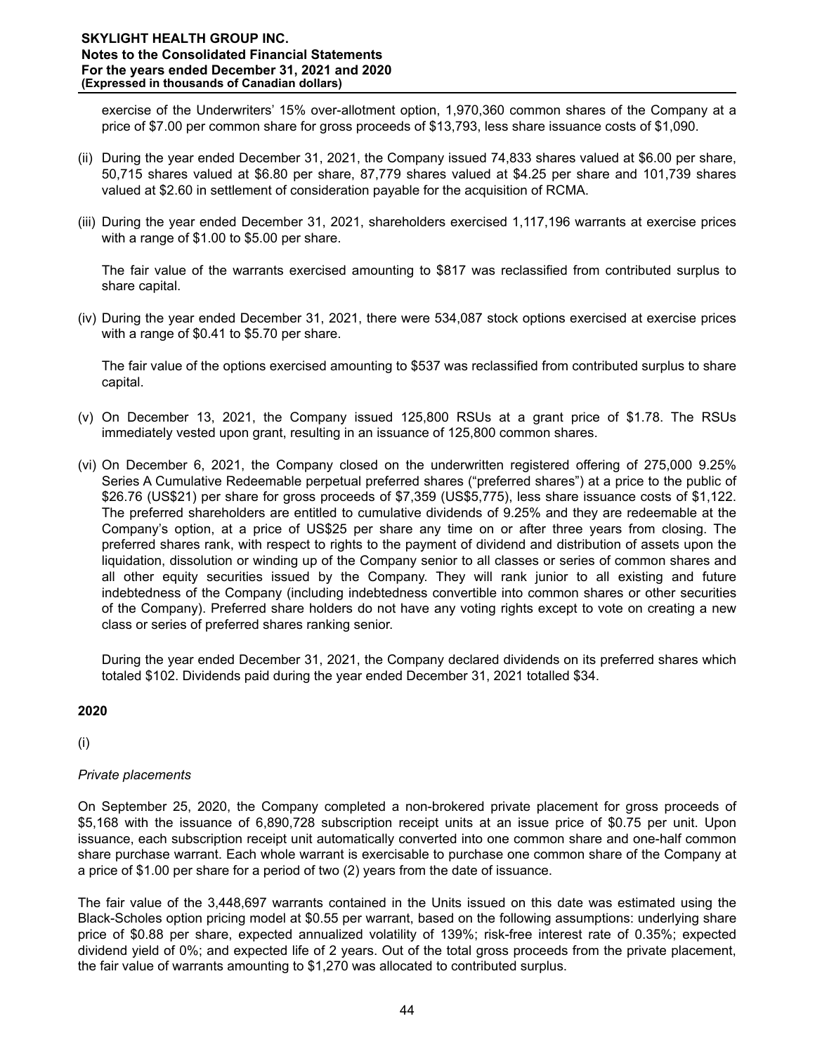exercise of the Underwriters' 15% over-allotment option, 1,970,360 common shares of the Company at a price of $7.00 per common share for gross proceeds of $13,793, less share issuance costs of $1,090.

(ii) During the year ended December 31, 2021, the Company issued 74,833 shares valued at $6.00 per share, 50,715 shares valued at $6.80 per share, 87,779 shares valued at $4.25 per share and 101,739 shares valued at $2.60 in settlement of consideration payable for the acquisition of RCMA.

(iii) During the year ended December 31, 2021, shareholders exercised 1,117,196 warrants at exercise prices with a range of $1.00 to $5.00 per share.

The fair value of the warrants exercised amounting to $817 was reclassified from contributed surplus to share capital.

(iv) During the year ended December 31, 2021, there were 534,087 stock options exercised at exercise prices with a range of $0.41 to $5.70 per share.

The fair value of the options exercised amounting to $537 was reclassified from contributed surplus to share capital.

(v) On December 13, 2021, the Company issued 125,800 RSUs at a grant price of $1.78. The RSUs immediately vested upon grant, resulting in an issuance of 125,800 common shares.

(vi) On December 6, 2021, the Company closed on the underwritten registered offering of 275,000 9.25% Series A Cumulative Redeemable perpetual preferred shares ("preferred shares") at a price to the public of $26.76 (US$21) per share for gross proceeds of $7,359 (US$5,775), less share issuance costs of $1,122. The preferred shareholders are entitled to cumulative dividends of 9.25% and they are redeemable at the Company's option, at a price of US$25 per share any time on or after three years from closing. The preferred shares rank, with respect to rights to the payment of dividend and distribution of assets upon the liquidation, dissolution or winding up of the Company senior to all classes or series of common shares and all other equity securities issued by the Company. They will rank junior to all existing and future indebtedness of the Company (including indebtedness convertible into common shares or other securities of the Company). Preferred share holders do not have any voting rights except to vote on creating a new class or series of preferred shares ranking senior.

During the year ended December 31, 2021, the Company declared dividends on its preferred shares which totaled $102. Dividends paid during the year ended December 31, 2021 totalled $34.

**2020**

(i)

*Private placements*

On September 25, 2020, the Company completed a non-brokered private placement for gross proceeds of $5,168 with the issuance of 6,890,728 subscription receipt units at an issue price of $0.75 per unit. Upon issuance, each subscription receipt unit automatically converted into one common share and one-half common share purchase warrant. Each whole warrant is exercisable to purchase one common share of the Company at a price of $1.00 per share for a period of two (2) years from the date of issuance.

The fair value of the 3,448,697 warrants contained in the Units issued on this date was estimated using the Black-Scholes option pricing model at $0.55 per warrant, based on the following assumptions: underlying share price of $0.88 per share, expected annualized volatility of 139%; risk-free interest rate of 0.35%; expected dividend yield of 0%; and expected life of 2 years. Out of the total gross proceeds from the private placement, the fair value of warrants amounting to $1,270 was allocated to contributed surplus.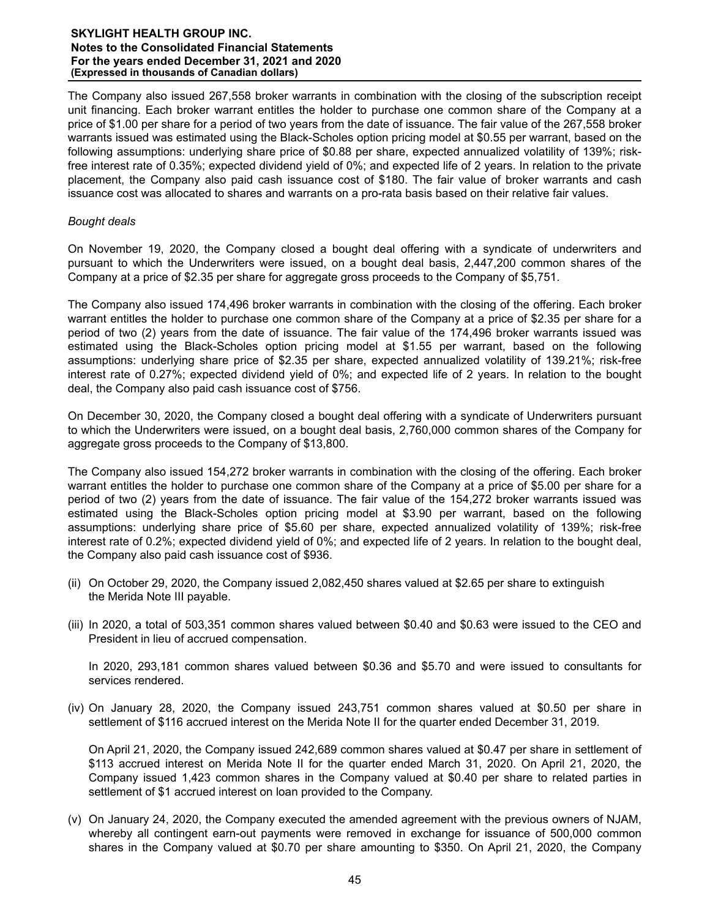The Company also issued 267,558 broker warrants in combination with the closing of the subscription receipt unit financing. Each broker warrant entitles the holder to purchase one common share of the Company at a price of $1.00 per share for a period of two years from the date of issuance. The fair value of the 267,558 broker warrants issued was estimated using the Black-Scholes option pricing model at $0.55 per warrant, based on the following assumptions: underlying share price of $0.88 per share, expected annualized volatility of 139%; risk-free interest rate of 0.35%; expected dividend yield of 0%; and expected life of 2 years. In relation to the private placement, the Company also paid cash issuance cost of $180. The fair value of broker warrants and cash issuance cost was allocated to shares and warrants on a pro-rata basis based on their relative fair values.

*Bought deals*

On November 19, 2020, the Company closed a bought deal offering with a syndicate of underwriters and pursuant to which the Underwriters were issued, on a bought deal basis, 2,447,200 common shares of the Company at a price of $2.35 per share for aggregate gross proceeds to the Company of $5,751.

The Company also issued 174,496 broker warrants in combination with the closing of the offering. Each broker warrant entitles the holder to purchase one common share of the Company at a price of $2.35 per share for a period of two (2) years from the date of issuance. The fair value of the 174,496 broker warrants issued was estimated using the Black-Scholes option pricing model at $1.55 per warrant, based on the following assumptions: underlying share price of $2.35 per share, expected annualized volatility of 139.21%; risk-free interest rate of 0.27%; expected dividend yield of 0%; and expected life of 2 years. In relation to the bought deal, the Company also paid cash issuance cost of $756.

On December 30, 2020, the Company closed a bought deal offering with a syndicate of Underwriters pursuant to which the Underwriters were issued, on a bought deal basis, 2,760,000 common shares of the Company for aggregate gross proceeds to the Company of $13,800.

The Company also issued 154,272 broker warrants in combination with the closing of the offering. Each broker warrant entitles the holder to purchase one common share of the Company at a price of $5.00 per share for a period of two (2) years from the date of issuance. The fair value of the 154,272 broker warrants issued was estimated using the Black-Scholes option pricing model at $3.90 per warrant, based on the following assumptions: underlying share price of $5.60 per share, expected annualized volatility of 139%; risk-free interest rate of 0.2%; expected dividend yield of 0%; and expected life of 2 years. In relation to the bought deal, the Company also paid cash issuance cost of $936.

(ii) On October 29, 2020, the Company issued 2,082,450 shares valued at $2.65 per share to extinguish the Merida Note III payable.

(iii) In 2020, a total of 503,351 common shares valued between $0.40 and $0.63 were issued to the CEO and President in lieu of accrued compensation.

In 2020, 293,181 common shares valued between $0.36 and $5.70 and were issued to consultants for services rendered.

(iv) On January 28, 2020, the Company issued 243,751 common shares valued at $0.50 per share in settlement of $116 accrued interest on the Merida Note II for the quarter ended December 31, 2019.

On April 21, 2020, the Company issued 242,689 common shares valued at $0.47 per share in settlement of $113 accrued interest on Merida Note II for the quarter ended March 31, 2020. On April 21, 2020, the Company issued 1,423 common shares in the Company valued at $0.40 per share to related parties in settlement of $1 accrued interest on loan provided to the Company.

(v) On January 24, 2020, the Company executed the amended agreement with the previous owners of NJAM, whereby all contingent earn-out payments were removed in exchange for issuance of 500,000 common shares in the Company valued at $0.70 per share amounting to $350. On April 21, 2020, the Company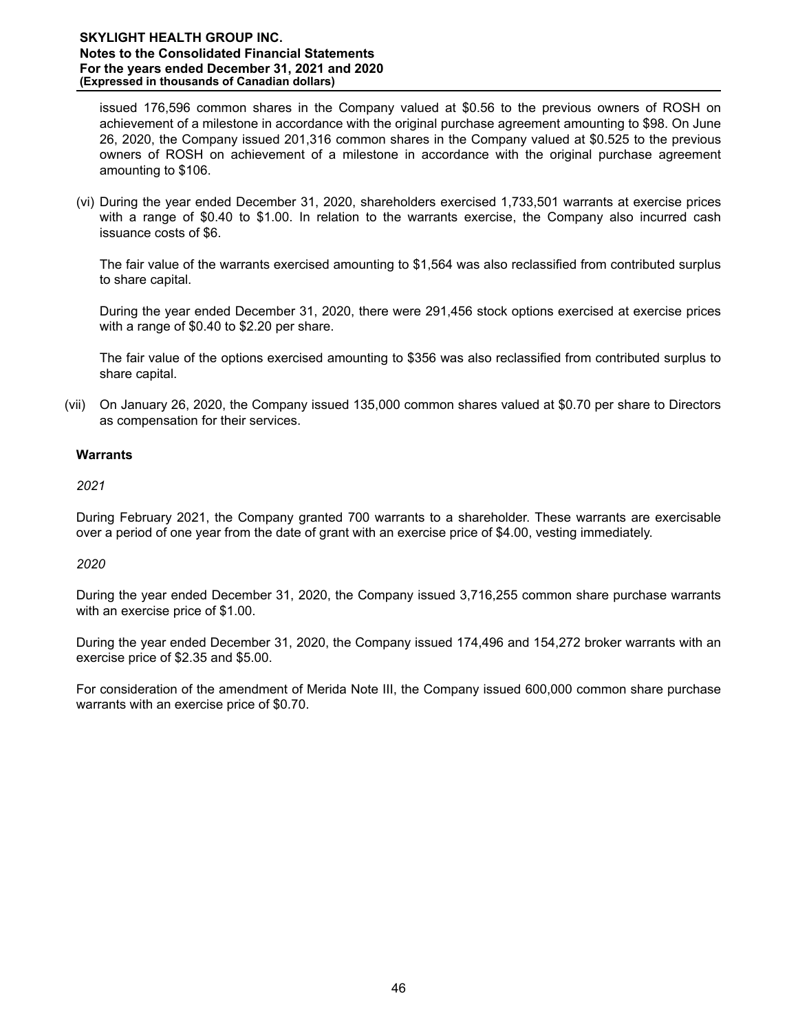issued 176,596 common shares in the Company valued at $0.56 to the previous owners of ROSH on achievement of a milestone in accordance with the original purchase agreement amounting to $98. On June 26, 2020, the Company issued 201,316 common shares in the Company valued at $0.525 to the previous owners of ROSH on achievement of a milestone in accordance with the original purchase agreement amounting to $106.

(vi) During the year ended December 31, 2020, shareholders exercised 1,733,501 warrants at exercise prices with a range of $0.40 to $1.00. In relation to the warrants exercise, the Company also incurred cash issuance costs of $6.

The fair value of the warrants exercised amounting to $1,564 was also reclassified from contributed surplus to share capital.

During the year ended December 31, 2020, there were 291,456 stock options exercised at exercise prices with a range of $0.40 to $2.20 per share.

The fair value of the options exercised amounting to $356 was also reclassified from contributed surplus to share capital.

(vii) On January 26, 2020, the Company issued 135,000 common shares valued at $0.70 per share to Directors as compensation for their services.

**Warrants**

*2021*

During February 2021, the Company granted 700 warrants to a shareholder. These warrants are exercisable over a period of one year from the date of grant with an exercise price of $4.00, vesting immediately.

*2020*

During the year ended December 31, 2020, the Company issued 3,716,255 common share purchase warrants with an exercise price of $1.00.

During the year ended December 31, 2020, the Company issued 174,496 and 154,272 broker warrants with an exercise price of $2.35 and $5.00.

For consideration of the amendment of Merida Note III, the Company issued 600,000 common share purchase warrants with an exercise price of $0.70.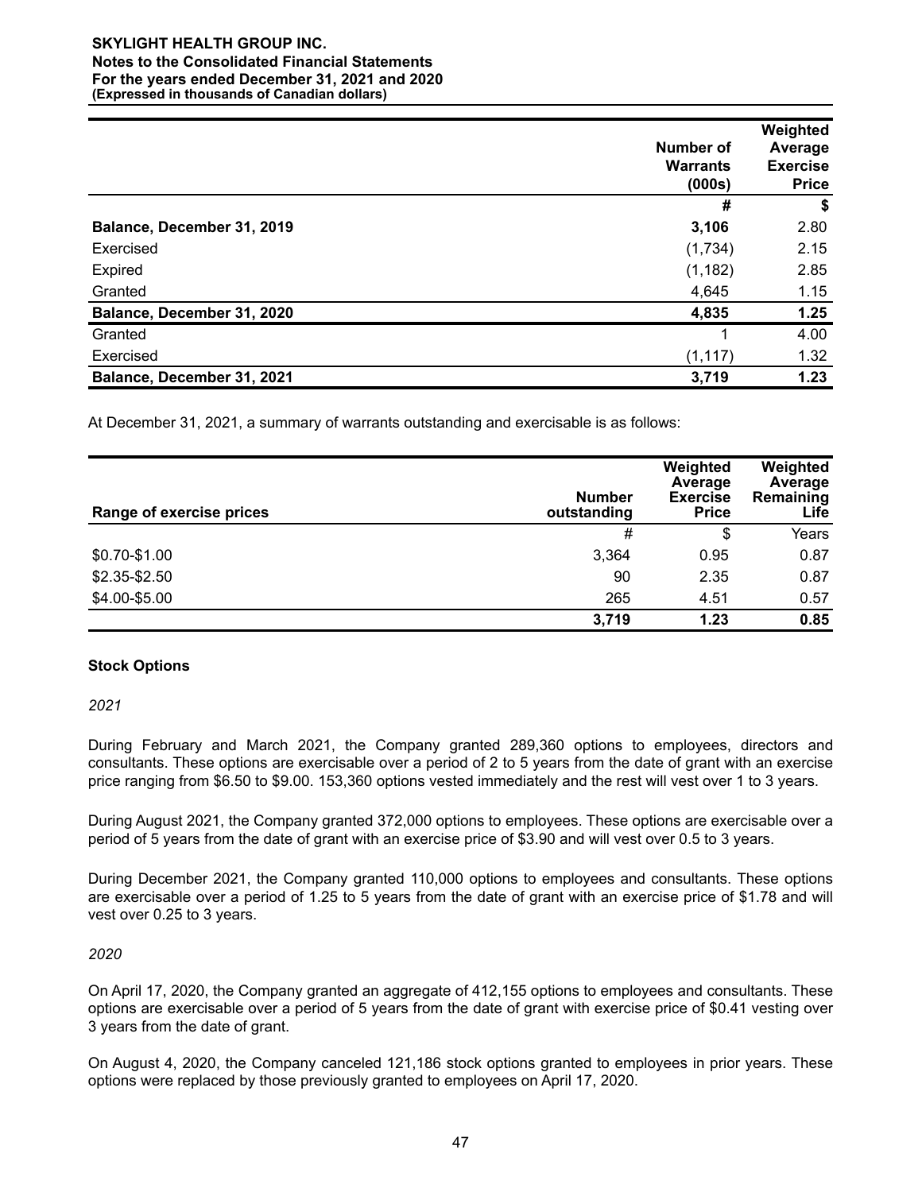| | Number of Warrants (000s) | Weighted Average Exercise Price |
|---|---|---|
| | # | $ |
| **Balance, December 31, 2019** | **3,106** | 2.80 |
| Exercised | (1,734) | 2.15 |
| Expired | (1,182) | 2.85 |
| Granted | 4,645 | 1.15 |
| **Balance, December 31, 2020** | **4,835** | **1.25** |
| Granted | 1 | 4.00 |
| Exercised | (1,117) | 1.32 |
| **Balance, December 31, 2021** | **3,719** | **1.23** |

At December 31, 2021, a summary of warrants outstanding and exercisable is as follows:

| Range of exercise prices | Number outstanding | Weighted Average Exercise Price | Weighted Average Remaining Life |
|---|---|---|---|
| | # | $ | Years |
| \$0.70-\$1.00 | 3,364 | 0.95 | 0.87 |
| \$2.35-\$2.50 | 90 | 2.35 | 0.87 |
| \$4.00-\$5.00 | 265 | 4.51 | 0.57 |
| | **3,719** | **1.23** | **0.85** |

**Stock Options**

*2021*

During February and March 2021, the Company granted 289,360 options to employees, directors and consultants. These options are exercisable over a period of 2 to 5 years from the date of grant with an exercise price ranging from \$6.50 to \$9.00. 153,360 options vested immediately and the rest will vest over 1 to 3 years.

During August 2021, the Company granted 372,000 options to employees. These options are exercisable over a period of 5 years from the date of grant with an exercise price of \$3.90 and will vest over 0.5 to 3 years.

During December 2021, the Company granted 110,000 options to employees and consultants. These options are exercisable over a period of 1.25 to 5 years from the date of grant with an exercise price of \$1.78 and will vest over 0.25 to 3 years.

*2020*

On April 17, 2020, the Company granted an aggregate of 412,155 options to employees and consultants. These options are exercisable over a period of 5 years from the date of grant with exercise price of \$0.41 vesting over 3 years from the date of grant.

On August 4, 2020, the Company canceled 121,186 stock options granted to employees in prior years. These options were replaced by those previously granted to employees on April 17, 2020.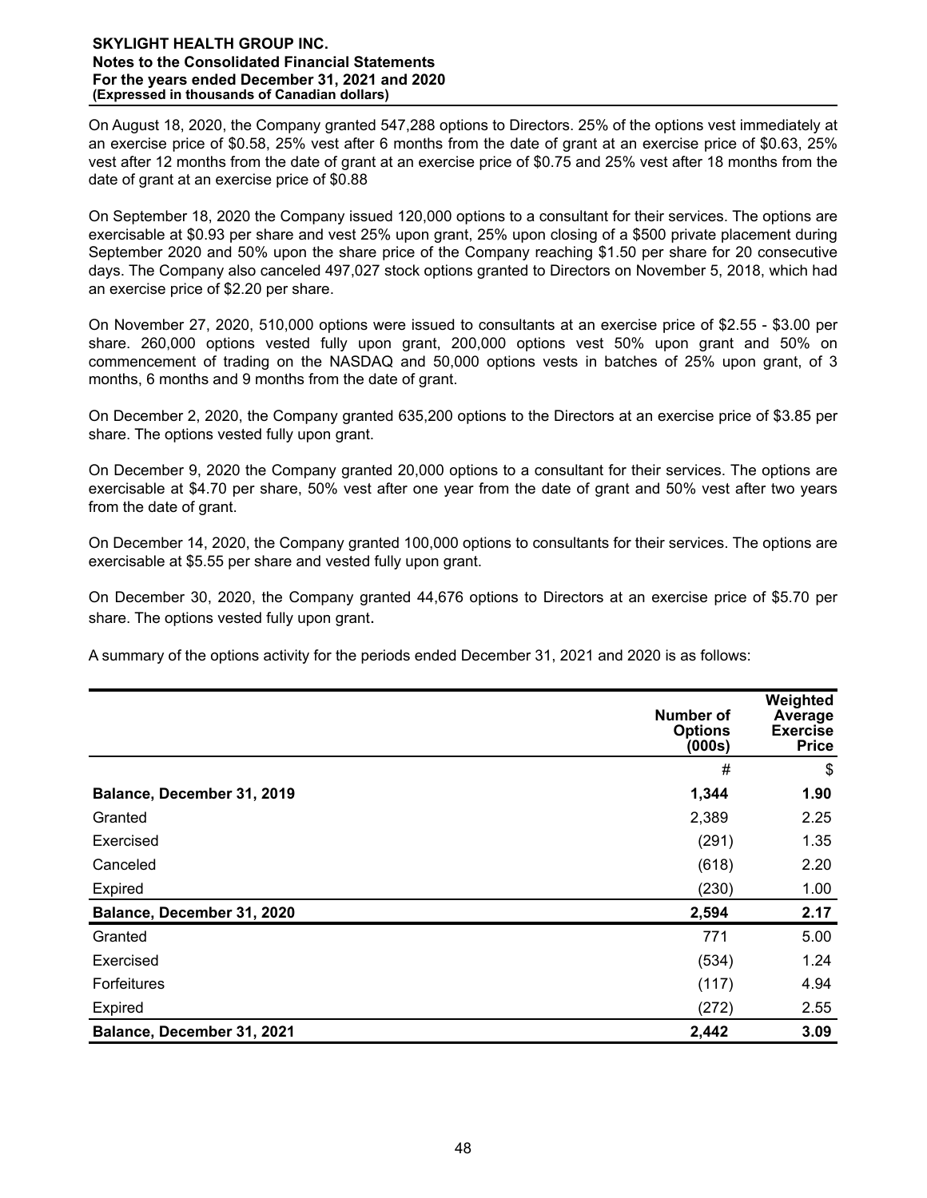On August 18, 2020, the Company granted 547,288 options to Directors. 25% of the options vest immediately at an exercise price of $0.58, 25% vest after 6 months from the date of grant at an exercise price of $0.63, 25% vest after 12 months from the date of grant at an exercise price of $0.75 and 25% vest after 18 months from the date of grant at an exercise price of $0.88

On September 18, 2020 the Company issued 120,000 options to a consultant for their services. The options are exercisable at $0.93 per share and vest 25% upon grant, 25% upon closing of a $500 private placement during September 2020 and 50% upon the share price of the Company reaching $1.50 per share for 20 consecutive days. The Company also canceled 497,027 stock options granted to Directors on November 5, 2018, which had an exercise price of $2.20 per share.

On November 27, 2020, 510,000 options were issued to consultants at an exercise price of $2.55 - $3.00 per share. 260,000 options vested fully upon grant, 200,000 options vest 50% upon grant and 50% on commencement of trading on the NASDAQ and 50,000 options vests in batches of 25% upon grant, of 3 months, 6 months and 9 months from the date of grant.

On December 2, 2020, the Company granted 635,200 options to the Directors at an exercise price of $3.85 per share. The options vested fully upon grant.

On December 9, 2020 the Company granted 20,000 options to a consultant for their services. The options are exercisable at $4.70 per share, 50% vest after one year from the date of grant and 50% vest after two years from the date of grant.

On December 14, 2020, the Company granted 100,000 options to consultants for their services. The options are exercisable at $5.55 per share and vested fully upon grant.

On December 30, 2020, the Company granted 44,676 options to Directors at an exercise price of $5.70 per share. The options vested fully upon grant.

A summary of the options activity for the periods ended December 31, 2021 and 2020 is as follows:

| | Number of Options (000s) | Weighted Average Exercise Price |
|---|---|---|
| | # | $ |
| **Balance, December 31, 2019** | **1,344** | **1.90** |
| Granted | 2,389 | 2.25 |
| Exercised | (291) | 1.35 |
| Canceled | (618) | 2.20 |
| Expired | (230) | 1.00 |
| **Balance, December 31, 2020** | **2,594** | **2.17** |
| Granted | 771 | 5.00 |
| Exercised | (534) | 1.24 |
| Forfeitures | (117) | 4.94 |
| Expired | (272) | 2.55 |
| **Balance, December 31, 2021** | **2,442** | **3.09** |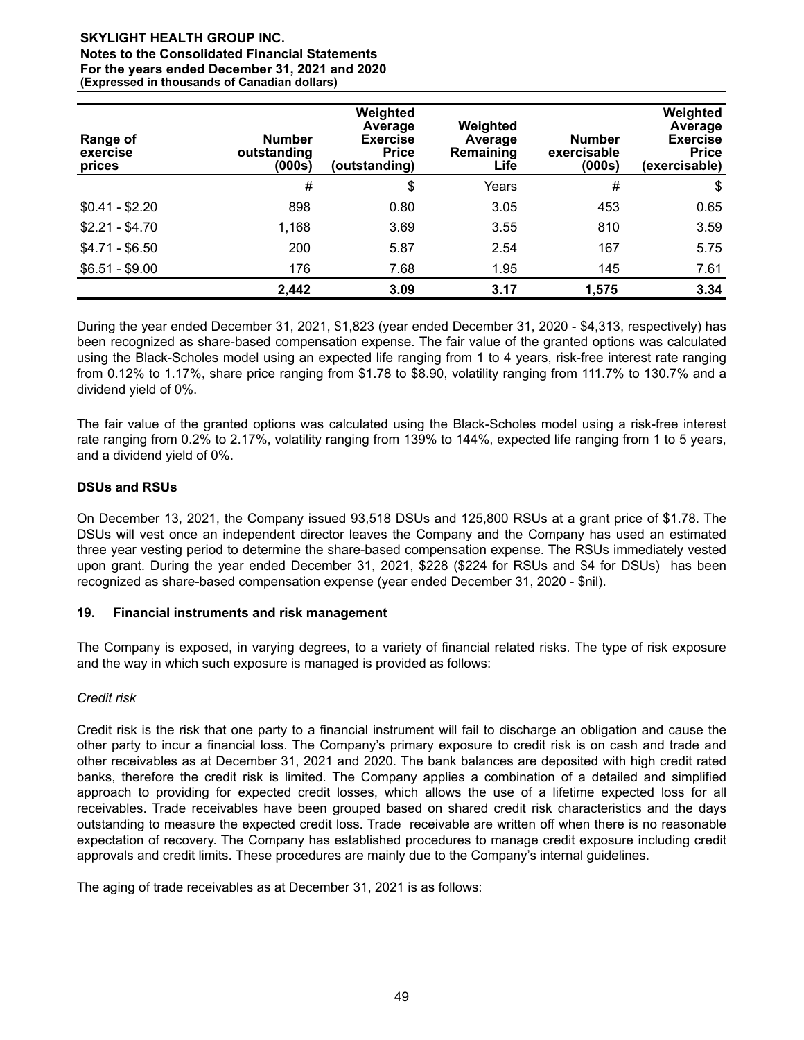| Range of exercise prices | Number outstanding (000s) | Weighted Average Exercise Price (outstanding) | Weighted Average Remaining Life | Number exercisable (000s) | Weighted Average Exercise Price (exercisable) |
|---|---|---|---|---|---|
| | # | $ | Years | # | $ |
| $0.41 - $2.20 | 898 | 0.80 | 3.05 | 453 | 0.65 |
| $2.21 - $4.70 | 1,168 | 3.69 | 3.55 | 810 | 3.59 |
| $4.71 - $6.50 | 200 | 5.87 | 2.54 | 167 | 5.75 |
| $6.51 - $9.00 | 176 | 7.68 | 1.95 | 145 | 7.61 |
| | **2,442** | **3.09** | **3.17** | **1,575** | **3.34** |

During the year ended December 31, 2021, $1,823 (year ended December 31, 2020 - $4,313, respectively) has been recognized as share-based compensation expense. The fair value of the granted options was calculated using the Black-Scholes model using an expected life ranging from 1 to 4 years, risk-free interest rate ranging from 0.12% to 1.17%, share price ranging from $1.78 to $8.90, volatility ranging from 111.7% to 130.7% and a dividend yield of 0%.

The fair value of the granted options was calculated using the Black-Scholes model using a risk-free interest rate ranging from 0.2% to 2.17%, volatility ranging from 139% to 144%, expected life ranging from 1 to 5 years, and a dividend yield of 0%.

**DSUs and RSUs**

On December 13, 2021, the Company issued 93,518 DSUs and 125,800 RSUs at a grant price of $1.78. The DSUs will vest once an independent director leaves the Company and the Company has used an estimated three year vesting period to determine the share-based compensation expense. The RSUs immediately vested upon grant. During the year ended December 31, 2021, $228 ($224 for RSUs and $4 for DSUs) has been recognized as share-based compensation expense (year ended December 31, 2020 - $nil).

## 19. Financial instruments and risk management

The Company is exposed, in varying degrees, to a variety of financial related risks. The type of risk exposure and the way in which such exposure is managed is provided as follows:

*Credit risk*

Credit risk is the risk that one party to a financial instrument will fail to discharge an obligation and cause the other party to incur a financial loss. The Company's primary exposure to credit risk is on cash and trade and other receivables as at December 31, 2021 and 2020. The bank balances are deposited with high credit rated banks, therefore the credit risk is limited. The Company applies a combination of a detailed and simplified approach to providing for expected credit losses, which allows the use of a lifetime expected loss for all receivables. Trade receivables have been grouped based on shared credit risk characteristics and the days outstanding to measure the expected credit loss. Trade receivable are written off when there is no reasonable expectation of recovery. The Company has established procedures to manage credit exposure including credit approvals and credit limits. These procedures are mainly due to the Company's internal guidelines.

The aging of trade receivables as at December 31, 2021 is as follows: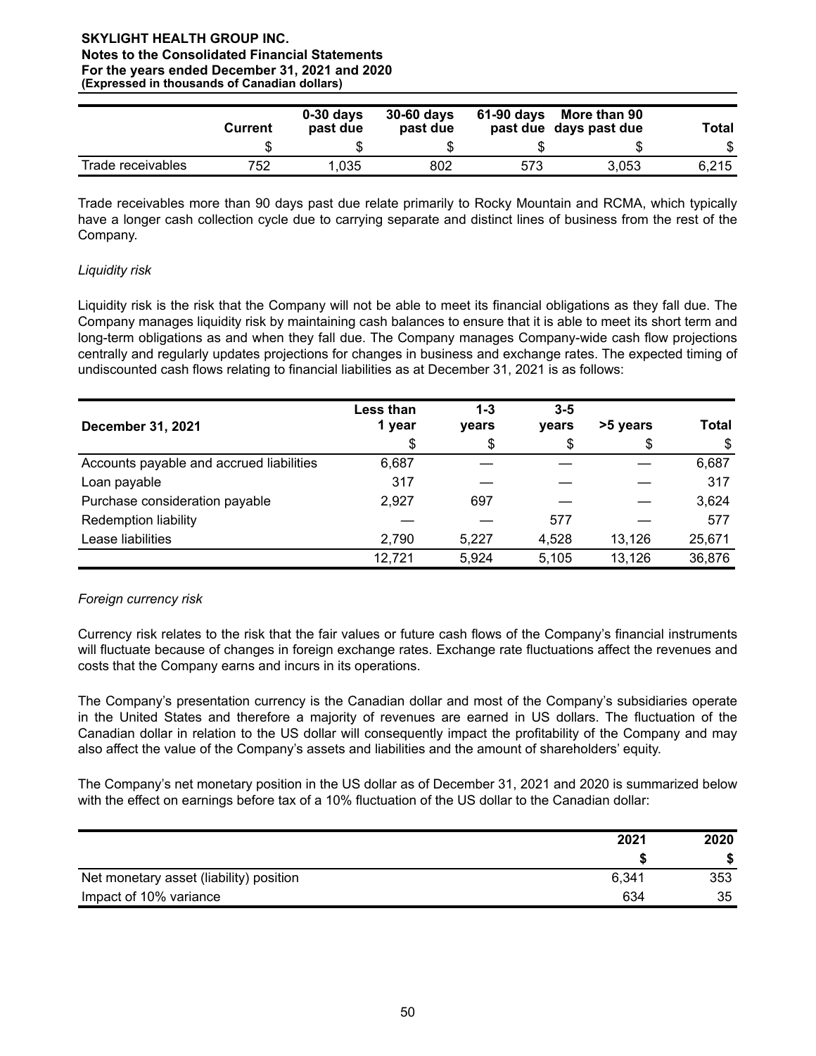| | Current | 0-30 days past due | 30-60 days past due | 61-90 days past due | More than 90 days past due | Total |
|---|---|---|---|---|---|---|
| | \$ | \$ | \$ | \$ | \$ | \$ |
| Trade receivables | 752 | 1,035 | 802 | 573 | 3,053 | 6,215 |

Trade receivables more than 90 days past due relate primarily to Rocky Mountain and RCMA, which typically have a longer cash collection cycle due to carrying separate and distinct lines of business from the rest of the Company.

*Liquidity risk*

Liquidity risk is the risk that the Company will not be able to meet its financial obligations as they fall due. The Company manages liquidity risk by maintaining cash balances to ensure that it is able to meet its short term and long-term obligations as and when they fall due. The Company manages Company-wide cash flow projections centrally and regularly updates projections for changes in business and exchange rates. The expected timing of undiscounted cash flows relating to financial liabilities as at December 31, 2021 is as follows:

| December 31, 2021 | Less than 1 year | 1-3 years | 3-5 years | >5 years | Total |
|---|---|---|---|---|---|
| | \$ | \$ | \$ | \$ | \$ |
| Accounts payable and accrued liabilities | 6,687 | — | — | — | 6,687 |
| Loan payable | 317 | — | — | — | 317 |
| Purchase consideration payable | 2,927 | 697 | — | — | 3,624 |
| Redemption liability | — | — | 577 | — | 577 |
| Lease liabilities | 2,790 | 5,227 | 4,528 | 13,126 | 25,671 |
| | 12,721 | 5,924 | 5,105 | 13,126 | 36,876 |

*Foreign currency risk*

Currency risk relates to the risk that the fair values or future cash flows of the Company's financial instruments will fluctuate because of changes in foreign exchange rates. Exchange rate fluctuations affect the revenues and costs that the Company earns and incurs in its operations.

The Company's presentation currency is the Canadian dollar and most of the Company's subsidiaries operate in the United States and therefore a majority of revenues are earned in US dollars. The fluctuation of the Canadian dollar in relation to the US dollar will consequently impact the profitability of the Company and may also affect the value of the Company's assets and liabilities and the amount of shareholders' equity.

The Company's net monetary position in the US dollar as of December 31, 2021 and 2020 is summarized below with the effect on earnings before tax of a 10% fluctuation of the US dollar to the Canadian dollar:

| | 2021 | 2020 |
|---|---|---|
| | **\$** | **\$** |
| Net monetary asset (liability) position | 6,341 | 353 |
| Impact of 10% variance | 634 | 35 |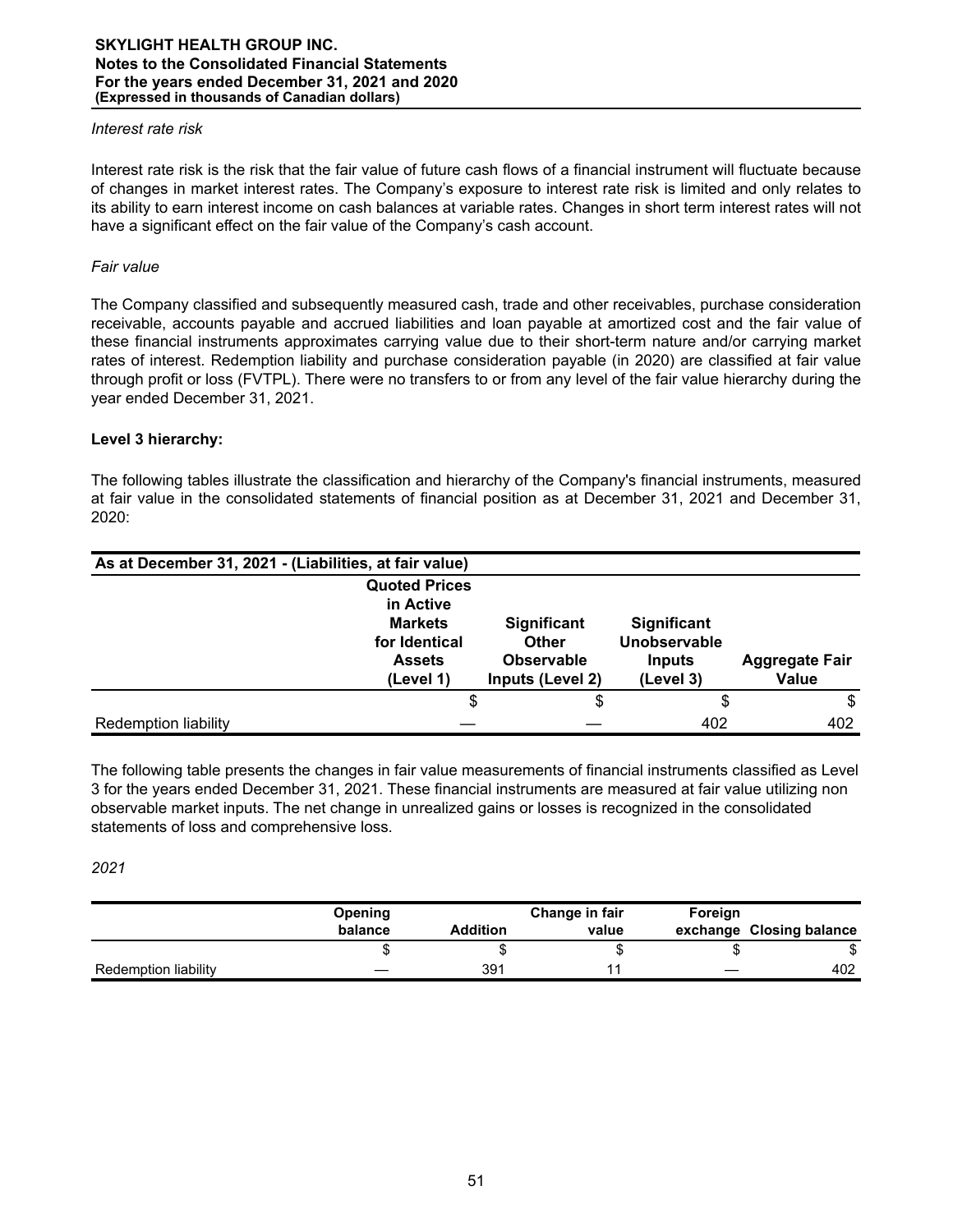*Interest rate risk*

Interest rate risk is the risk that the fair value of future cash flows of a financial instrument will fluctuate because of changes in market interest rates. The Company's exposure to interest rate risk is limited and only relates to its ability to earn interest income on cash balances at variable rates. Changes in short term interest rates will not have a significant effect on the fair value of the Company's cash account.

*Fair value*

The Company classified and subsequently measured cash, trade and other receivables, purchase consideration receivable, accounts payable and accrued liabilities and loan payable at amortized cost and the fair value of these financial instruments approximates carrying value due to their short-term nature and/or carrying market rates of interest. Redemption liability and purchase consideration payable (in 2020) are classified at fair value through profit or loss (FVTPL). There were no transfers to or from any level of the fair value hierarchy during the year ended December 31, 2021.

**Level 3 hierarchy:**

The following tables illustrate the classification and hierarchy of the Company's financial instruments, measured at fair value in the consolidated statements of financial position as at December 31, 2021 and December 31, 2020:

| As at December 31, 2021 - (Liabilities, at fair value) | Quoted Prices in Active Markets for Identical Assets (Level 1) | Significant Other Observable Inputs (Level 2) | Significant Unobservable Inputs (Level 3) | Aggregate Fair Value |
|---|---|---|---|---|
| | $ | $ | $ | $ |
| Redemption liability | — | — | 402 | 402 |

The following table presents the changes in fair value measurements of financial instruments classified as Level 3 for the years ended December 31, 2021. These financial instruments are measured at fair value utilizing non observable market inputs. The net change in unrealized gains or losses is recognized in the consolidated statements of loss and comprehensive loss.

*2021*

| | Opening balance | Addition | Change in fair value | Foreign exchange | Closing balance |
|---|---|---|---|---|---|
| | $ | $ | $ | $ | $ |
| Redemption liability | — | 391 | 11 | — | 402 |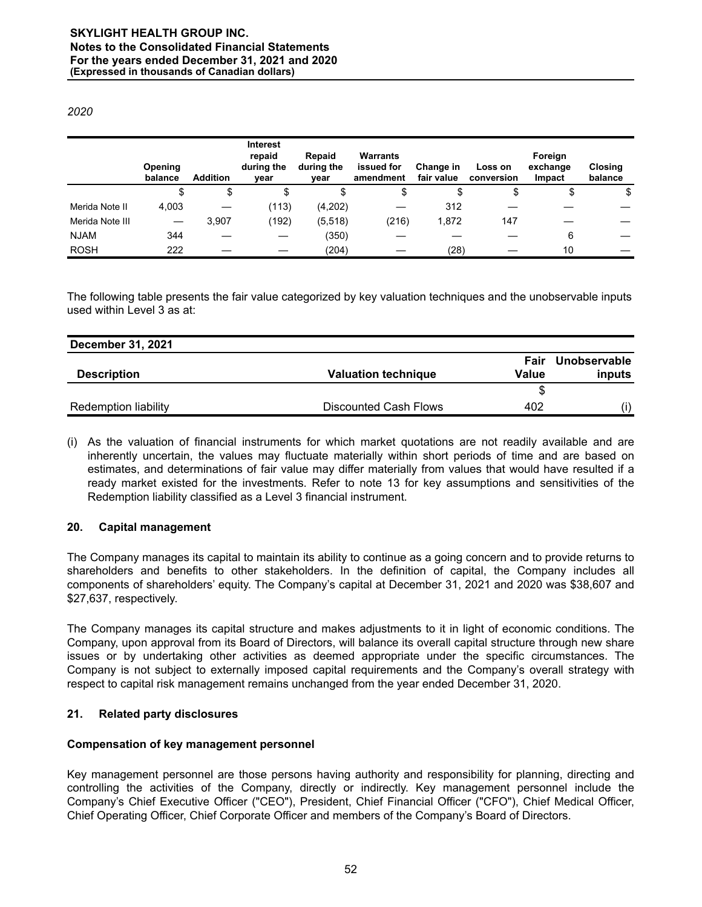*2020*

| | Opening balance | Addition | Interest repaid during the year | Repaid during the year | Warrants issued for amendment | Change in fair value | Loss on conversion | Foreign exchange Impact | Closing balance |
|---|---|---|---|---|---|---|---|---|---|
| | $ | $ | $ | $ | $ | $ | $ | $ | $ |
| Merida Note II | 4,003 | — | (113) | (4,202) | — | 312 | — | — | — |
| Merida Note III | — | 3,907 | (192) | (5,518) | (216) | 1,872 | 147 | — | — |
| NJAM | 344 | — | — | (350) | — | — | — | 6 | — |
| ROSH | 222 | — | — | (204) | — | (28) | — | 10 | — |

The following table presents the fair value categorized by key valuation techniques and the unobservable inputs used within Level 3 as at:

| December 31, 2021 | | | |
|---|---|---|---|
| **Description** | **Valuation technique** | **Fair Value** | **Unobservable inputs** |
| | | $ | |
| Redemption liability | Discounted Cash Flows | 402 | (i) |

(i) As the valuation of financial instruments for which market quotations are not readily available and are inherently uncertain, the values may fluctuate materially within short periods of time and are based on estimates, and determinations of fair value may differ materially from values that would have resulted if a ready market existed for the investments. Refer to note 13 for key assumptions and sensitivities of the Redemption liability classified as a Level 3 financial instrument.

## 20. Capital management

The Company manages its capital to maintain its ability to continue as a going concern and to provide returns to shareholders and benefits to other stakeholders. In the definition of capital, the Company includes all components of shareholders' equity. The Company's capital at December 31, 2021 and 2020 was $38,607 and $27,637, respectively.

The Company manages its capital structure and makes adjustments to it in light of economic conditions. The Company, upon approval from its Board of Directors, will balance its overall capital structure through new share issues or by undertaking other activities as deemed appropriate under the specific circumstances. The Company is not subject to externally imposed capital requirements and the Company's overall strategy with respect to capital risk management remains unchanged from the year ended December 31, 2020.

## 21. Related party disclosures

### Compensation of key management personnel

Key management personnel are those persons having authority and responsibility for planning, directing and controlling the activities of the Company, directly or indirectly. Key management personnel include the Company's Chief Executive Officer ("CEO"), President, Chief Financial Officer ("CFO"), Chief Medical Officer, Chief Operating Officer, Chief Corporate Officer and members of the Company's Board of Directors.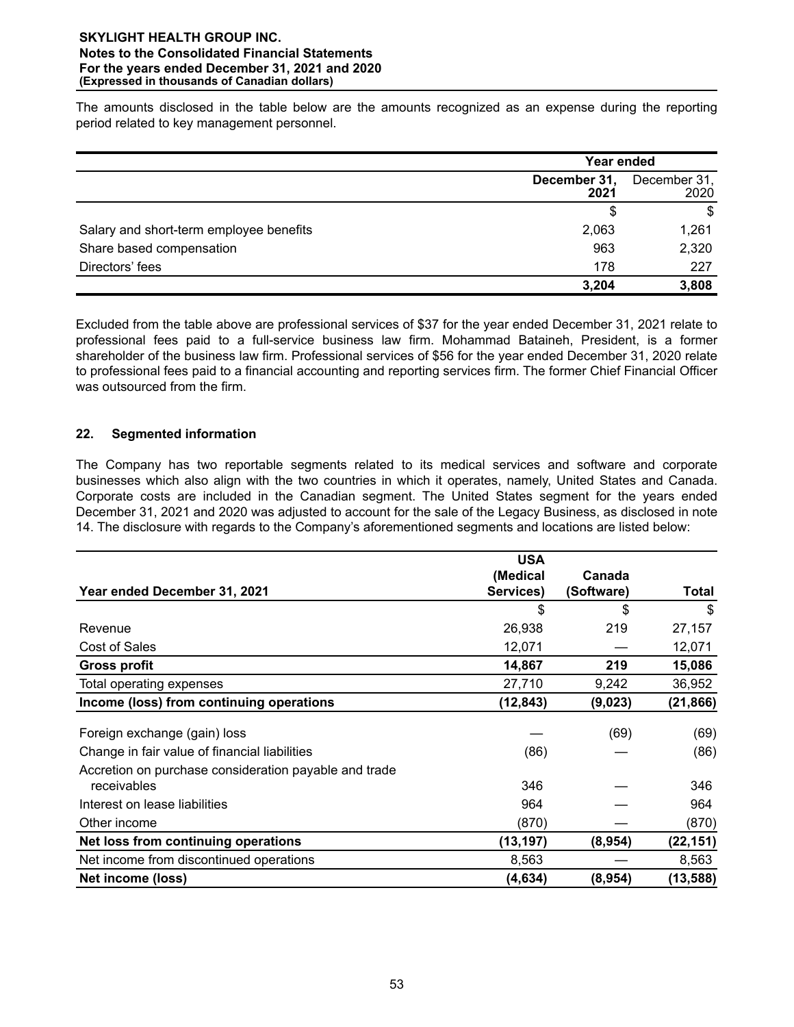The amounts disclosed in the table below are the amounts recognized as an expense during the reporting period related to key management personnel.

| | Year ended | |
|---|---|---|
| | **December 31, 2021** | December 31, 2020 |
| | $ | $ |
| Salary and short-term employee benefits | 2,063 | 1,261 |
| Share based compensation | 963 | 2,320 |
| Directors' fees | 178 | 227 |
| | **3,204** | **3,808** |

Excluded from the table above are professional services of $37 for the year ended December 31, 2021 relate to professional fees paid to a full-service business law firm. Mohammad Bataineh, President, is a former shareholder of the business law firm. Professional services of $56 for the year ended December 31, 2020 relate to professional fees paid to a financial accounting and reporting services firm. The former Chief Financial Officer was outsourced from the firm.

## 22. Segmented information

The Company has two reportable segments related to its medical services and software and corporate businesses which also align with the two countries in which it operates, namely, United States and Canada. Corporate costs are included in the Canadian segment. The United States segment for the years ended December 31, 2021 and 2020 was adjusted to account for the sale of the Legacy Business, as disclosed in note 14. The disclosure with regards to the Company's aforementioned segments and locations are listed below:

| Year ended December 31, 2021 | USA (Medical Services) | Canada (Software) | Total |
|---|---|---|---|
| | $ | $ | $ |
| Revenue | 26,938 | 219 | 27,157 |
| Cost of Sales | 12,071 | — | 12,071 |
| **Gross profit** | **14,867** | **219** | **15,086** |
| Total operating expenses | 27,710 | 9,242 | 36,952 |
| **Income (loss) from continuing operations** | **(12,843)** | **(9,023)** | **(21,866)** |
| Foreign exchange (gain) loss | — | (69) | (69) |
| Change in fair value of financial liabilities | (86) | — | (86) |
| Accretion on purchase consideration payable and trade receivables | 346 | — | 346 |
| Interest on lease liabilities | 964 | — | 964 |
| Other income | (870) | — | (870) |
| **Net loss from continuing operations** | **(13,197)** | **(8,954)** | **(22,151)** |
| Net income from discontinued operations | 8,563 | — | 8,563 |
| **Net income (loss)** | **(4,634)** | **(8,954)** | **(13,588)** |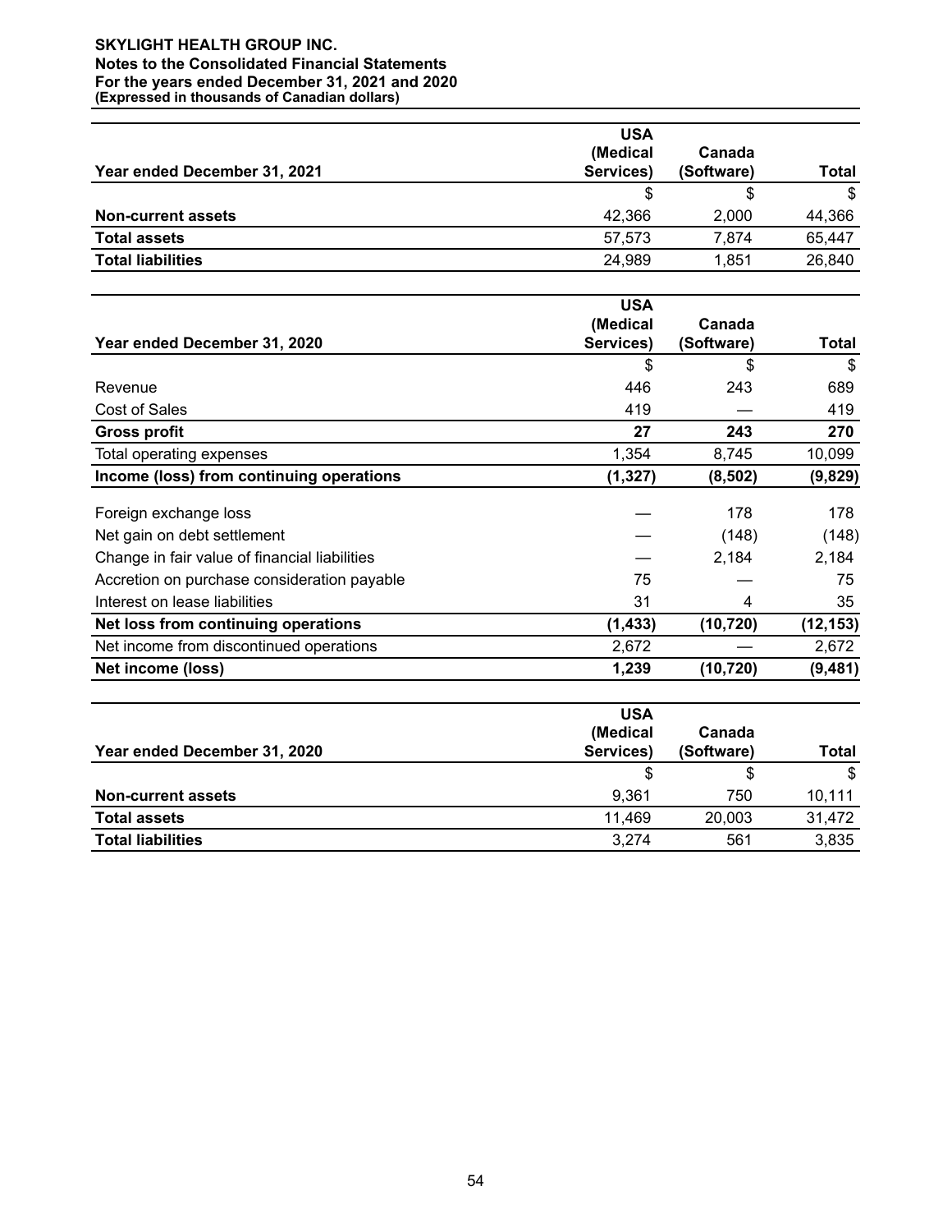**SKYLIGHT HEALTH GROUP INC.**
**Notes to the Consolidated Financial Statements**
**For the years ended December 31, 2021 and 2020**
**(Expressed in thousands of Canadian dollars)**

| Year ended December 31, 2021 | USA (Medical Services) | Canada (Software) | Total |
|---|---|---|---|
| | $ | $ | $ |
| **Non-current assets** | 42,366 | 2,000 | 44,366 |
| **Total assets** | 57,573 | 7,874 | 65,447 |
| **Total liabilities** | 24,989 | 1,851 | 26,840 |

| Year ended December 31, 2020 | USA (Medical Services) | Canada (Software) | Total |
|---|---|---|---|
| | $ | $ | $ |
| Revenue | 446 | 243 | 689 |
| Cost of Sales | 419 | — | 419 |
| **Gross profit** | **27** | **243** | **270** |
| Total operating expenses | 1,354 | 8,745 | 10,099 |
| **Income (loss) from continuing operations** | **(1,327)** | **(8,502)** | **(9,829)** |
| Foreign exchange loss | — | 178 | 178 |
| Net gain on debt settlement | — | (148) | (148) |
| Change in fair value of financial liabilities | — | 2,184 | 2,184 |
| Accretion on purchase consideration payable | 75 | — | 75 |
| Interest on lease liabilities | 31 | 4 | 35 |
| **Net loss from continuing operations** | **(1,433)** | **(10,720)** | **(12,153)** |
| Net income from discontinued operations | 2,672 | — | 2,672 |
| **Net income (loss)** | **1,239** | **(10,720)** | **(9,481)** |

| Year ended December 31, 2020 | USA (Medical Services) | Canada (Software) | Total |
|---|---|---|---|
| | $ | $ | $ |
| **Non-current assets** | 9,361 | 750 | 10,111 |
| **Total assets** | 11,469 | 20,003 | 31,472 |
| **Total liabilities** | 3,274 | 561 | 3,835 |